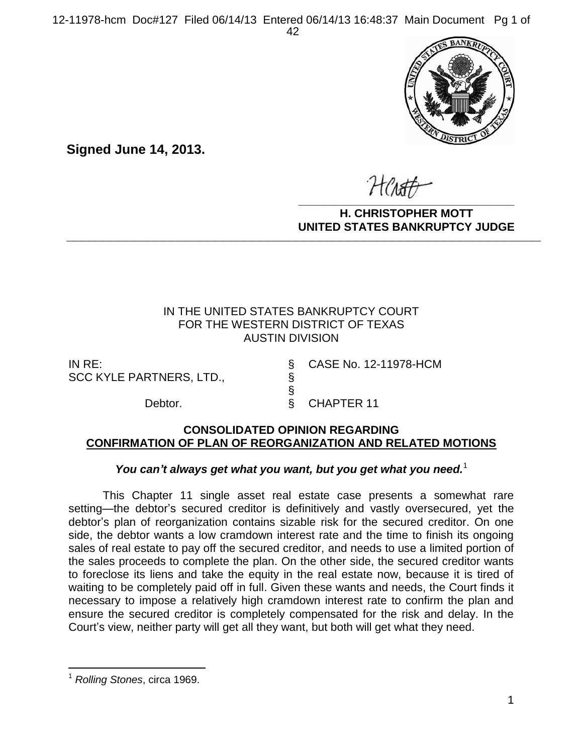**Signed June 14, 2013.**

**H. CHRISTOPHER MOTT**
**UNITED STATES BANKRUPTCY JUDGE**

IN THE UNITED STATES BANKRUPTCY COURT
FOR THE WESTERN DISTRICT OF TEXAS
AUSTIN DIVISION

| | | |
|---|---|---|
| IN RE: | § | CASE No. 12-11978-HCM |
| SCC KYLE PARTNERS, LTD., | § | |
| | § | |
| Debtor. | § | CHAPTER 11 |

**CONSOLIDATED OPINION REGARDING**
**CONFIRMATION OF PLAN OF REORGANIZATION AND RELATED MOTIONS**

***You can't always get what you want, but you get what you need.***[1]

This Chapter 11 single asset real estate case presents a somewhat rare setting—the debtor's secured creditor is definitively and vastly oversecured, yet the debtor's plan of reorganization contains sizable risk for the secured creditor. On one side, the debtor wants a low cramdown interest rate and the time to finish its ongoing sales of real estate to pay off the secured creditor, and needs to use a limited portion of the sales proceeds to complete the plan. On the other side, the secured creditor wants to foreclose its liens and take the equity in the real estate now, because it is tired of waiting to be completely paid off in full. Given these wants and needs, the Court finds it necessary to impose a relatively high cramdown interest rate to confirm the plan and ensure the secured creditor is completely compensated for the risk and delay. In the Court's view, neither party will get all they want, but both will get what they need.

[1] *Rolling Stones*, circa 1969.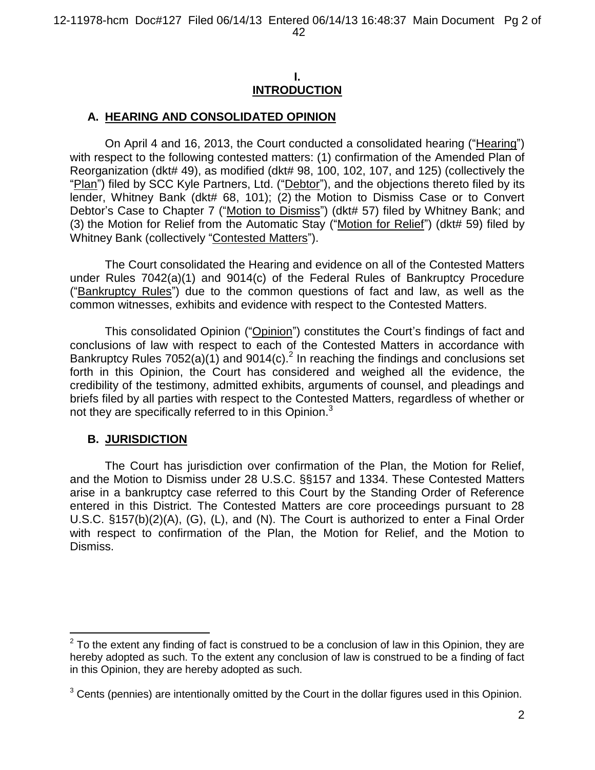# I.
# INTRODUCTION

## A. HEARING AND CONSOLIDATED OPINION

On April 4 and 16, 2013, the Court conducted a consolidated hearing ("Hearing") with respect to the following contested matters: (1) confirmation of the Amended Plan of Reorganization (dkt# 49), as modified (dkt# 98, 100, 102, 107, and 125) (collectively the "Plan") filed by SCC Kyle Partners, Ltd. ("Debtor"), and the objections thereto filed by its lender, Whitney Bank (dkt# 68, 101); (2) the Motion to Dismiss Case or to Convert Debtor's Case to Chapter 7 ("Motion to Dismiss") (dkt# 57) filed by Whitney Bank; and (3) the Motion for Relief from the Automatic Stay ("Motion for Relief") (dkt# 59) filed by Whitney Bank (collectively "Contested Matters").

The Court consolidated the Hearing and evidence on all of the Contested Matters under Rules 7042(a)(1) and 9014(c) of the Federal Rules of Bankruptcy Procedure ("Bankruptcy Rules") due to the common questions of fact and law, as well as the common witnesses, exhibits and evidence with respect to the Contested Matters.

This consolidated Opinion ("Opinion") constitutes the Court's findings of fact and conclusions of law with respect to each of the Contested Matters in accordance with Bankruptcy Rules 7052(a)(1) and 9014(c).[2] In reaching the findings and conclusions set forth in this Opinion, the Court has considered and weighed all the evidence, the credibility of the testimony, admitted exhibits, arguments of counsel, and pleadings and briefs filed by all parties with respect to the Contested Matters, regardless of whether or not they are specifically referred to in this Opinion.[3]

## B. JURISDICTION

The Court has jurisdiction over confirmation of the Plan, the Motion for Relief, and the Motion to Dismiss under 28 U.S.C. §§157 and 1334. These Contested Matters arise in a bankruptcy case referred to this Court by the Standing Order of Reference entered in this District. The Contested Matters are core proceedings pursuant to 28 U.S.C. §157(b)(2)(A), (G), (L), and (N). The Court is authorized to enter a Final Order with respect to confirmation of the Plan, the Motion for Relief, and the Motion to Dismiss.

---

[2] To the extent any finding of fact is construed to be a conclusion of law in this Opinion, they are hereby adopted as such. To the extent any conclusion of law is construed to be a finding of fact in this Opinion, they are hereby adopted as such.

[3] Cents (pennies) are intentionally omitted by the Court in the dollar figures used in this Opinion.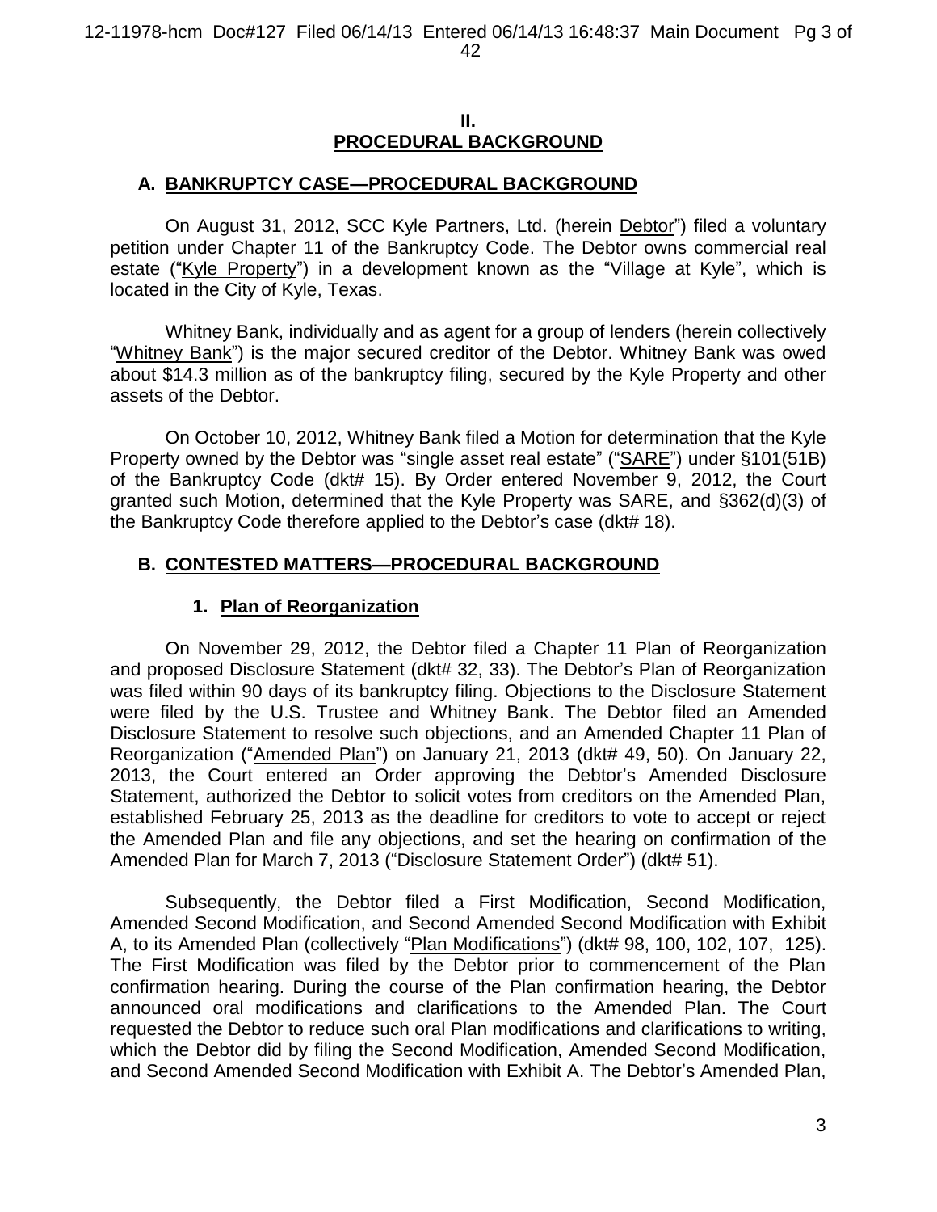## II.
## PROCEDURAL BACKGROUND

### A. BANKRUPTCY CASE—PROCEDURAL BACKGROUND

On August 31, 2012, SCC Kyle Partners, Ltd. (herein Debtor") filed a voluntary petition under Chapter 11 of the Bankruptcy Code. The Debtor owns commercial real estate ("Kyle Property") in a development known as the "Village at Kyle", which is located in the City of Kyle, Texas.

Whitney Bank, individually and as agent for a group of lenders (herein collectively "Whitney Bank") is the major secured creditor of the Debtor. Whitney Bank was owed about $14.3 million as of the bankruptcy filing, secured by the Kyle Property and other assets of the Debtor.

On October 10, 2012, Whitney Bank filed a Motion for determination that the Kyle Property owned by the Debtor was "single asset real estate" ("SARE") under §101(51B) of the Bankruptcy Code (dkt# 15). By Order entered November 9, 2012, the Court granted such Motion, determined that the Kyle Property was SARE, and §362(d)(3) of the Bankruptcy Code therefore applied to the Debtor's case (dkt# 18).

### B. CONTESTED MATTERS—PROCEDURAL BACKGROUND

#### 1. Plan of Reorganization

On November 29, 2012, the Debtor filed a Chapter 11 Plan of Reorganization and proposed Disclosure Statement (dkt# 32, 33). The Debtor's Plan of Reorganization was filed within 90 days of its bankruptcy filing. Objections to the Disclosure Statement were filed by the U.S. Trustee and Whitney Bank. The Debtor filed an Amended Disclosure Statement to resolve such objections, and an Amended Chapter 11 Plan of Reorganization ("Amended Plan") on January 21, 2013 (dkt# 49, 50). On January 22, 2013, the Court entered an Order approving the Debtor's Amended Disclosure Statement, authorized the Debtor to solicit votes from creditors on the Amended Plan, established February 25, 2013 as the deadline for creditors to vote to accept or reject the Amended Plan and file any objections, and set the hearing on confirmation of the Amended Plan for March 7, 2013 ("Disclosure Statement Order") (dkt# 51).

Subsequently, the Debtor filed a First Modification, Second Modification, Amended Second Modification, and Second Amended Second Modification with Exhibit A, to its Amended Plan (collectively "Plan Modifications") (dkt# 98, 100, 102, 107, 125). The First Modification was filed by the Debtor prior to commencement of the Plan confirmation hearing. During the course of the Plan confirmation hearing, the Debtor announced oral modifications and clarifications to the Amended Plan. The Court requested the Debtor to reduce such oral Plan modifications and clarifications to writing, which the Debtor did by filing the Second Modification, Amended Second Modification, and Second Amended Second Modification with Exhibit A. The Debtor's Amended Plan,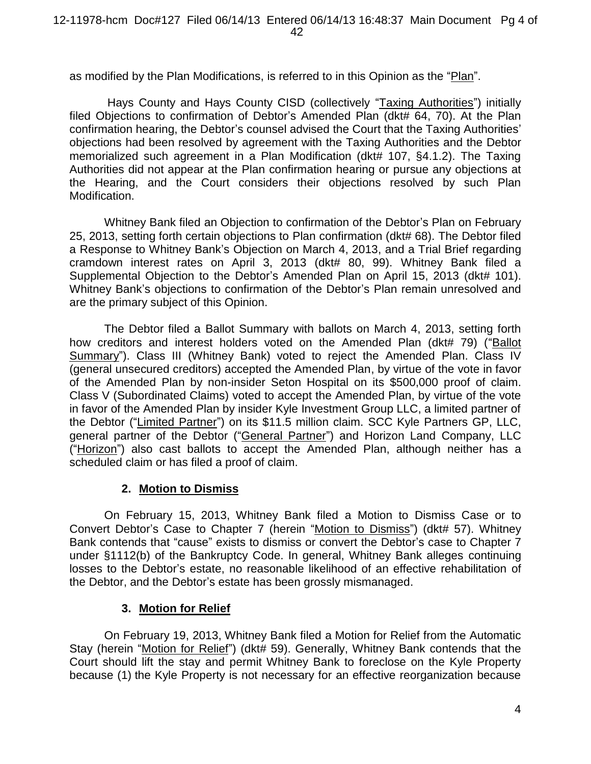as modified by the Plan Modifications, is referred to in this Opinion as the "Plan".

Hays County and Hays County CISD (collectively "Taxing Authorities") initially filed Objections to confirmation of Debtor's Amended Plan (dkt# 64, 70). At the Plan confirmation hearing, the Debtor's counsel advised the Court that the Taxing Authorities' objections had been resolved by agreement with the Taxing Authorities and the Debtor memorialized such agreement in a Plan Modification (dkt# 107, §4.1.2). The Taxing Authorities did not appear at the Plan confirmation hearing or pursue any objections at the Hearing, and the Court considers their objections resolved by such Plan Modification.

Whitney Bank filed an Objection to confirmation of the Debtor's Plan on February 25, 2013, setting forth certain objections to Plan confirmation (dkt# 68). The Debtor filed a Response to Whitney Bank's Objection on March 4, 2013, and a Trial Brief regarding cramdown interest rates on April 3, 2013 (dkt# 80, 99). Whitney Bank filed a Supplemental Objection to the Debtor's Amended Plan on April 15, 2013 (dkt# 101). Whitney Bank's objections to confirmation of the Debtor's Plan remain unresolved and are the primary subject of this Opinion.

The Debtor filed a Ballot Summary with ballots on March 4, 2013, setting forth how creditors and interest holders voted on the Amended Plan (dkt# 79) ("Ballot Summary"). Class III (Whitney Bank) voted to reject the Amended Plan. Class IV (general unsecured creditors) accepted the Amended Plan, by virtue of the vote in favor of the Amended Plan by non-insider Seton Hospital on its $500,000 proof of claim. Class V (Subordinated Claims) voted to accept the Amended Plan, by virtue of the vote in favor of the Amended Plan by insider Kyle Investment Group LLC, a limited partner of the Debtor ("Limited Partner") on its $11.5 million claim. SCC Kyle Partners GP, LLC, general partner of the Debtor ("General Partner") and Horizon Land Company, LLC ("Horizon") also cast ballots to accept the Amended Plan, although neither has a scheduled claim or has filed a proof of claim.

### 2. Motion to Dismiss

On February 15, 2013, Whitney Bank filed a Motion to Dismiss Case or to Convert Debtor's Case to Chapter 7 (herein "Motion to Dismiss") (dkt# 57). Whitney Bank contends that "cause" exists to dismiss or convert the Debtor's case to Chapter 7 under §1112(b) of the Bankruptcy Code. In general, Whitney Bank alleges continuing losses to the Debtor's estate, no reasonable likelihood of an effective rehabilitation of the Debtor, and the Debtor's estate has been grossly mismanaged.

### 3. Motion for Relief

On February 19, 2013, Whitney Bank filed a Motion for Relief from the Automatic Stay (herein "Motion for Relief") (dkt# 59). Generally, Whitney Bank contends that the Court should lift the stay and permit Whitney Bank to foreclose on the Kyle Property because (1) the Kyle Property is not necessary for an effective reorganization because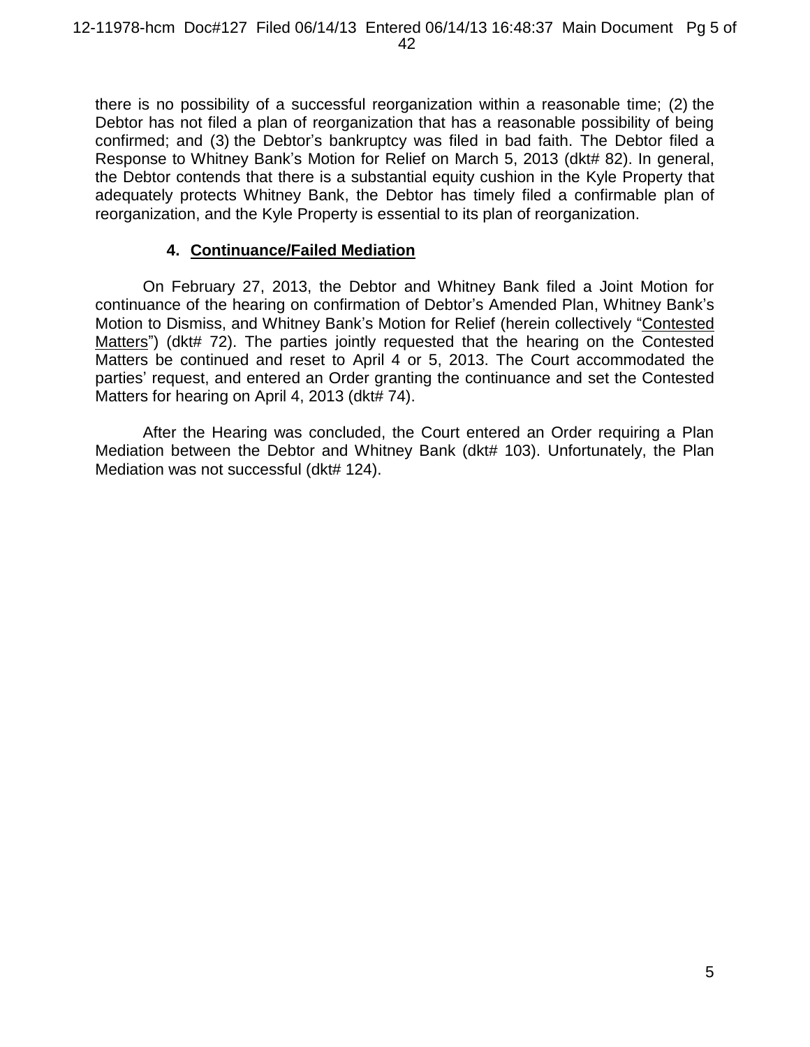there is no possibility of a successful reorganization within a reasonable time; (2) the Debtor has not filed a plan of reorganization that has a reasonable possibility of being confirmed; and (3) the Debtor's bankruptcy was filed in bad faith. The Debtor filed a Response to Whitney Bank's Motion for Relief on March 5, 2013 (dkt# 82). In general, the Debtor contends that there is a substantial equity cushion in the Kyle Property that adequately protects Whitney Bank, the Debtor has timely filed a confirmable plan of reorganization, and the Kyle Property is essential to its plan of reorganization.

### 4. Continuance/Failed Mediation

On February 27, 2013, the Debtor and Whitney Bank filed a Joint Motion for continuance of the hearing on confirmation of Debtor's Amended Plan, Whitney Bank's Motion to Dismiss, and Whitney Bank's Motion for Relief (herein collectively "Contested Matters") (dkt# 72). The parties jointly requested that the hearing on the Contested Matters be continued and reset to April 4 or 5, 2013. The Court accommodated the parties' request, and entered an Order granting the continuance and set the Contested Matters for hearing on April 4, 2013 (dkt# 74).

After the Hearing was concluded, the Court entered an Order requiring a Plan Mediation between the Debtor and Whitney Bank (dkt# 103). Unfortunately, the Plan Mediation was not successful (dkt# 124).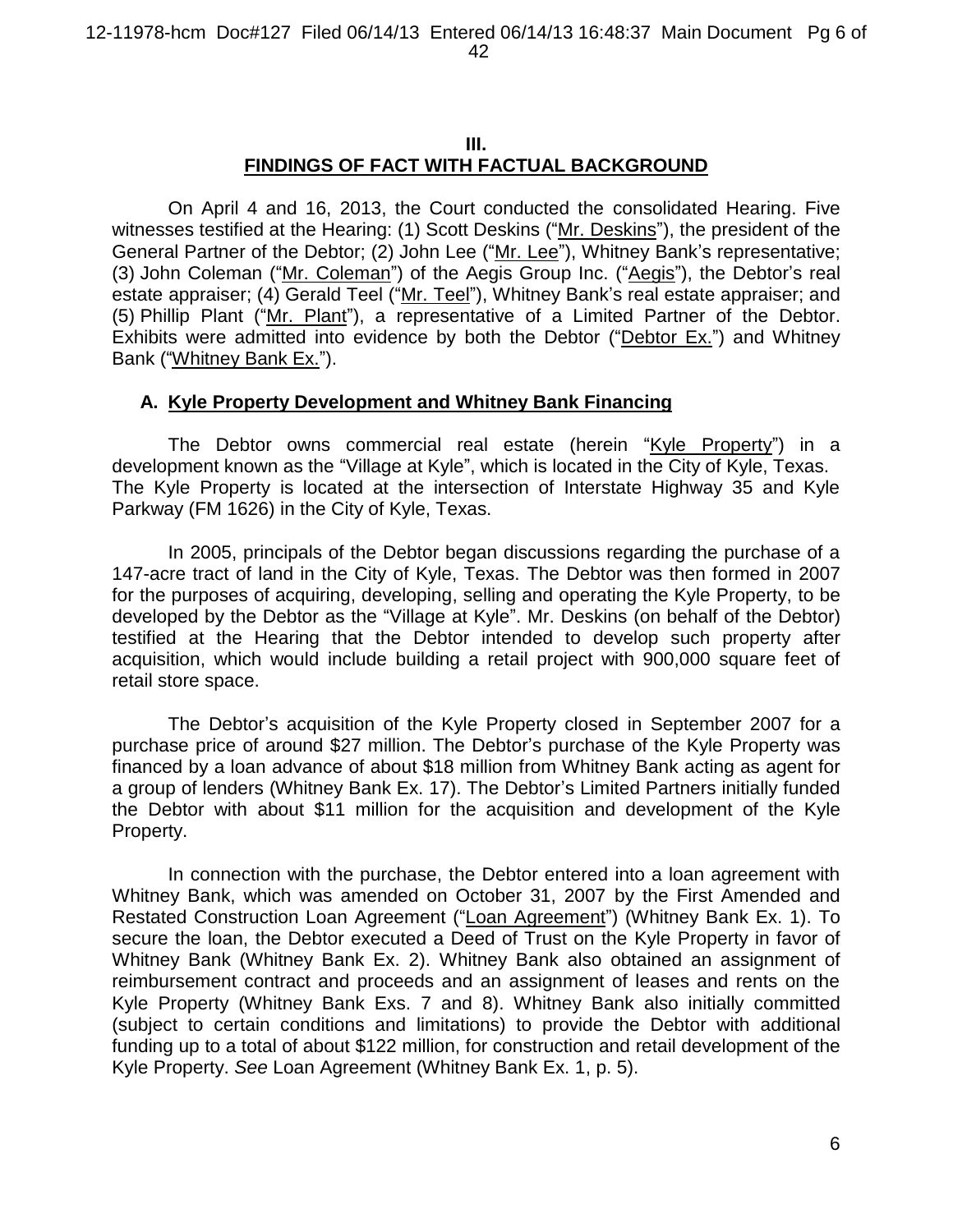## III.
## FINDINGS OF FACT WITH FACTUAL BACKGROUND

On April 4 and 16, 2013, the Court conducted the consolidated Hearing. Five witnesses testified at the Hearing: (1) Scott Deskins ("Mr. Deskins"), the president of the General Partner of the Debtor; (2) John Lee ("Mr. Lee"), Whitney Bank's representative; (3) John Coleman ("Mr. Coleman") of the Aegis Group Inc. ("Aegis"), the Debtor's real estate appraiser; (4) Gerald Teel ("Mr. Teel"), Whitney Bank's real estate appraiser; and (5) Phillip Plant ("Mr. Plant"), a representative of a Limited Partner of the Debtor. Exhibits were admitted into evidence by both the Debtor ("Debtor Ex.") and Whitney Bank ("Whitney Bank Ex.").

### A. Kyle Property Development and Whitney Bank Financing

The Debtor owns commercial real estate (herein "Kyle Property") in a development known as the "Village at Kyle", which is located in the City of Kyle, Texas. The Kyle Property is located at the intersection of Interstate Highway 35 and Kyle Parkway (FM 1626) in the City of Kyle, Texas.

In 2005, principals of the Debtor began discussions regarding the purchase of a 147-acre tract of land in the City of Kyle, Texas. The Debtor was then formed in 2007 for the purposes of acquiring, developing, selling and operating the Kyle Property, to be developed by the Debtor as the "Village at Kyle". Mr. Deskins (on behalf of the Debtor) testified at the Hearing that the Debtor intended to develop such property after acquisition, which would include building a retail project with 900,000 square feet of retail store space.

The Debtor's acquisition of the Kyle Property closed in September 2007 for a purchase price of around \$27 million. The Debtor's purchase of the Kyle Property was financed by a loan advance of about \$18 million from Whitney Bank acting as agent for a group of lenders (Whitney Bank Ex. 17). The Debtor's Limited Partners initially funded the Debtor with about \$11 million for the acquisition and development of the Kyle Property.

In connection with the purchase, the Debtor entered into a loan agreement with Whitney Bank, which was amended on October 31, 2007 by the First Amended and Restated Construction Loan Agreement ("Loan Agreement") (Whitney Bank Ex. 1). To secure the loan, the Debtor executed a Deed of Trust on the Kyle Property in favor of Whitney Bank (Whitney Bank Ex. 2). Whitney Bank also obtained an assignment of reimbursement contract and proceeds and an assignment of leases and rents on the Kyle Property (Whitney Bank Exs. 7 and 8). Whitney Bank also initially committed (subject to certain conditions and limitations) to provide the Debtor with additional funding up to a total of about \$122 million, for construction and retail development of the Kyle Property. *See* Loan Agreement (Whitney Bank Ex. 1, p. 5).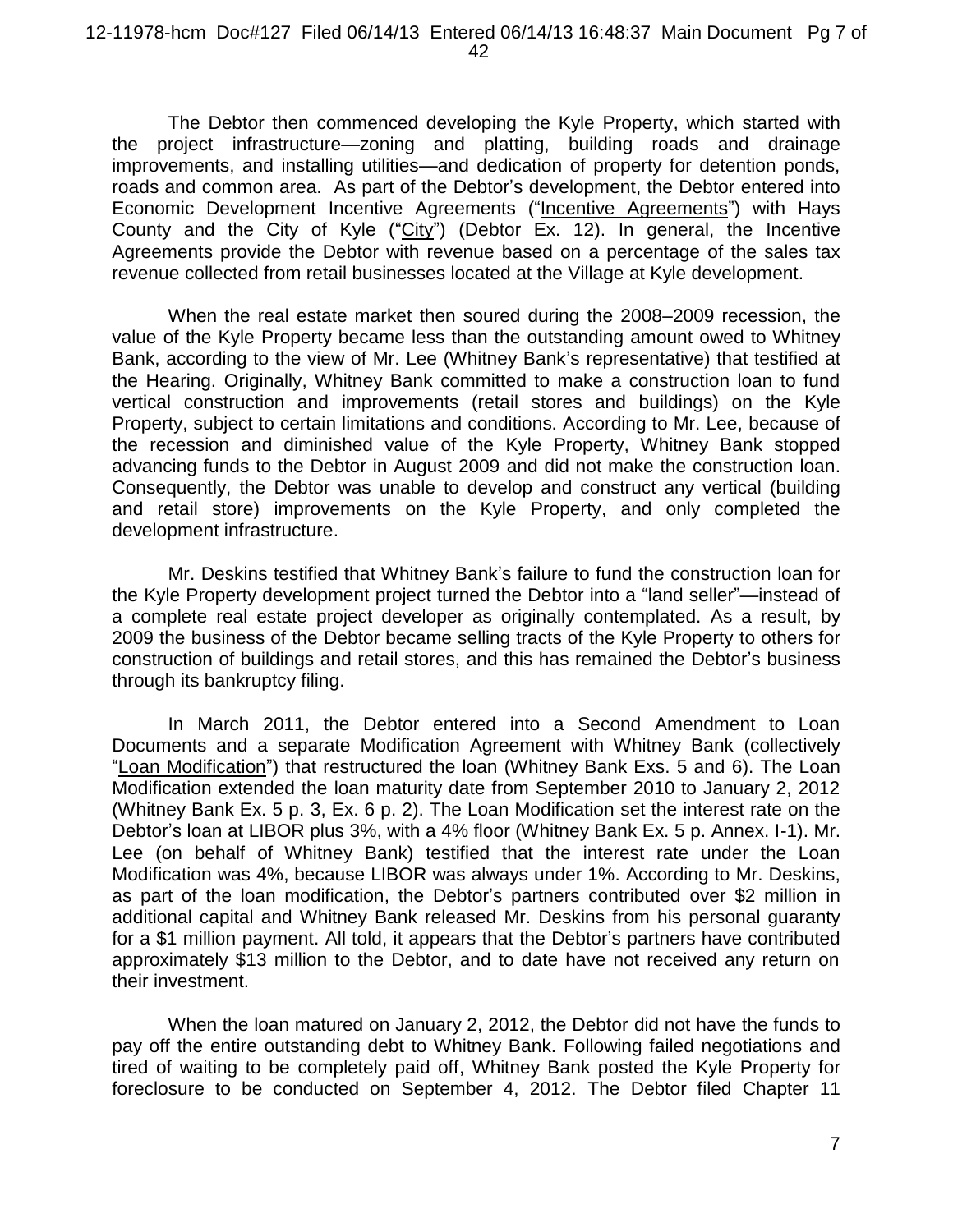The Debtor then commenced developing the Kyle Property, which started with the project infrastructure—zoning and platting, building roads and drainage improvements, and installing utilities—and dedication of property for detention ponds, roads and common area. As part of the Debtor's development, the Debtor entered into Economic Development Incentive Agreements ("Incentive Agreements") with Hays County and the City of Kyle ("City") (Debtor Ex. 12). In general, the Incentive Agreements provide the Debtor with revenue based on a percentage of the sales tax revenue collected from retail businesses located at the Village at Kyle development.

When the real estate market then soured during the 2008–2009 recession, the value of the Kyle Property became less than the outstanding amount owed to Whitney Bank, according to the view of Mr. Lee (Whitney Bank's representative) that testified at the Hearing. Originally, Whitney Bank committed to make a construction loan to fund vertical construction and improvements (retail stores and buildings) on the Kyle Property, subject to certain limitations and conditions. According to Mr. Lee, because of the recession and diminished value of the Kyle Property, Whitney Bank stopped advancing funds to the Debtor in August 2009 and did not make the construction loan. Consequently, the Debtor was unable to develop and construct any vertical (building and retail store) improvements on the Kyle Property, and only completed the development infrastructure.

Mr. Deskins testified that Whitney Bank's failure to fund the construction loan for the Kyle Property development project turned the Debtor into a "land seller"—instead of a complete real estate project developer as originally contemplated. As a result, by 2009 the business of the Debtor became selling tracts of the Kyle Property to others for construction of buildings and retail stores, and this has remained the Debtor's business through its bankruptcy filing.

In March 2011, the Debtor entered into a Second Amendment to Loan Documents and a separate Modification Agreement with Whitney Bank (collectively "Loan Modification") that restructured the loan (Whitney Bank Exs. 5 and 6). The Loan Modification extended the loan maturity date from September 2010 to January 2, 2012 (Whitney Bank Ex. 5 p. 3, Ex. 6 p. 2). The Loan Modification set the interest rate on the Debtor's loan at LIBOR plus 3%, with a 4% floor (Whitney Bank Ex. 5 p. Annex. I-1). Mr. Lee (on behalf of Whitney Bank) testified that the interest rate under the Loan Modification was 4%, because LIBOR was always under 1%. According to Mr. Deskins, as part of the loan modification, the Debtor's partners contributed over $2 million in additional capital and Whitney Bank released Mr. Deskins from his personal guaranty for a $1 million payment. All told, it appears that the Debtor's partners have contributed approximately $13 million to the Debtor, and to date have not received any return on their investment.

When the loan matured on January 2, 2012, the Debtor did not have the funds to pay off the entire outstanding debt to Whitney Bank. Following failed negotiations and tired of waiting to be completely paid off, Whitney Bank posted the Kyle Property for foreclosure to be conducted on September 4, 2012. The Debtor filed Chapter 11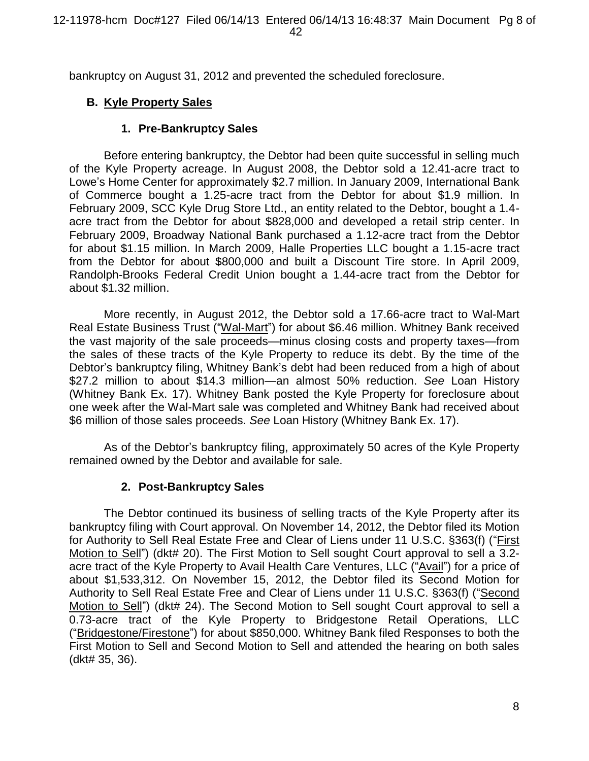bankruptcy on August 31, 2012 and prevented the scheduled foreclosure.

## B. Kyle Property Sales

### 1. Pre-Bankruptcy Sales

Before entering bankruptcy, the Debtor had been quite successful in selling much of the Kyle Property acreage. In August 2008, the Debtor sold a 12.41-acre tract to Lowe's Home Center for approximately $2.7 million. In January 2009, International Bank of Commerce bought a 1.25-acre tract from the Debtor for about $1.9 million. In February 2009, SCC Kyle Drug Store Ltd., an entity related to the Debtor, bought a 1.4-acre tract from the Debtor for about $828,000 and developed a retail strip center. In February 2009, Broadway National Bank purchased a 1.12-acre tract from the Debtor for about $1.15 million. In March 2009, Halle Properties LLC bought a 1.15-acre tract from the Debtor for about $800,000 and built a Discount Tire store. In April 2009, Randolph-Brooks Federal Credit Union bought a 1.44-acre tract from the Debtor for about $1.32 million.

More recently, in August 2012, the Debtor sold a 17.66-acre tract to Wal-Mart Real Estate Business Trust ("Wal-Mart") for about $6.46 million. Whitney Bank received the vast majority of the sale proceeds—minus closing costs and property taxes—from the sales of these tracts of the Kyle Property to reduce its debt. By the time of the Debtor's bankruptcy filing, Whitney Bank's debt had been reduced from a high of about $27.2 million to about $14.3 million—an almost 50% reduction. *See* Loan History (Whitney Bank Ex. 17). Whitney Bank posted the Kyle Property for foreclosure about one week after the Wal-Mart sale was completed and Whitney Bank had received about $6 million of those sales proceeds. *See* Loan History (Whitney Bank Ex. 17).

As of the Debtor's bankruptcy filing, approximately 50 acres of the Kyle Property remained owned by the Debtor and available for sale.

### 2. Post-Bankruptcy Sales

The Debtor continued its business of selling tracts of the Kyle Property after its bankruptcy filing with Court approval. On November 14, 2012, the Debtor filed its Motion for Authority to Sell Real Estate Free and Clear of Liens under 11 U.S.C. §363(f) ("First Motion to Sell") (dkt# 20). The First Motion to Sell sought Court approval to sell a 3.2-acre tract of the Kyle Property to Avail Health Care Ventures, LLC ("Avail") for a price of about $1,533,312. On November 15, 2012, the Debtor filed its Second Motion for Authority to Sell Real Estate Free and Clear of Liens under 11 U.S.C. §363(f) ("Second Motion to Sell") (dkt# 24). The Second Motion to Sell sought Court approval to sell a 0.73-acre tract of the Kyle Property to Bridgestone Retail Operations, LLC ("Bridgestone/Firestone") for about $850,000. Whitney Bank filed Responses to both the First Motion to Sell and Second Motion to Sell and attended the hearing on both sales (dkt# 35, 36).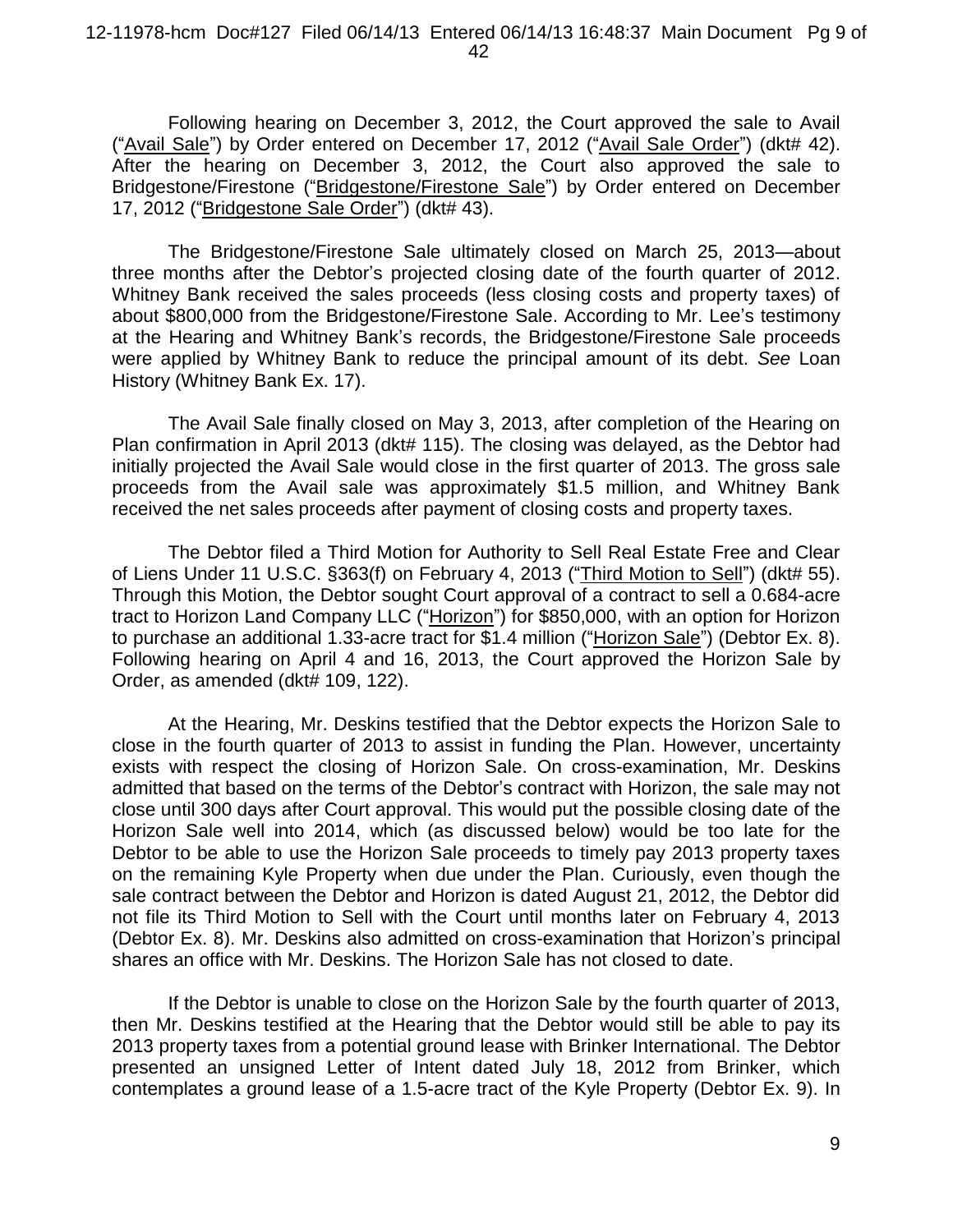Following hearing on December 3, 2012, the Court approved the sale to Avail ("Avail Sale") by Order entered on December 17, 2012 ("Avail Sale Order") (dkt# 42). After the hearing on December 3, 2012, the Court also approved the sale to Bridgestone/Firestone ("Bridgestone/Firestone Sale") by Order entered on December 17, 2012 ("Bridgestone Sale Order") (dkt# 43).

The Bridgestone/Firestone Sale ultimately closed on March 25, 2013—about three months after the Debtor's projected closing date of the fourth quarter of 2012. Whitney Bank received the sales proceeds (less closing costs and property taxes) of about $800,000 from the Bridgestone/Firestone Sale. According to Mr. Lee's testimony at the Hearing and Whitney Bank's records, the Bridgestone/Firestone Sale proceeds were applied by Whitney Bank to reduce the principal amount of its debt. *See* Loan History (Whitney Bank Ex. 17).

The Avail Sale finally closed on May 3, 2013, after completion of the Hearing on Plan confirmation in April 2013 (dkt# 115). The closing was delayed, as the Debtor had initially projected the Avail Sale would close in the first quarter of 2013. The gross sale proceeds from the Avail sale was approximately $1.5 million, and Whitney Bank received the net sales proceeds after payment of closing costs and property taxes.

The Debtor filed a Third Motion for Authority to Sell Real Estate Free and Clear of Liens Under 11 U.S.C. §363(f) on February 4, 2013 ("Third Motion to Sell") (dkt# 55). Through this Motion, the Debtor sought Court approval of a contract to sell a 0.684-acre tract to Horizon Land Company LLC ("Horizon") for $850,000, with an option for Horizon to purchase an additional 1.33-acre tract for $1.4 million ("Horizon Sale") (Debtor Ex. 8). Following hearing on April 4 and 16, 2013, the Court approved the Horizon Sale by Order, as amended (dkt# 109, 122).

At the Hearing, Mr. Deskins testified that the Debtor expects the Horizon Sale to close in the fourth quarter of 2013 to assist in funding the Plan. However, uncertainty exists with respect the closing of Horizon Sale. On cross-examination, Mr. Deskins admitted that based on the terms of the Debtor's contract with Horizon, the sale may not close until 300 days after Court approval. This would put the possible closing date of the Horizon Sale well into 2014, which (as discussed below) would be too late for the Debtor to be able to use the Horizon Sale proceeds to timely pay 2013 property taxes on the remaining Kyle Property when due under the Plan. Curiously, even though the sale contract between the Debtor and Horizon is dated August 21, 2012, the Debtor did not file its Third Motion to Sell with the Court until months later on February 4, 2013 (Debtor Ex. 8). Mr. Deskins also admitted on cross-examination that Horizon's principal shares an office with Mr. Deskins. The Horizon Sale has not closed to date.

If the Debtor is unable to close on the Horizon Sale by the fourth quarter of 2013, then Mr. Deskins testified at the Hearing that the Debtor would still be able to pay its 2013 property taxes from a potential ground lease with Brinker International. The Debtor presented an unsigned Letter of Intent dated July 18, 2012 from Brinker, which contemplates a ground lease of a 1.5-acre tract of the Kyle Property (Debtor Ex. 9). In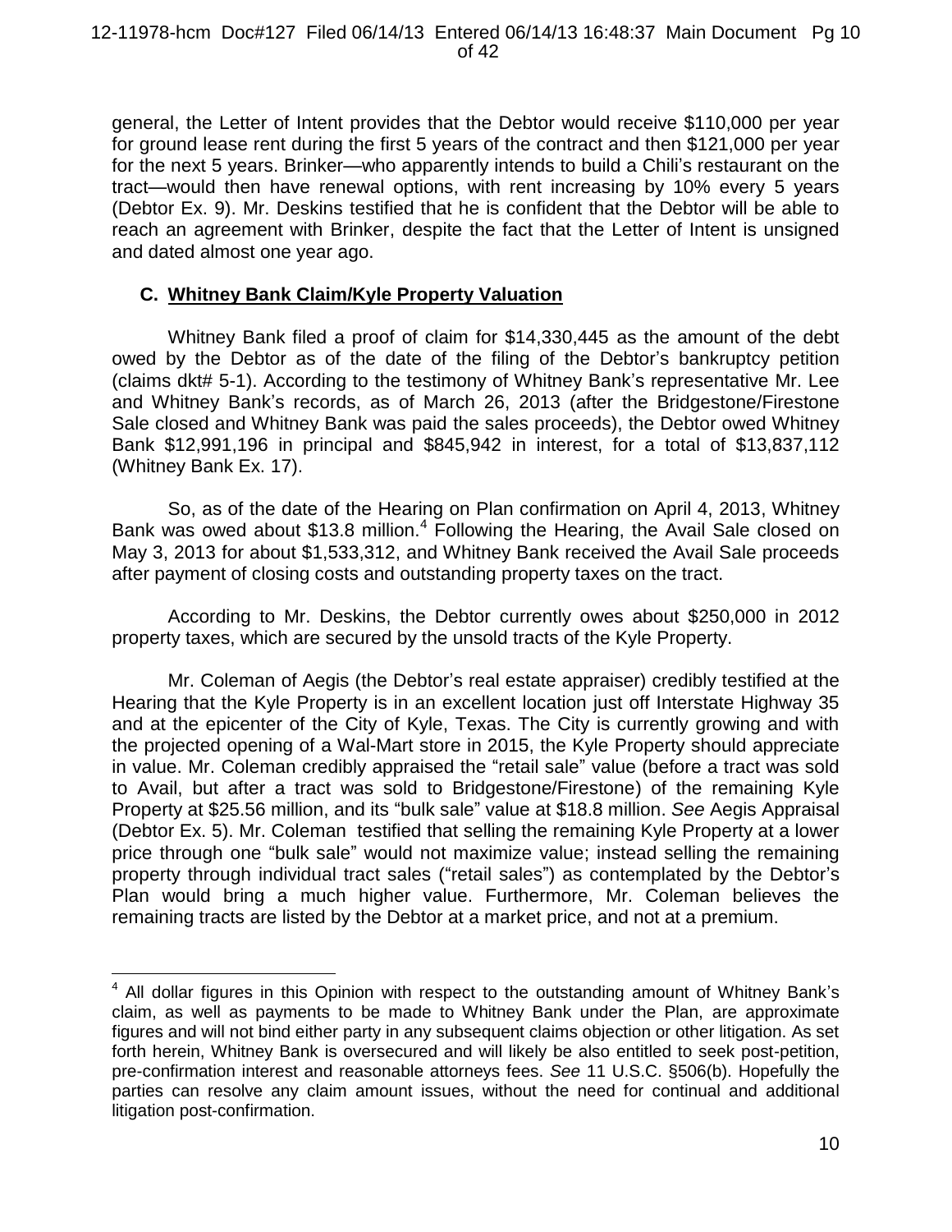general, the Letter of Intent provides that the Debtor would receive $110,000 per year for ground lease rent during the first 5 years of the contract and then $121,000 per year for the next 5 years. Brinker—who apparently intends to build a Chili's restaurant on the tract—would then have renewal options, with rent increasing by 10% every 5 years (Debtor Ex. 9). Mr. Deskins testified that he is confident that the Debtor will be able to reach an agreement with Brinker, despite the fact that the Letter of Intent is unsigned and dated almost one year ago.

### C. Whitney Bank Claim/Kyle Property Valuation

Whitney Bank filed a proof of claim for $14,330,445 as the amount of the debt owed by the Debtor as of the date of the filing of the Debtor's bankruptcy petition (claims dkt# 5-1). According to the testimony of Whitney Bank's representative Mr. Lee and Whitney Bank's records, as of March 26, 2013 (after the Bridgestone/Firestone Sale closed and Whitney Bank was paid the sales proceeds), the Debtor owed Whitney Bank $12,991,196 in principal and $845,942 in interest, for a total of $13,837,112 (Whitney Bank Ex. 17).

So, as of the date of the Hearing on Plan confirmation on April 4, 2013, Whitney Bank was owed about $13.8 million.[4] Following the Hearing, the Avail Sale closed on May 3, 2013 for about $1,533,312, and Whitney Bank received the Avail Sale proceeds after payment of closing costs and outstanding property taxes on the tract.

According to Mr. Deskins, the Debtor currently owes about $250,000 in 2012 property taxes, which are secured by the unsold tracts of the Kyle Property.

Mr. Coleman of Aegis (the Debtor's real estate appraiser) credibly testified at the Hearing that the Kyle Property is in an excellent location just off Interstate Highway 35 and at the epicenter of the City of Kyle, Texas. The City is currently growing and with the projected opening of a Wal-Mart store in 2015, the Kyle Property should appreciate in value. Mr. Coleman credibly appraised the "retail sale" value (before a tract was sold to Avail, but after a tract was sold to Bridgestone/Firestone) of the remaining Kyle Property at $25.56 million, and its "bulk sale" value at $18.8 million. *See* Aegis Appraisal (Debtor Ex. 5). Mr. Coleman testified that selling the remaining Kyle Property at a lower price through one "bulk sale" would not maximize value; instead selling the remaining property through individual tract sales ("retail sales") as contemplated by the Debtor's Plan would bring a much higher value. Furthermore, Mr. Coleman believes the remaining tracts are listed by the Debtor at a market price, and not at a premium.

---

[4] All dollar figures in this Opinion with respect to the outstanding amount of Whitney Bank's claim, as well as payments to be made to Whitney Bank under the Plan, are approximate figures and will not bind either party in any subsequent claims objection or other litigation. As set forth herein, Whitney Bank is oversecured and will likely be also entitled to seek post-petition, pre-confirmation interest and reasonable attorneys fees. *See* 11 U.S.C. §506(b). Hopefully the parties can resolve any claim amount issues, without the need for continual and additional litigation post-confirmation.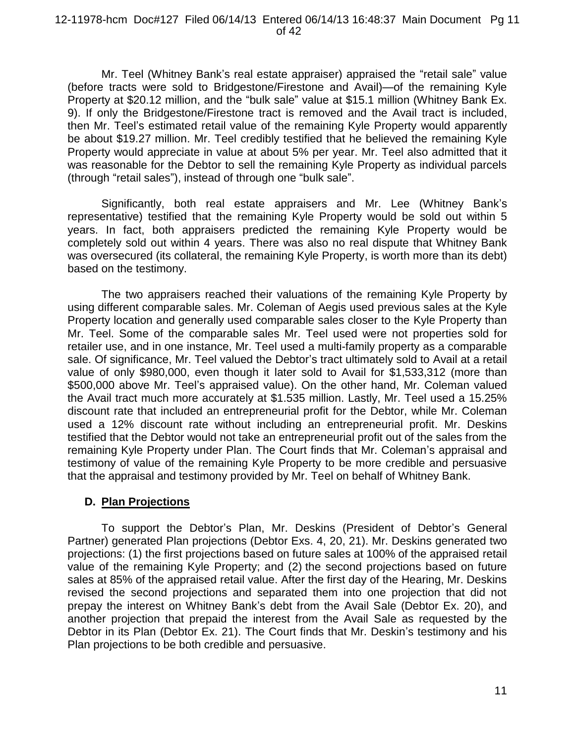Mr. Teel (Whitney Bank's real estate appraiser) appraised the "retail sale" value (before tracts were sold to Bridgestone/Firestone and Avail)—of the remaining Kyle Property at \$20.12 million, and the "bulk sale" value at \$15.1 million (Whitney Bank Ex. 9). If only the Bridgestone/Firestone tract is removed and the Avail tract is included, then Mr. Teel's estimated retail value of the remaining Kyle Property would apparently be about \$19.27 million. Mr. Teel credibly testified that he believed the remaining Kyle Property would appreciate in value at about 5% per year. Mr. Teel also admitted that it was reasonable for the Debtor to sell the remaining Kyle Property as individual parcels (through "retail sales"), instead of through one "bulk sale".

Significantly, both real estate appraisers and Mr. Lee (Whitney Bank's representative) testified that the remaining Kyle Property would be sold out within 5 years. In fact, both appraisers predicted the remaining Kyle Property would be completely sold out within 4 years. There was also no real dispute that Whitney Bank was oversecured (its collateral, the remaining Kyle Property, is worth more than its debt) based on the testimony.

The two appraisers reached their valuations of the remaining Kyle Property by using different comparable sales. Mr. Coleman of Aegis used previous sales at the Kyle Property location and generally used comparable sales closer to the Kyle Property than Mr. Teel. Some of the comparable sales Mr. Teel used were not properties sold for retailer use, and in one instance, Mr. Teel used a multi-family property as a comparable sale. Of significance, Mr. Teel valued the Debtor's tract ultimately sold to Avail at a retail value of only \$980,000, even though it later sold to Avail for \$1,533,312 (more than \$500,000 above Mr. Teel's appraised value). On the other hand, Mr. Coleman valued the Avail tract much more accurately at \$1.535 million. Lastly, Mr. Teel used a 15.25% discount rate that included an entrepreneurial profit for the Debtor, while Mr. Coleman used a 12% discount rate without including an entrepreneurial profit. Mr. Deskins testified that the Debtor would not take an entrepreneurial profit out of the sales from the remaining Kyle Property under Plan. The Court finds that Mr. Coleman's appraisal and testimony of value of the remaining Kyle Property to be more credible and persuasive that the appraisal and testimony provided by Mr. Teel on behalf of Whitney Bank.

## D. Plan Projections

To support the Debtor's Plan, Mr. Deskins (President of Debtor's General Partner) generated Plan projections (Debtor Exs. 4, 20, 21). Mr. Deskins generated two projections: (1) the first projections based on future sales at 100% of the appraised retail value of the remaining Kyle Property; and (2) the second projections based on future sales at 85% of the appraised retail value. After the first day of the Hearing, Mr. Deskins revised the second projections and separated them into one projection that did not prepay the interest on Whitney Bank's debt from the Avail Sale (Debtor Ex. 20), and another projection that prepaid the interest from the Avail Sale as requested by the Debtor in its Plan (Debtor Ex. 21). The Court finds that Mr. Deskin's testimony and his Plan projections to be both credible and persuasive.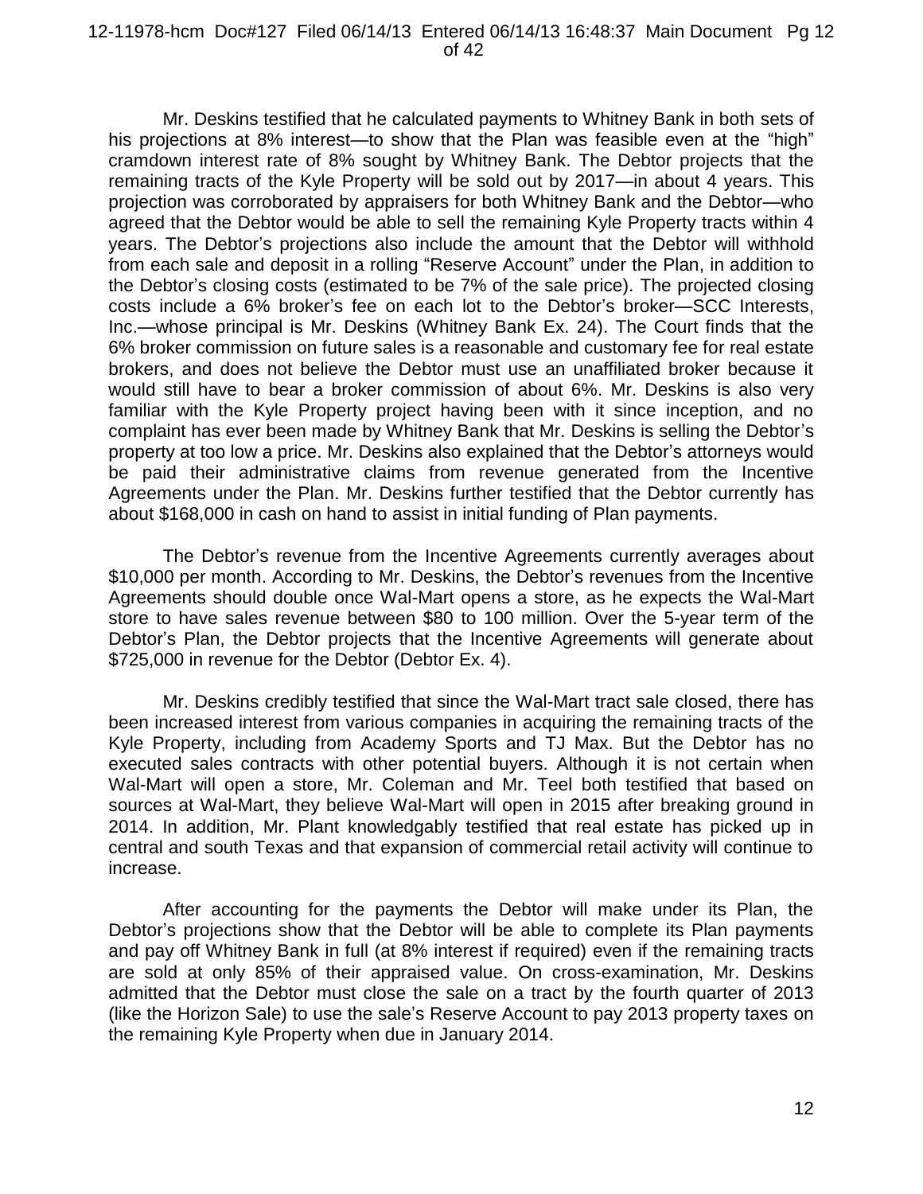Mr. Deskins testified that he calculated payments to Whitney Bank in both sets of his projections at 8% interest—to show that the Plan was feasible even at the "high" cramdown interest rate of 8% sought by Whitney Bank. The Debtor projects that the remaining tracts of the Kyle Property will be sold out by 2017—in about 4 years. This projection was corroborated by appraisers for both Whitney Bank and the Debtor—who agreed that the Debtor would be able to sell the remaining Kyle Property tracts within 4 years. The Debtor's projections also include the amount that the Debtor will withhold from each sale and deposit in a rolling "Reserve Account" under the Plan, in addition to the Debtor's closing costs (estimated to be 7% of the sale price). The projected closing costs include a 6% broker's fee on each lot to the Debtor's broker—SCC Interests, Inc.—whose principal is Mr. Deskins (Whitney Bank Ex. 24). The Court finds that the 6% broker commission on future sales is a reasonable and customary fee for real estate brokers, and does not believe the Debtor must use an unaffiliated broker because it would still have to bear a broker commission of about 6%. Mr. Deskins is also very familiar with the Kyle Property project having been with it since inception, and no complaint has ever been made by Whitney Bank that Mr. Deskins is selling the Debtor's property at too low a price. Mr. Deskins also explained that the Debtor's attorneys would be paid their administrative claims from revenue generated from the Incentive Agreements under the Plan. Mr. Deskins further testified that the Debtor currently has about $168,000 in cash on hand to assist in initial funding of Plan payments.

The Debtor's revenue from the Incentive Agreements currently averages about $10,000 per month. According to Mr. Deskins, the Debtor's revenues from the Incentive Agreements should double once Wal-Mart opens a store, as he expects the Wal-Mart store to have sales revenue between $80 to 100 million. Over the 5-year term of the Debtor's Plan, the Debtor projects that the Incentive Agreements will generate about $725,000 in revenue for the Debtor (Debtor Ex. 4).

Mr. Deskins credibly testified that since the Wal-Mart tract sale closed, there has been increased interest from various companies in acquiring the remaining tracts of the Kyle Property, including from Academy Sports and TJ Max. But the Debtor has no executed sales contracts with other potential buyers. Although it is not certain when Wal-Mart will open a store, Mr. Coleman and Mr. Teel both testified that based on sources at Wal-Mart, they believe Wal-Mart will open in 2015 after breaking ground in 2014. In addition, Mr. Plant knowledgably testified that real estate has picked up in central and south Texas and that expansion of commercial retail activity will continue to increase.

After accounting for the payments the Debtor will make under its Plan, the Debtor's projections show that the Debtor will be able to complete its Plan payments and pay off Whitney Bank in full (at 8% interest if required) even if the remaining tracts are sold at only 85% of their appraised value. On cross-examination, Mr. Deskins admitted that the Debtor must close the sale on a tract by the fourth quarter of 2013 (like the Horizon Sale) to use the sale's Reserve Account to pay 2013 property taxes on the remaining Kyle Property when due in January 2014.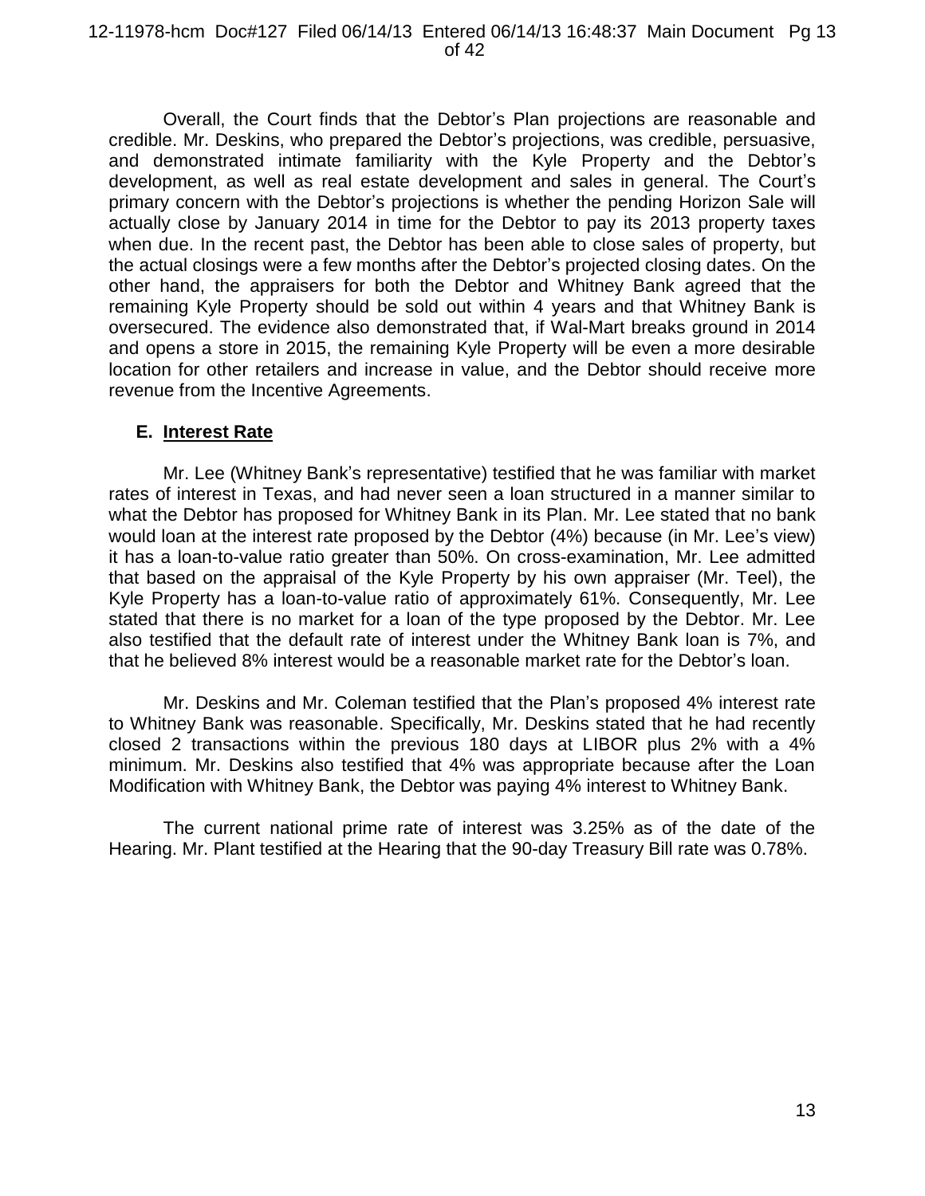Overall, the Court finds that the Debtor's Plan projections are reasonable and credible. Mr. Deskins, who prepared the Debtor's projections, was credible, persuasive, and demonstrated intimate familiarity with the Kyle Property and the Debtor's development, as well as real estate development and sales in general. The Court's primary concern with the Debtor's projections is whether the pending Horizon Sale will actually close by January 2014 in time for the Debtor to pay its 2013 property taxes when due. In the recent past, the Debtor has been able to close sales of property, but the actual closings were a few months after the Debtor's projected closing dates. On the other hand, the appraisers for both the Debtor and Whitney Bank agreed that the remaining Kyle Property should be sold out within 4 years and that Whitney Bank is oversecured. The evidence also demonstrated that, if Wal-Mart breaks ground in 2014 and opens a store in 2015, the remaining Kyle Property will be even a more desirable location for other retailers and increase in value, and the Debtor should receive more revenue from the Incentive Agreements.

## E. <u>Interest Rate</u>

Mr. Lee (Whitney Bank's representative) testified that he was familiar with market rates of interest in Texas, and had never seen a loan structured in a manner similar to what the Debtor has proposed for Whitney Bank in its Plan. Mr. Lee stated that no bank would loan at the interest rate proposed by the Debtor (4%) because (in Mr. Lee's view) it has a loan-to-value ratio greater than 50%. On cross-examination, Mr. Lee admitted that based on the appraisal of the Kyle Property by his own appraiser (Mr. Teel), the Kyle Property has a loan-to-value ratio of approximately 61%. Consequently, Mr. Lee stated that there is no market for a loan of the type proposed by the Debtor. Mr. Lee also testified that the default rate of interest under the Whitney Bank loan is 7%, and that he believed 8% interest would be a reasonable market rate for the Debtor's loan.

Mr. Deskins and Mr. Coleman testified that the Plan's proposed 4% interest rate to Whitney Bank was reasonable. Specifically, Mr. Deskins stated that he had recently closed 2 transactions within the previous 180 days at LIBOR plus 2% with a 4% minimum. Mr. Deskins also testified that 4% was appropriate because after the Loan Modification with Whitney Bank, the Debtor was paying 4% interest to Whitney Bank.

The current national prime rate of interest was 3.25% as of the date of the Hearing. Mr. Plant testified at the Hearing that the 90-day Treasury Bill rate was 0.78%.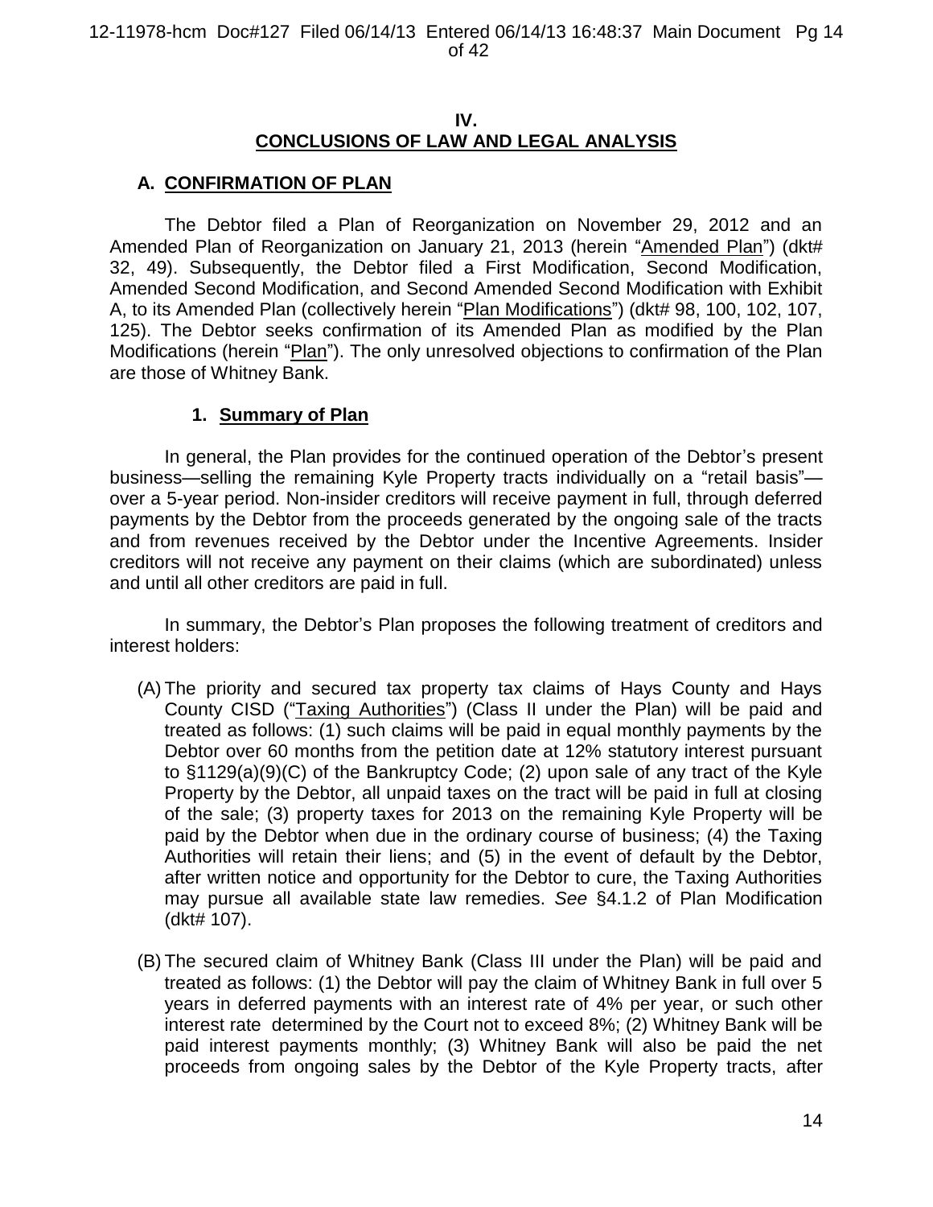## IV.
## CONCLUSIONS OF LAW AND LEGAL ANALYSIS

### A. CONFIRMATION OF PLAN

The Debtor filed a Plan of Reorganization on November 29, 2012 and an Amended Plan of Reorganization on January 21, 2013 (herein "Amended Plan") (dkt# 32, 49). Subsequently, the Debtor filed a First Modification, Second Modification, Amended Second Modification, and Second Amended Second Modification with Exhibit A, to its Amended Plan (collectively herein "Plan Modifications") (dkt# 98, 100, 102, 107, 125). The Debtor seeks confirmation of its Amended Plan as modified by the Plan Modifications (herein "Plan"). The only unresolved objections to confirmation of the Plan are those of Whitney Bank.

#### 1. Summary of Plan

In general, the Plan provides for the continued operation of the Debtor's present business—selling the remaining Kyle Property tracts individually on a "retail basis"—over a 5-year period. Non-insider creditors will receive payment in full, through deferred payments by the Debtor from the proceeds generated by the ongoing sale of the tracts and from revenues received by the Debtor under the Incentive Agreements. Insider creditors will not receive any payment on their claims (which are subordinated) unless and until all other creditors are paid in full.

In summary, the Debtor's Plan proposes the following treatment of creditors and interest holders:

(A) The priority and secured tax property tax claims of Hays County and Hays County CISD ("Taxing Authorities") (Class II under the Plan) will be paid and treated as follows: (1) such claims will be paid in equal monthly payments by the Debtor over 60 months from the petition date at 12% statutory interest pursuant to §1129(a)(9)(C) of the Bankruptcy Code; (2) upon sale of any tract of the Kyle Property by the Debtor, all unpaid taxes on the tract will be paid in full at closing of the sale; (3) property taxes for 2013 on the remaining Kyle Property will be paid by the Debtor when due in the ordinary course of business; (4) the Taxing Authorities will retain their liens; and (5) in the event of default by the Debtor, after written notice and opportunity for the Debtor to cure, the Taxing Authorities may pursue all available state law remedies. *See* §4.1.2 of Plan Modification (dkt# 107).

(B) The secured claim of Whitney Bank (Class III under the Plan) will be paid and treated as follows: (1) the Debtor will pay the claim of Whitney Bank in full over 5 years in deferred payments with an interest rate of 4% per year, or such other interest rate determined by the Court not to exceed 8%; (2) Whitney Bank will be paid interest payments monthly; (3) Whitney Bank will also be paid the net proceeds from ongoing sales by the Debtor of the Kyle Property tracts, after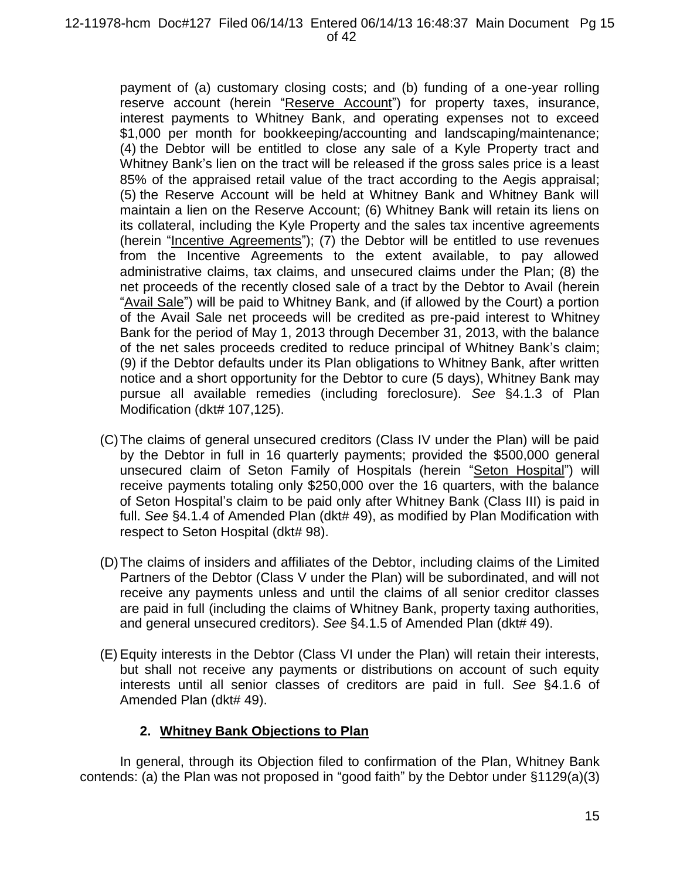payment of (a) customary closing costs; and (b) funding of a one-year rolling reserve account (herein "Reserve Account") for property taxes, insurance, interest payments to Whitney Bank, and operating expenses not to exceed \$1,000 per month for bookkeeping/accounting and landscaping/maintenance; (4) the Debtor will be entitled to close any sale of a Kyle Property tract and Whitney Bank's lien on the tract will be released if the gross sales price is a least 85% of the appraised retail value of the tract according to the Aegis appraisal; (5) the Reserve Account will be held at Whitney Bank and Whitney Bank will maintain a lien on the Reserve Account; (6) Whitney Bank will retain its liens on its collateral, including the Kyle Property and the sales tax incentive agreements (herein "Incentive Agreements"); (7) the Debtor will be entitled to use revenues from the Incentive Agreements to the extent available, to pay allowed administrative claims, tax claims, and unsecured claims under the Plan; (8) the net proceeds of the recently closed sale of a tract by the Debtor to Avail (herein "Avail Sale") will be paid to Whitney Bank, and (if allowed by the Court) a portion of the Avail Sale net proceeds will be credited as pre-paid interest to Whitney Bank for the period of May 1, 2013 through December 31, 2013, with the balance of the net sales proceeds credited to reduce principal of Whitney Bank's claim; (9) if the Debtor defaults under its Plan obligations to Whitney Bank, after written notice and a short opportunity for the Debtor to cure (5 days), Whitney Bank may pursue all available remedies (including foreclosure). *See* §4.1.3 of Plan Modification (dkt# 107,125).

(C) The claims of general unsecured creditors (Class IV under the Plan) will be paid by the Debtor in full in 16 quarterly payments; provided the \$500,000 general unsecured claim of Seton Family of Hospitals (herein "Seton Hospital") will receive payments totaling only \$250,000 over the 16 quarters, with the balance of Seton Hospital's claim to be paid only after Whitney Bank (Class III) is paid in full. *See* §4.1.4 of Amended Plan (dkt# 49), as modified by Plan Modification with respect to Seton Hospital (dkt# 98).

(D) The claims of insiders and affiliates of the Debtor, including claims of the Limited Partners of the Debtor (Class V under the Plan) will be subordinated, and will not receive any payments unless and until the claims of all senior creditor classes are paid in full (including the claims of Whitney Bank, property taxing authorities, and general unsecured creditors). *See* §4.1.5 of Amended Plan (dkt# 49).

(E) Equity interests in the Debtor (Class VI under the Plan) will retain their interests, but shall not receive any payments or distributions on account of such equity interests until all senior classes of creditors are paid in full. *See* §4.1.6 of Amended Plan (dkt# 49).

### 2. Whitney Bank Objections to Plan

In general, through its Objection filed to confirmation of the Plan, Whitney Bank contends: (a) the Plan was not proposed in "good faith" by the Debtor under §1129(a)(3)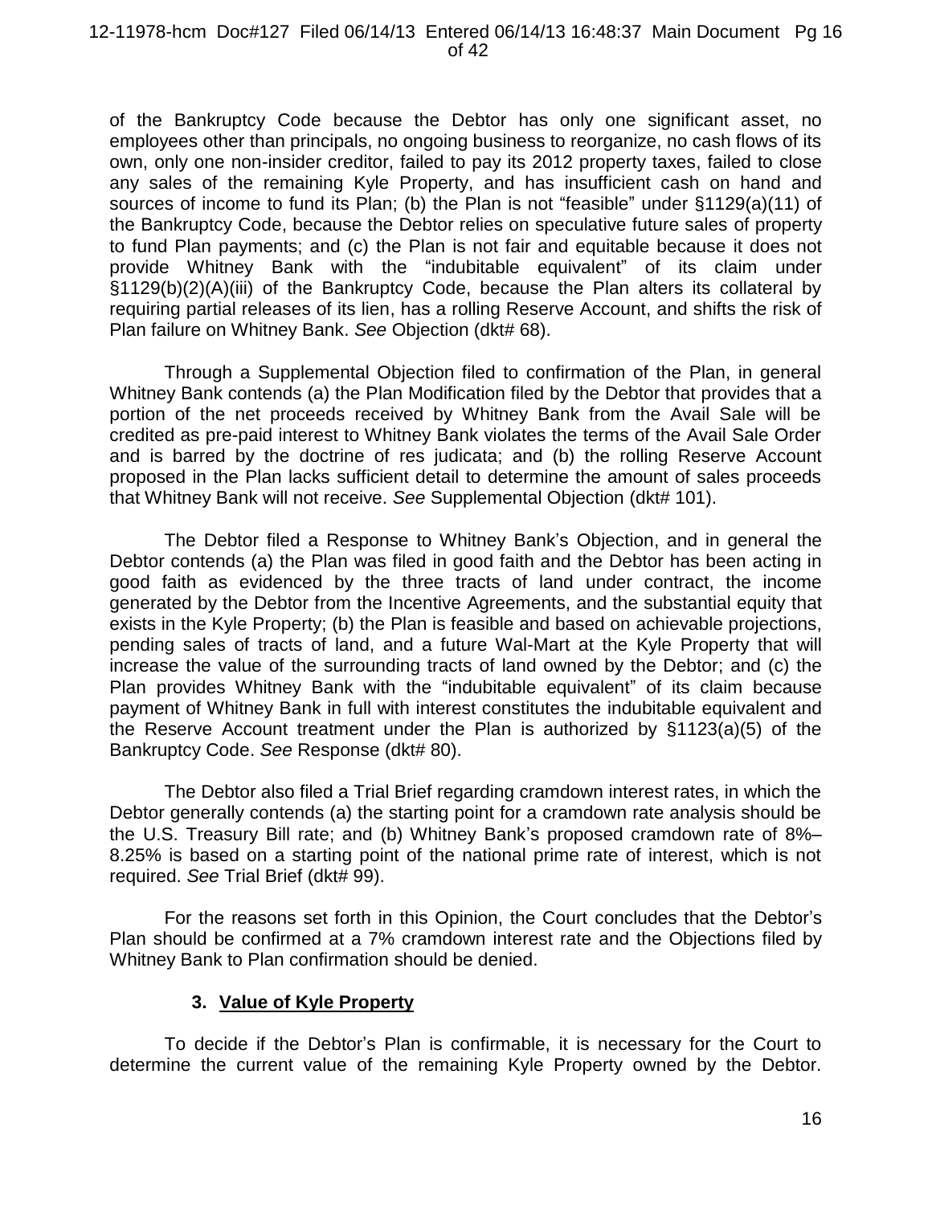of the Bankruptcy Code because the Debtor has only one significant asset, no employees other than principals, no ongoing business to reorganize, no cash flows of its own, only one non-insider creditor, failed to pay its 2012 property taxes, failed to close any sales of the remaining Kyle Property, and has insufficient cash on hand and sources of income to fund its Plan; (b) the Plan is not "feasible" under §1129(a)(11) of the Bankruptcy Code, because the Debtor relies on speculative future sales of property to fund Plan payments; and (c) the Plan is not fair and equitable because it does not provide Whitney Bank with the "indubitable equivalent" of its claim under §1129(b)(2)(A)(iii) of the Bankruptcy Code, because the Plan alters its collateral by requiring partial releases of its lien, has a rolling Reserve Account, and shifts the risk of Plan failure on Whitney Bank. *See* Objection (dkt# 68).

Through a Supplemental Objection filed to confirmation of the Plan, in general Whitney Bank contends (a) the Plan Modification filed by the Debtor that provides that a portion of the net proceeds received by Whitney Bank from the Avail Sale will be credited as pre-paid interest to Whitney Bank violates the terms of the Avail Sale Order and is barred by the doctrine of res judicata; and (b) the rolling Reserve Account proposed in the Plan lacks sufficient detail to determine the amount of sales proceeds that Whitney Bank will not receive. *See* Supplemental Objection (dkt# 101).

The Debtor filed a Response to Whitney Bank's Objection, and in general the Debtor contends (a) the Plan was filed in good faith and the Debtor has been acting in good faith as evidenced by the three tracts of land under contract, the income generated by the Debtor from the Incentive Agreements, and the substantial equity that exists in the Kyle Property; (b) the Plan is feasible and based on achievable projections, pending sales of tracts of land, and a future Wal-Mart at the Kyle Property that will increase the value of the surrounding tracts of land owned by the Debtor; and (c) the Plan provides Whitney Bank with the "indubitable equivalent" of its claim because payment of Whitney Bank in full with interest constitutes the indubitable equivalent and the Reserve Account treatment under the Plan is authorized by §1123(a)(5) of the Bankruptcy Code. *See* Response (dkt# 80).

The Debtor also filed a Trial Brief regarding cramdown interest rates, in which the Debtor generally contends (a) the starting point for a cramdown rate analysis should be the U.S. Treasury Bill rate; and (b) Whitney Bank's proposed cramdown rate of 8%–8.25% is based on a starting point of the national prime rate of interest, which is not required. *See* Trial Brief (dkt# 99).

For the reasons set forth in this Opinion, the Court concludes that the Debtor's Plan should be confirmed at a 7% cramdown interest rate and the Objections filed by Whitney Bank to Plan confirmation should be denied.

### 3. <u>Value of Kyle Property</u>

To decide if the Debtor's Plan is confirmable, it is necessary for the Court to determine the current value of the remaining Kyle Property owned by the Debtor.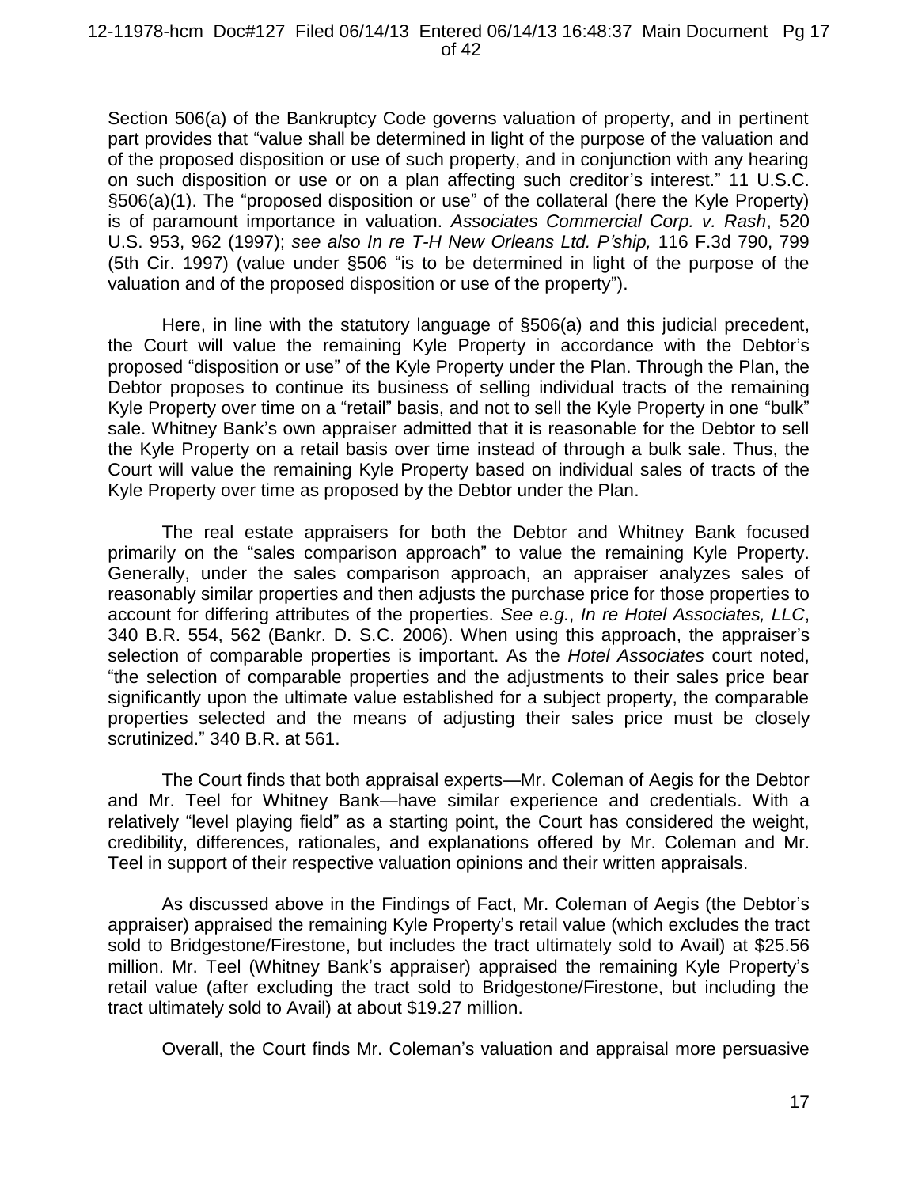Section 506(a) of the Bankruptcy Code governs valuation of property, and in pertinent part provides that "value shall be determined in light of the purpose of the valuation and of the proposed disposition or use of such property, and in conjunction with any hearing on such disposition or use or on a plan affecting such creditor's interest." 11 U.S.C. §506(a)(1). The "proposed disposition or use" of the collateral (here the Kyle Property) is of paramount importance in valuation. *Associates Commercial Corp. v. Rash*, 520 U.S. 953, 962 (1997); *see also In re T-H New Orleans Ltd. P'ship,* 116 F.3d 790, 799 (5th Cir. 1997) (value under §506 "is to be determined in light of the purpose of the valuation and of the proposed disposition or use of the property").

Here, in line with the statutory language of §506(a) and this judicial precedent, the Court will value the remaining Kyle Property in accordance with the Debtor's proposed "disposition or use" of the Kyle Property under the Plan. Through the Plan, the Debtor proposes to continue its business of selling individual tracts of the remaining Kyle Property over time on a "retail" basis, and not to sell the Kyle Property in one "bulk" sale. Whitney Bank's own appraiser admitted that it is reasonable for the Debtor to sell the Kyle Property on a retail basis over time instead of through a bulk sale. Thus, the Court will value the remaining Kyle Property based on individual sales of tracts of the Kyle Property over time as proposed by the Debtor under the Plan.

The real estate appraisers for both the Debtor and Whitney Bank focused primarily on the "sales comparison approach" to value the remaining Kyle Property. Generally, under the sales comparison approach, an appraiser analyzes sales of reasonably similar properties and then adjusts the purchase price for those properties to account for differing attributes of the properties. *See e.g.*, *In re Hotel Associates, LLC*, 340 B.R. 554, 562 (Bankr. D. S.C. 2006). When using this approach, the appraiser's selection of comparable properties is important. As the *Hotel Associates* court noted, "the selection of comparable properties and the adjustments to their sales price bear significantly upon the ultimate value established for a subject property, the comparable properties selected and the means of adjusting their sales price must be closely scrutinized." 340 B.R. at 561.

The Court finds that both appraisal experts—Mr. Coleman of Aegis for the Debtor and Mr. Teel for Whitney Bank—have similar experience and credentials. With a relatively "level playing field" as a starting point, the Court has considered the weight, credibility, differences, rationales, and explanations offered by Mr. Coleman and Mr. Teel in support of their respective valuation opinions and their written appraisals.

As discussed above in the Findings of Fact, Mr. Coleman of Aegis (the Debtor's appraiser) appraised the remaining Kyle Property's retail value (which excludes the tract sold to Bridgestone/Firestone, but includes the tract ultimately sold to Avail) at $25.56 million. Mr. Teel (Whitney Bank's appraiser) appraised the remaining Kyle Property's retail value (after excluding the tract sold to Bridgestone/Firestone, but including the tract ultimately sold to Avail) at about $19.27 million.

Overall, the Court finds Mr. Coleman's valuation and appraisal more persuasive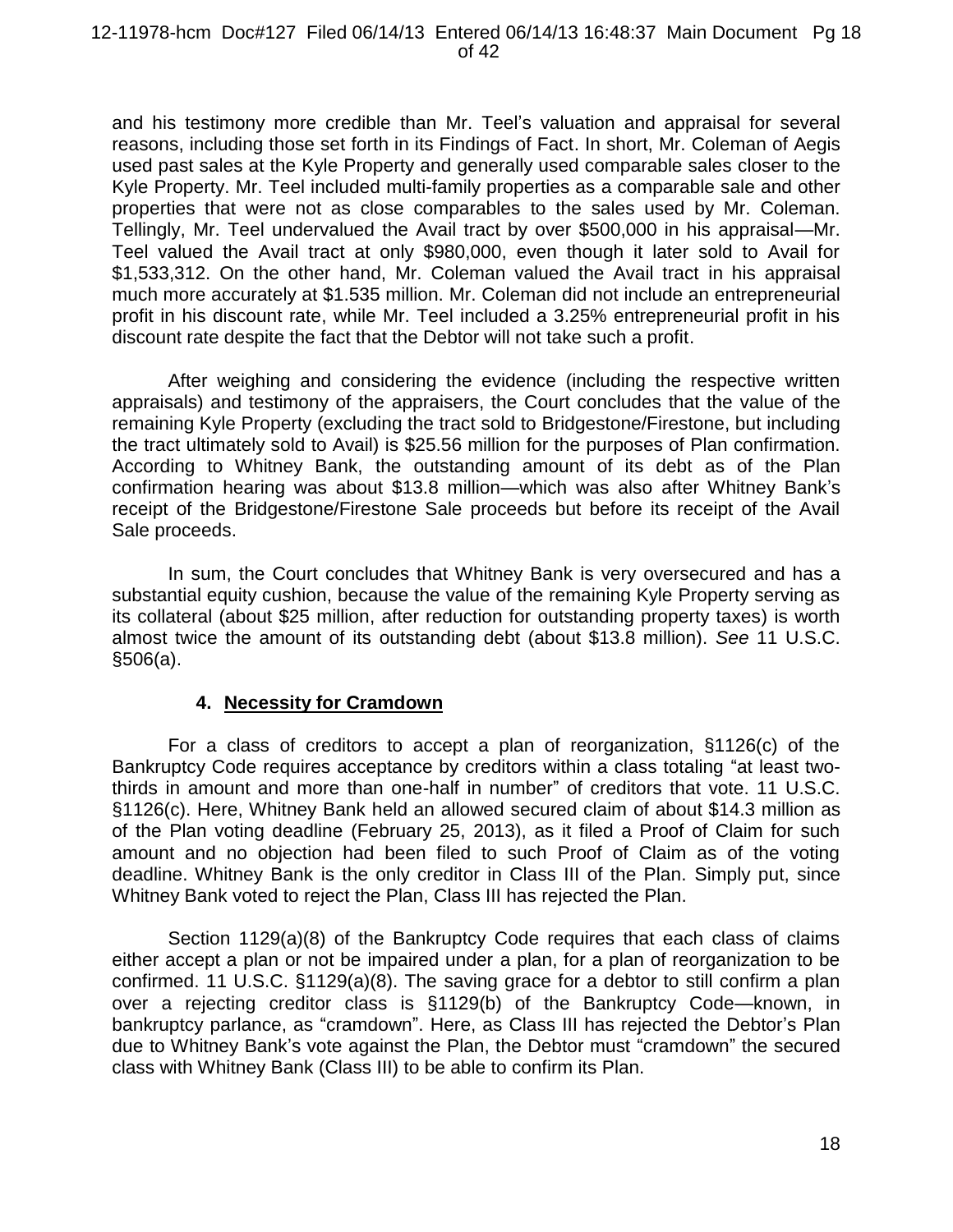and his testimony more credible than Mr. Teel's valuation and appraisal for several reasons, including those set forth in its Findings of Fact. In short, Mr. Coleman of Aegis used past sales at the Kyle Property and generally used comparable sales closer to the Kyle Property. Mr. Teel included multi-family properties as a comparable sale and other properties that were not as close comparables to the sales used by Mr. Coleman. Tellingly, Mr. Teel undervalued the Avail tract by over $500,000 in his appraisal—Mr. Teel valued the Avail tract at only $980,000, even though it later sold to Avail for $1,533,312. On the other hand, Mr. Coleman valued the Avail tract in his appraisal much more accurately at $1.535 million. Mr. Coleman did not include an entrepreneurial profit in his discount rate, while Mr. Teel included a 3.25% entrepreneurial profit in his discount rate despite the fact that the Debtor will not take such a profit.

After weighing and considering the evidence (including the respective written appraisals) and testimony of the appraisers, the Court concludes that the value of the remaining Kyle Property (excluding the tract sold to Bridgestone/Firestone, but including the tract ultimately sold to Avail) is $25.56 million for the purposes of Plan confirmation. According to Whitney Bank, the outstanding amount of its debt as of the Plan confirmation hearing was about $13.8 million—which was also after Whitney Bank's receipt of the Bridgestone/Firestone Sale proceeds but before its receipt of the Avail Sale proceeds.

In sum, the Court concludes that Whitney Bank is very oversecured and has a substantial equity cushion, because the value of the remaining Kyle Property serving as its collateral (about $25 million, after reduction for outstanding property taxes) is worth almost twice the amount of its outstanding debt (about $13.8 million). *See* 11 U.S.C. §506(a).

#### 4. **Necessity for Cramdown**

For a class of creditors to accept a plan of reorganization, §1126(c) of the Bankruptcy Code requires acceptance by creditors within a class totaling "at least two-thirds in amount and more than one-half in number" of creditors that vote. 11 U.S.C. §1126(c). Here, Whitney Bank held an allowed secured claim of about $14.3 million as of the Plan voting deadline (February 25, 2013), as it filed a Proof of Claim for such amount and no objection had been filed to such Proof of Claim as of the voting deadline. Whitney Bank is the only creditor in Class III of the Plan. Simply put, since Whitney Bank voted to reject the Plan, Class III has rejected the Plan.

Section 1129(a)(8) of the Bankruptcy Code requires that each class of claims either accept a plan or not be impaired under a plan, for a plan of reorganization to be confirmed. 11 U.S.C. §1129(a)(8). The saving grace for a debtor to still confirm a plan over a rejecting creditor class is §1129(b) of the Bankruptcy Code—known, in bankruptcy parlance, as "cramdown". Here, as Class III has rejected the Debtor's Plan due to Whitney Bank's vote against the Plan, the Debtor must "cramdown" the secured class with Whitney Bank (Class III) to be able to confirm its Plan.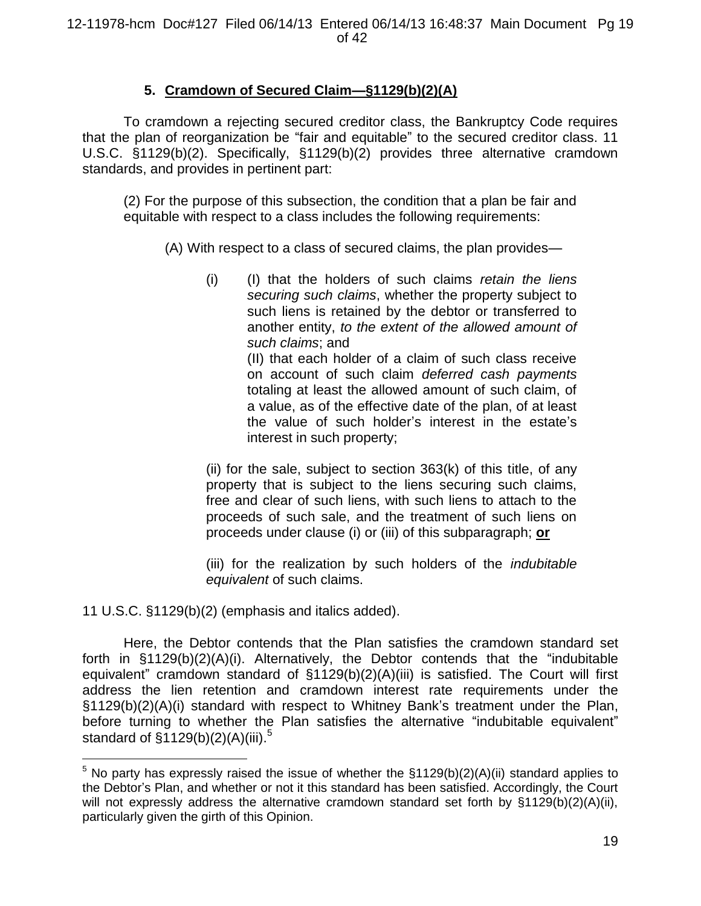### 5. **Cramdown of Secured Claim—§1129(b)(2)(A)**

To cramdown a rejecting secured creditor class, the Bankruptcy Code requires that the plan of reorganization be "fair and equitable" to the secured creditor class. 11 U.S.C. §1129(b)(2). Specifically, §1129(b)(2) provides three alternative cramdown standards, and provides in pertinent part:

> (2) For the purpose of this subsection, the condition that a plan be fair and equitable with respect to a class includes the following requirements:
>
> (A) With respect to a class of secured claims, the plan provides—
>
> (i) (I) that the holders of such claims *retain the liens securing such claims*, whether the property subject to such liens is retained by the debtor or transferred to another entity, *to the extent of the allowed amount of such claims*; and
> (II) that each holder of a claim of such class receive on account of such claim *deferred cash payments* totaling at least the allowed amount of such claim, of a value, as of the effective date of the plan, of at least the value of such holder's interest in the estate's interest in such property;
>
> (ii) for the sale, subject to section 363(k) of this title, of any property that is subject to the liens securing such claims, free and clear of such liens, with such liens to attach to the proceeds of such sale, and the treatment of such liens on proceeds under clause (i) or (iii) of this subparagraph; **or**
>
> (iii) for the realization by such holders of the *indubitable equivalent* of such claims.

11 U.S.C. §1129(b)(2) (emphasis and italics added).

Here, the Debtor contends that the Plan satisfies the cramdown standard set forth in §1129(b)(2)(A)(i). Alternatively, the Debtor contends that the "indubitable equivalent" cramdown standard of §1129(b)(2)(A)(iii) is satisfied. The Court will first address the lien retention and cramdown interest rate requirements under the §1129(b)(2)(A)(i) standard with respect to Whitney Bank's treatment under the Plan, before turning to whether the Plan satisfies the alternative "indubitable equivalent" standard of §1129(b)(2)(A)(iii).[5]

---

[5] No party has expressly raised the issue of whether the §1129(b)(2)(A)(ii) standard applies to the Debtor's Plan, and whether or not it this standard has been satisfied. Accordingly, the Court will not expressly address the alternative cramdown standard set forth by §1129(b)(2)(A)(ii), particularly given the girth of this Opinion.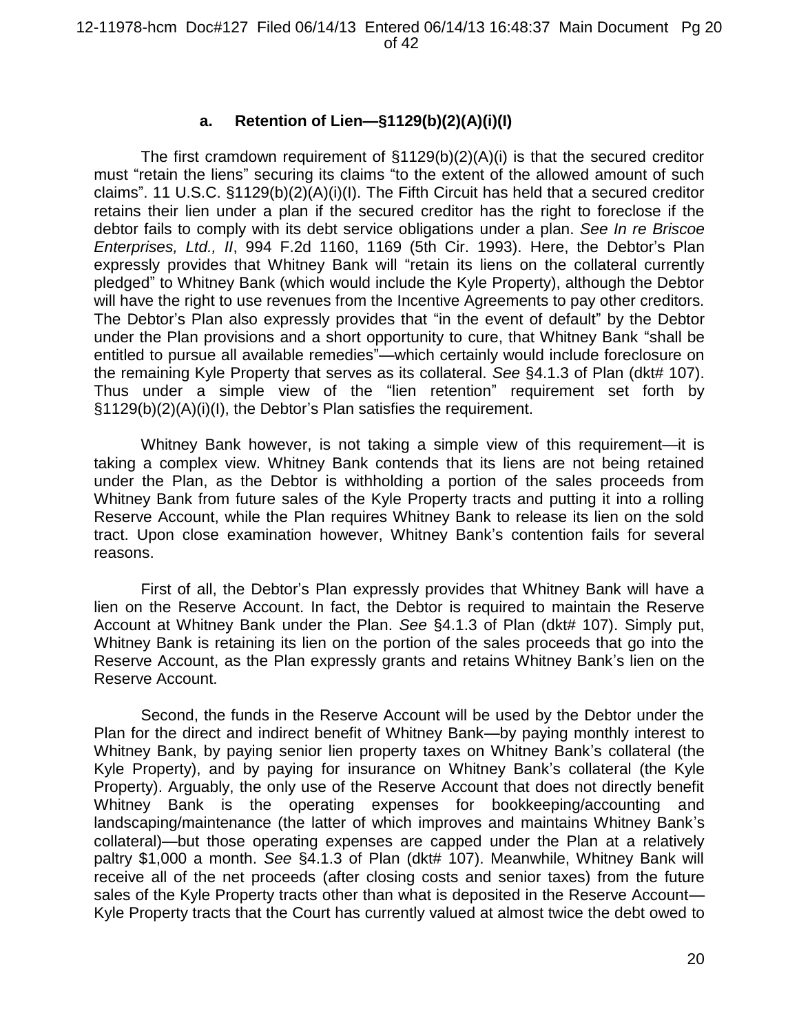### a. Retention of Lien—§1129(b)(2)(A)(i)(I)

The first cramdown requirement of §1129(b)(2)(A)(i) is that the secured creditor must "retain the liens" securing its claims "to the extent of the allowed amount of such claims". 11 U.S.C. §1129(b)(2)(A)(i)(I). The Fifth Circuit has held that a secured creditor retains their lien under a plan if the secured creditor has the right to foreclose if the debtor fails to comply with its debt service obligations under a plan. *See In re Briscoe Enterprises, Ltd., II*, 994 F.2d 1160, 1169 (5th Cir. 1993). Here, the Debtor's Plan expressly provides that Whitney Bank will "retain its liens on the collateral currently pledged" to Whitney Bank (which would include the Kyle Property), although the Debtor will have the right to use revenues from the Incentive Agreements to pay other creditors. The Debtor's Plan also expressly provides that "in the event of default" by the Debtor under the Plan provisions and a short opportunity to cure, that Whitney Bank "shall be entitled to pursue all available remedies"—which certainly would include foreclosure on the remaining Kyle Property that serves as its collateral. *See* §4.1.3 of Plan (dkt# 107). Thus under a simple view of the "lien retention" requirement set forth by §1129(b)(2)(A)(i)(I), the Debtor's Plan satisfies the requirement.

Whitney Bank however, is not taking a simple view of this requirement—it is taking a complex view. Whitney Bank contends that its liens are not being retained under the Plan, as the Debtor is withholding a portion of the sales proceeds from Whitney Bank from future sales of the Kyle Property tracts and putting it into a rolling Reserve Account, while the Plan requires Whitney Bank to release its lien on the sold tract. Upon close examination however, Whitney Bank's contention fails for several reasons.

First of all, the Debtor's Plan expressly provides that Whitney Bank will have a lien on the Reserve Account. In fact, the Debtor is required to maintain the Reserve Account at Whitney Bank under the Plan. *See* §4.1.3 of Plan (dkt# 107). Simply put, Whitney Bank is retaining its lien on the portion of the sales proceeds that go into the Reserve Account, as the Plan expressly grants and retains Whitney Bank's lien on the Reserve Account.

Second, the funds in the Reserve Account will be used by the Debtor under the Plan for the direct and indirect benefit of Whitney Bank—by paying monthly interest to Whitney Bank, by paying senior lien property taxes on Whitney Bank's collateral (the Kyle Property), and by paying for insurance on Whitney Bank's collateral (the Kyle Property). Arguably, the only use of the Reserve Account that does not directly benefit Whitney Bank is the operating expenses for bookkeeping/accounting and landscaping/maintenance (the latter of which improves and maintains Whitney Bank's collateral)—but those operating expenses are capped under the Plan at a relatively paltry $1,000 a month. *See* §4.1.3 of Plan (dkt# 107). Meanwhile, Whitney Bank will receive all of the net proceeds (after closing costs and senior taxes) from the future sales of the Kyle Property tracts other than what is deposited in the Reserve Account—Kyle Property tracts that the Court has currently valued at almost twice the debt owed to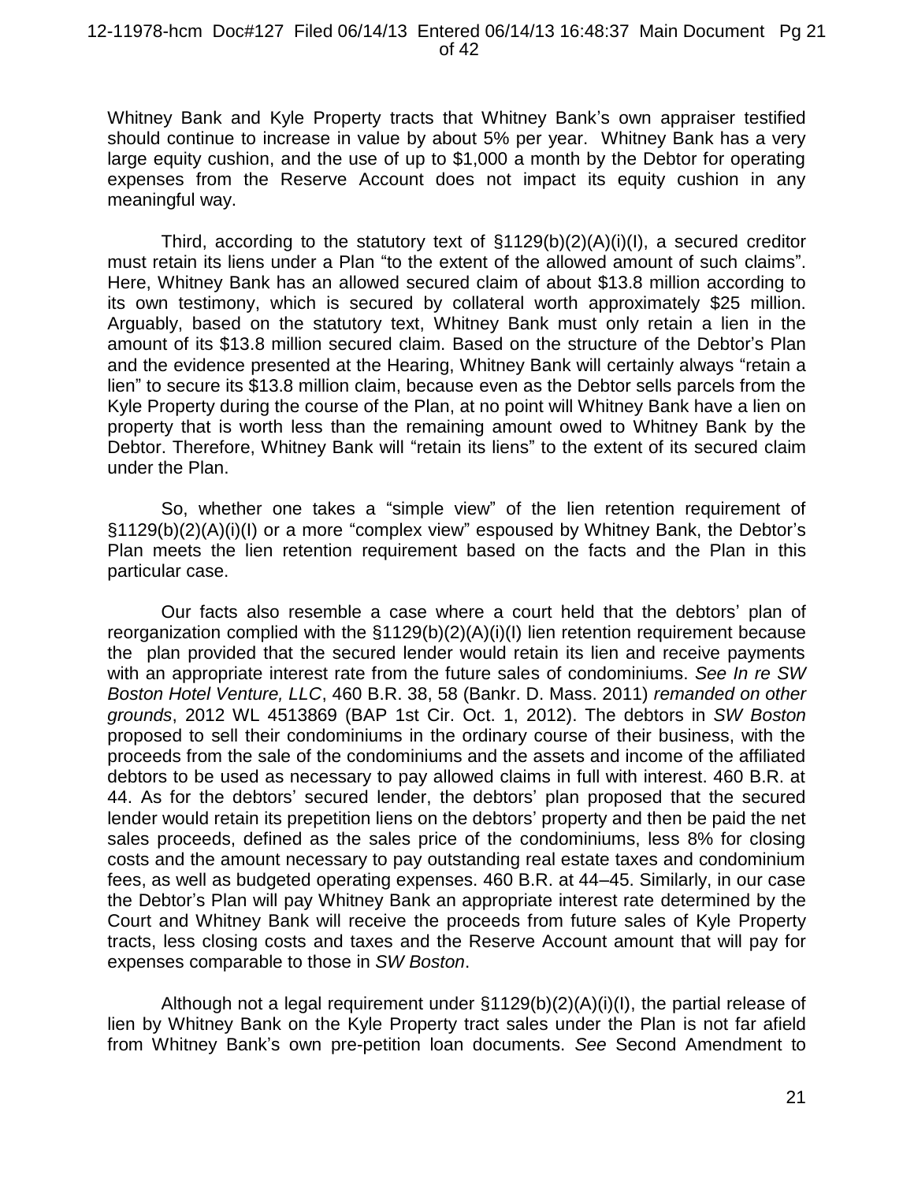Whitney Bank and Kyle Property tracts that Whitney Bank's own appraiser testified should continue to increase in value by about 5% per year. Whitney Bank has a very large equity cushion, and the use of up to $1,000 a month by the Debtor for operating expenses from the Reserve Account does not impact its equity cushion in any meaningful way.

Third, according to the statutory text of §1129(b)(2)(A)(i)(I), a secured creditor must retain its liens under a Plan "to the extent of the allowed amount of such claims". Here, Whitney Bank has an allowed secured claim of about $13.8 million according to its own testimony, which is secured by collateral worth approximately $25 million. Arguably, based on the statutory text, Whitney Bank must only retain a lien in the amount of its $13.8 million secured claim. Based on the structure of the Debtor's Plan and the evidence presented at the Hearing, Whitney Bank will certainly always "retain a lien" to secure its $13.8 million claim, because even as the Debtor sells parcels from the Kyle Property during the course of the Plan, at no point will Whitney Bank have a lien on property that is worth less than the remaining amount owed to Whitney Bank by the Debtor. Therefore, Whitney Bank will "retain its liens" to the extent of its secured claim under the Plan.

So, whether one takes a "simple view" of the lien retention requirement of §1129(b)(2)(A)(i)(I) or a more "complex view" espoused by Whitney Bank, the Debtor's Plan meets the lien retention requirement based on the facts and the Plan in this particular case.

Our facts also resemble a case where a court held that the debtors' plan of reorganization complied with the §1129(b)(2)(A)(i)(I) lien retention requirement because the plan provided that the secured lender would retain its lien and receive payments with an appropriate interest rate from the future sales of condominiums. *See In re SW Boston Hotel Venture, LLC*, 460 B.R. 38, 58 (Bankr. D. Mass. 2011) *remanded on other grounds*, 2012 WL 4513869 (BAP 1st Cir. Oct. 1, 2012). The debtors in *SW Boston* proposed to sell their condominiums in the ordinary course of their business, with the proceeds from the sale of the condominiums and the assets and income of the affiliated debtors to be used as necessary to pay allowed claims in full with interest. 460 B.R. at 44. As for the debtors' secured lender, the debtors' plan proposed that the secured lender would retain its prepetition liens on the debtors' property and then be paid the net sales proceeds, defined as the sales price of the condominiums, less 8% for closing costs and the amount necessary to pay outstanding real estate taxes and condominium fees, as well as budgeted operating expenses. 460 B.R. at 44–45. Similarly, in our case the Debtor's Plan will pay Whitney Bank an appropriate interest rate determined by the Court and Whitney Bank will receive the proceeds from future sales of Kyle Property tracts, less closing costs and taxes and the Reserve Account amount that will pay for expenses comparable to those in *SW Boston*.

Although not a legal requirement under §1129(b)(2)(A)(i)(I), the partial release of lien by Whitney Bank on the Kyle Property tract sales under the Plan is not far afield from Whitney Bank's own pre-petition loan documents. *See* Second Amendment to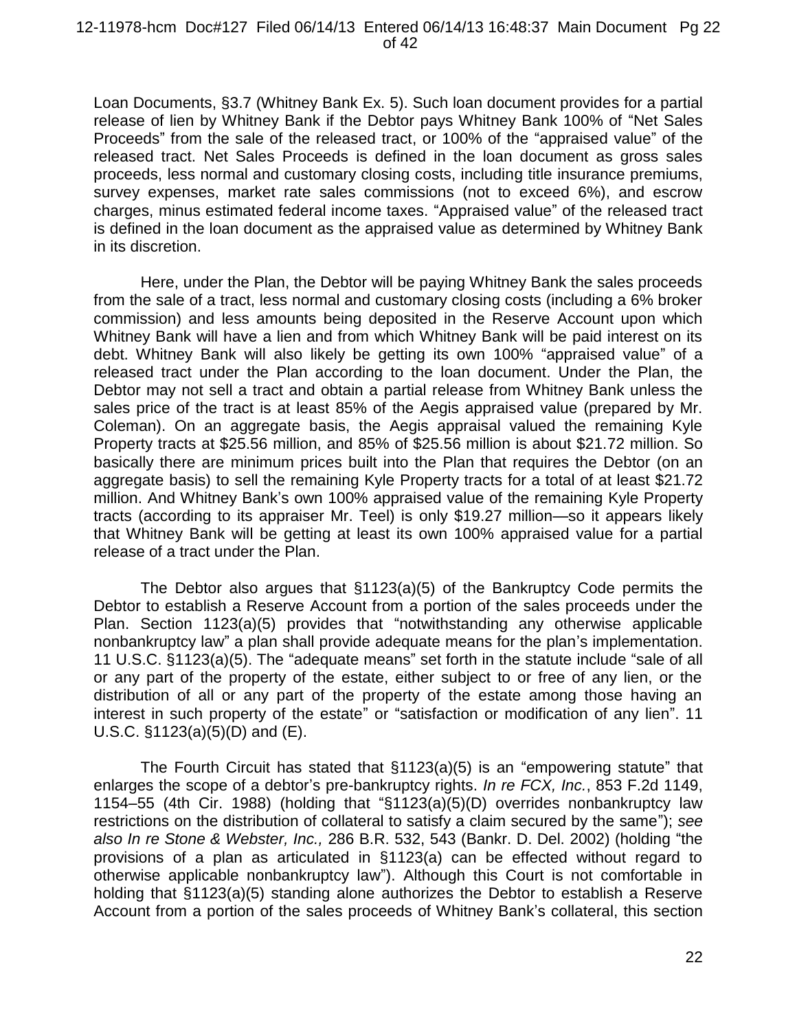Loan Documents, §3.7 (Whitney Bank Ex. 5). Such loan document provides for a partial release of lien by Whitney Bank if the Debtor pays Whitney Bank 100% of "Net Sales Proceeds" from the sale of the released tract, or 100% of the "appraised value" of the released tract. Net Sales Proceeds is defined in the loan document as gross sales proceeds, less normal and customary closing costs, including title insurance premiums, survey expenses, market rate sales commissions (not to exceed 6%), and escrow charges, minus estimated federal income taxes. "Appraised value" of the released tract is defined in the loan document as the appraised value as determined by Whitney Bank in its discretion.

Here, under the Plan, the Debtor will be paying Whitney Bank the sales proceeds from the sale of a tract, less normal and customary closing costs (including a 6% broker commission) and less amounts being deposited in the Reserve Account upon which Whitney Bank will have a lien and from which Whitney Bank will be paid interest on its debt. Whitney Bank will also likely be getting its own 100% "appraised value" of a released tract under the Plan according to the loan document. Under the Plan, the Debtor may not sell a tract and obtain a partial release from Whitney Bank unless the sales price of the tract is at least 85% of the Aegis appraised value (prepared by Mr. Coleman). On an aggregate basis, the Aegis appraisal valued the remaining Kyle Property tracts at $25.56 million, and 85% of $25.56 million is about $21.72 million. So basically there are minimum prices built into the Plan that requires the Debtor (on an aggregate basis) to sell the remaining Kyle Property tracts for a total of at least $21.72 million. And Whitney Bank's own 100% appraised value of the remaining Kyle Property tracts (according to its appraiser Mr. Teel) is only $19.27 million—so it appears likely that Whitney Bank will be getting at least its own 100% appraised value for a partial release of a tract under the Plan.

The Debtor also argues that §1123(a)(5) of the Bankruptcy Code permits the Debtor to establish a Reserve Account from a portion of the sales proceeds under the Plan. Section 1123(a)(5) provides that "notwithstanding any otherwise applicable nonbankruptcy law" a plan shall provide adequate means for the plan's implementation. 11 U.S.C. §1123(a)(5). The "adequate means" set forth in the statute include "sale of all or any part of the property of the estate, either subject to or free of any lien, or the distribution of all or any part of the property of the estate among those having an interest in such property of the estate" or "satisfaction or modification of any lien". 11 U.S.C. §1123(a)(5)(D) and (E).

The Fourth Circuit has stated that §1123(a)(5) is an "empowering statute" that enlarges the scope of a debtor's pre-bankruptcy rights. *In re FCX, Inc.*, 853 F.2d 1149, 1154–55 (4th Cir. 1988) (holding that "§1123(a)(5)(D) overrides nonbankruptcy law restrictions on the distribution of collateral to satisfy a claim secured by the same"); *see also In re Stone & Webster, Inc.,* 286 B.R. 532, 543 (Bankr. D. Del. 2002) (holding "the provisions of a plan as articulated in §1123(a) can be effected without regard to otherwise applicable nonbankruptcy law"). Although this Court is not comfortable in holding that §1123(a)(5) standing alone authorizes the Debtor to establish a Reserve Account from a portion of the sales proceeds of Whitney Bank's collateral, this section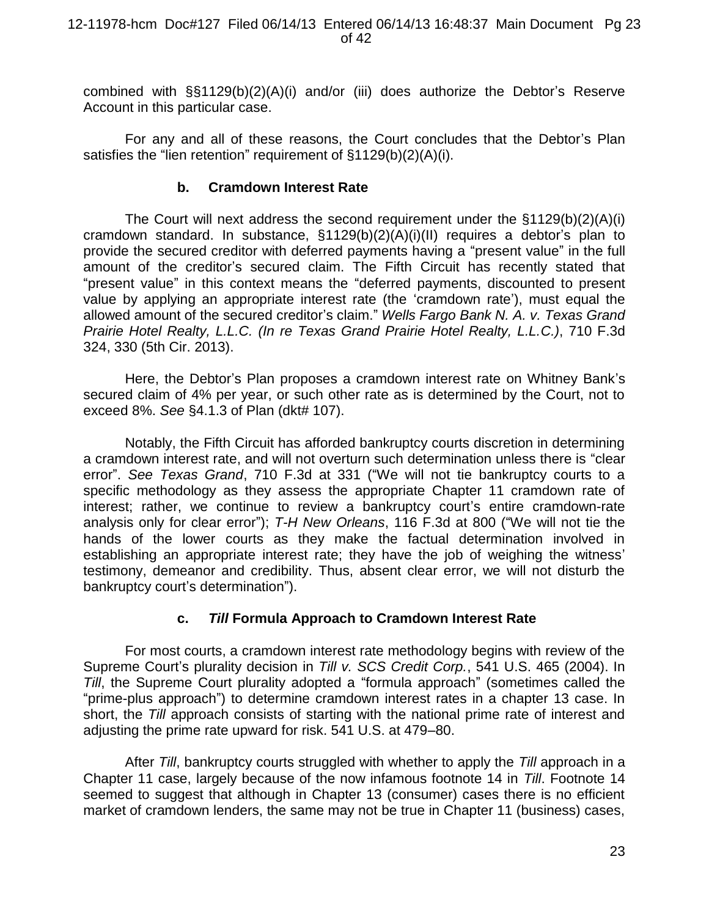combined with §§1129(b)(2)(A)(i) and/or (iii) does authorize the Debtor's Reserve Account in this particular case.

For any and all of these reasons, the Court concludes that the Debtor's Plan satisfies the "lien retention" requirement of §1129(b)(2)(A)(i).

### b. Cramdown Interest Rate

The Court will next address the second requirement under the §1129(b)(2)(A)(i) cramdown standard. In substance, §1129(b)(2)(A)(i)(II) requires a debtor's plan to provide the secured creditor with deferred payments having a "present value" in the full amount of the creditor's secured claim. The Fifth Circuit has recently stated that "present value" in this context means the "deferred payments, discounted to present value by applying an appropriate interest rate (the 'cramdown rate'), must equal the allowed amount of the secured creditor's claim." *Wells Fargo Bank N. A. v. Texas Grand Prairie Hotel Realty, L.L.C. (In re Texas Grand Prairie Hotel Realty, L.L.C.)*, 710 F.3d 324, 330 (5th Cir. 2013).

Here, the Debtor's Plan proposes a cramdown interest rate on Whitney Bank's secured claim of 4% per year, or such other rate as is determined by the Court, not to exceed 8%. *See* §4.1.3 of Plan (dkt# 107).

Notably, the Fifth Circuit has afforded bankruptcy courts discretion in determining a cramdown interest rate, and will not overturn such determination unless there is "clear error". *See Texas Grand*, 710 F.3d at 331 ("We will not tie bankruptcy courts to a specific methodology as they assess the appropriate Chapter 11 cramdown rate of interest; rather, we continue to review a bankruptcy court's entire cramdown-rate analysis only for clear error"); *T-H New Orleans*, 116 F.3d at 800 ("We will not tie the hands of the lower courts as they make the factual determination involved in establishing an appropriate interest rate; they have the job of weighing the witness' testimony, demeanor and credibility. Thus, absent clear error, we will not disturb the bankruptcy court's determination").

### c. *Till* Formula Approach to Cramdown Interest Rate

For most courts, a cramdown interest rate methodology begins with review of the Supreme Court's plurality decision in *Till v. SCS Credit Corp.*, 541 U.S. 465 (2004). In *Till*, the Supreme Court plurality adopted a "formula approach" (sometimes called the "prime-plus approach") to determine cramdown interest rates in a chapter 13 case. In short, the *Till* approach consists of starting with the national prime rate of interest and adjusting the prime rate upward for risk. 541 U.S. at 479–80.

After *Till*, bankruptcy courts struggled with whether to apply the *Till* approach in a Chapter 11 case, largely because of the now infamous footnote 14 in *Till*. Footnote 14 seemed to suggest that although in Chapter 13 (consumer) cases there is no efficient market of cramdown lenders, the same may not be true in Chapter 11 (business) cases,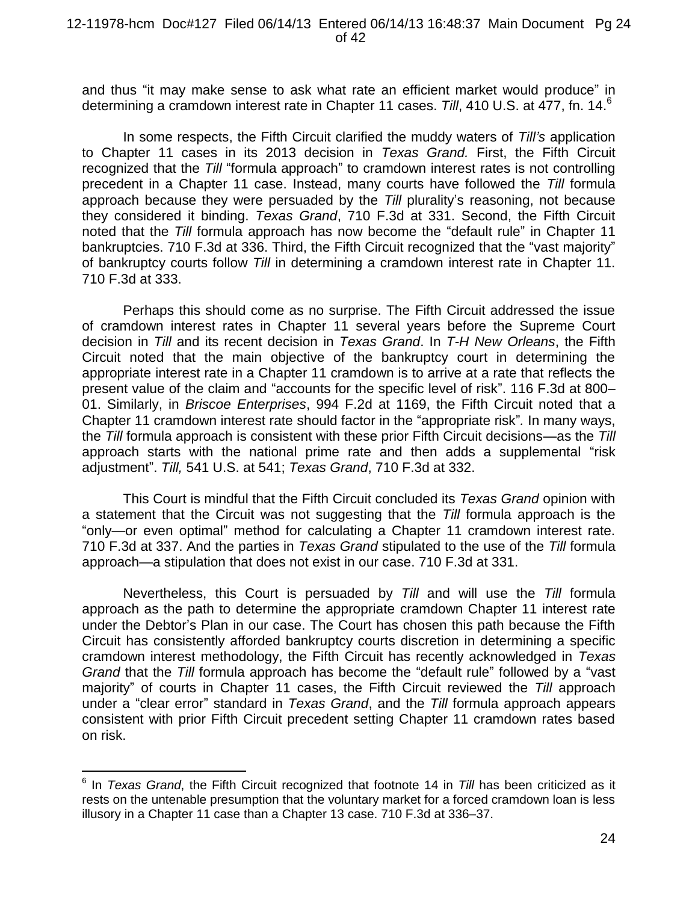and thus "it may make sense to ask what rate an efficient market would produce" in determining a cramdown interest rate in Chapter 11 cases. *Till*, 410 U.S. at 477, fn. 14.[6]

In some respects, the Fifth Circuit clarified the muddy waters of *Till's* application to Chapter 11 cases in its 2013 decision in *Texas Grand.* First, the Fifth Circuit recognized that the *Till* "formula approach" to cramdown interest rates is not controlling precedent in a Chapter 11 case. Instead, many courts have followed the *Till* formula approach because they were persuaded by the *Till* plurality's reasoning, not because they considered it binding. *Texas Grand*, 710 F.3d at 331. Second, the Fifth Circuit noted that the *Till* formula approach has now become the "default rule" in Chapter 11 bankruptcies. 710 F.3d at 336. Third, the Fifth Circuit recognized that the "vast majority" of bankruptcy courts follow *Till* in determining a cramdown interest rate in Chapter 11. 710 F.3d at 333.

Perhaps this should come as no surprise. The Fifth Circuit addressed the issue of cramdown interest rates in Chapter 11 several years before the Supreme Court decision in *Till* and its recent decision in *Texas Grand*. In *T-H New Orleans*, the Fifth Circuit noted that the main objective of the bankruptcy court in determining the appropriate interest rate in a Chapter 11 cramdown is to arrive at a rate that reflects the present value of the claim and "accounts for the specific level of risk". 116 F.3d at 800–01. Similarly, in *Briscoe Enterprises*, 994 F.2d at 1169, the Fifth Circuit noted that a Chapter 11 cramdown interest rate should factor in the "appropriate risk"*.* In many ways, the *Till* formula approach is consistent with these prior Fifth Circuit decisions—as the *Till* approach starts with the national prime rate and then adds a supplemental "risk adjustment". *Till,* 541 U.S. at 541; *Texas Grand*, 710 F.3d at 332.

This Court is mindful that the Fifth Circuit concluded its *Texas Grand* opinion with a statement that the Circuit was not suggesting that the *Till* formula approach is the "only—or even optimal" method for calculating a Chapter 11 cramdown interest rate. 710 F.3d at 337. And the parties in *Texas Grand* stipulated to the use of the *Till* formula approach—a stipulation that does not exist in our case. 710 F.3d at 331.

Nevertheless, this Court is persuaded by *Till* and will use the *Till* formula approach as the path to determine the appropriate cramdown Chapter 11 interest rate under the Debtor's Plan in our case. The Court has chosen this path because the Fifth Circuit has consistently afforded bankruptcy courts discretion in determining a specific cramdown interest methodology, the Fifth Circuit has recently acknowledged in *Texas Grand* that the *Till* formula approach has become the "default rule" followed by a "vast majority" of courts in Chapter 11 cases, the Fifth Circuit reviewed the *Till* approach under a "clear error" standard in *Texas Grand*, and the *Till* formula approach appears consistent with prior Fifth Circuit precedent setting Chapter 11 cramdown rates based on risk.

---

[6] In *Texas Grand*, the Fifth Circuit recognized that footnote 14 in *Till* has been criticized as it rests on the untenable presumption that the voluntary market for a forced cramdown loan is less illusory in a Chapter 11 case than a Chapter 13 case. 710 F.3d at 336–37.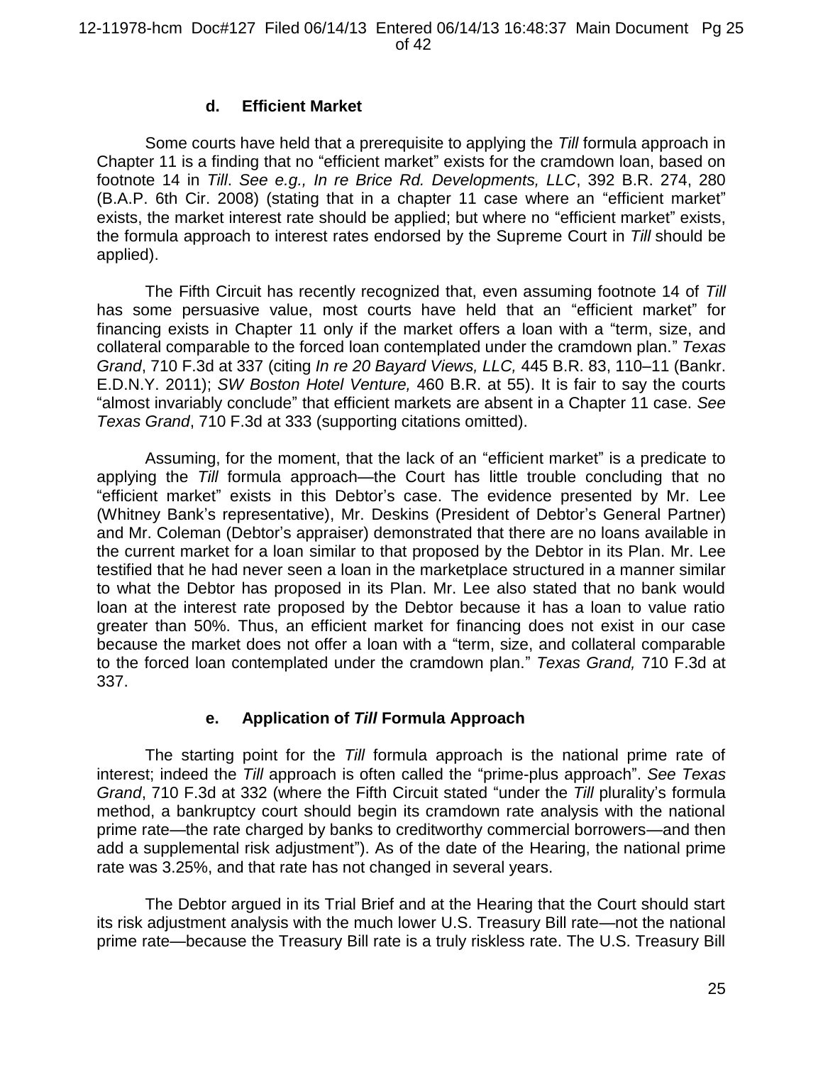### d. Efficient Market

Some courts have held that a prerequisite to applying the *Till* formula approach in Chapter 11 is a finding that no "efficient market" exists for the cramdown loan, based on footnote 14 in *Till*. *See e.g., In re Brice Rd. Developments, LLC*, 392 B.R. 274, 280 (B.A.P. 6th Cir. 2008) (stating that in a chapter 11 case where an "efficient market" exists, the market interest rate should be applied; but where no "efficient market" exists, the formula approach to interest rates endorsed by the Supreme Court in *Till* should be applied).

The Fifth Circuit has recently recognized that, even assuming footnote 14 of *Till* has some persuasive value, most courts have held that an "efficient market" for financing exists in Chapter 11 only if the market offers a loan with a "term, size, and collateral comparable to the forced loan contemplated under the cramdown plan." *Texas Grand*, 710 F.3d at 337 (citing *In re 20 Bayard Views, LLC,* 445 B.R. 83, 110–11 (Bankr. E.D.N.Y. 2011); *SW Boston Hotel Venture,* 460 B.R. at 55). It is fair to say the courts "almost invariably conclude" that efficient markets are absent in a Chapter 11 case. *See Texas Grand*, 710 F.3d at 333 (supporting citations omitted).

Assuming, for the moment, that the lack of an "efficient market" is a predicate to applying the *Till* formula approach—the Court has little trouble concluding that no "efficient market" exists in this Debtor's case. The evidence presented by Mr. Lee (Whitney Bank's representative), Mr. Deskins (President of Debtor's General Partner) and Mr. Coleman (Debtor's appraiser) demonstrated that there are no loans available in the current market for a loan similar to that proposed by the Debtor in its Plan. Mr. Lee testified that he had never seen a loan in the marketplace structured in a manner similar to what the Debtor has proposed in its Plan. Mr. Lee also stated that no bank would loan at the interest rate proposed by the Debtor because it has a loan to value ratio greater than 50%. Thus, an efficient market for financing does not exist in our case because the market does not offer a loan with a "term, size, and collateral comparable to the forced loan contemplated under the cramdown plan." *Texas Grand,* 710 F.3d at 337.

### e. Application of *Till* Formula Approach

The starting point for the *Till* formula approach is the national prime rate of interest; indeed the *Till* approach is often called the "prime-plus approach". *See Texas Grand*, 710 F.3d at 332 (where the Fifth Circuit stated "under the *Till* plurality's formula method, a bankruptcy court should begin its cramdown rate analysis with the national prime rate—the rate charged by banks to creditworthy commercial borrowers—and then add a supplemental risk adjustment"). As of the date of the Hearing, the national prime rate was 3.25%, and that rate has not changed in several years.

The Debtor argued in its Trial Brief and at the Hearing that the Court should start its risk adjustment analysis with the much lower U.S. Treasury Bill rate—not the national prime rate—because the Treasury Bill rate is a truly riskless rate. The U.S. Treasury Bill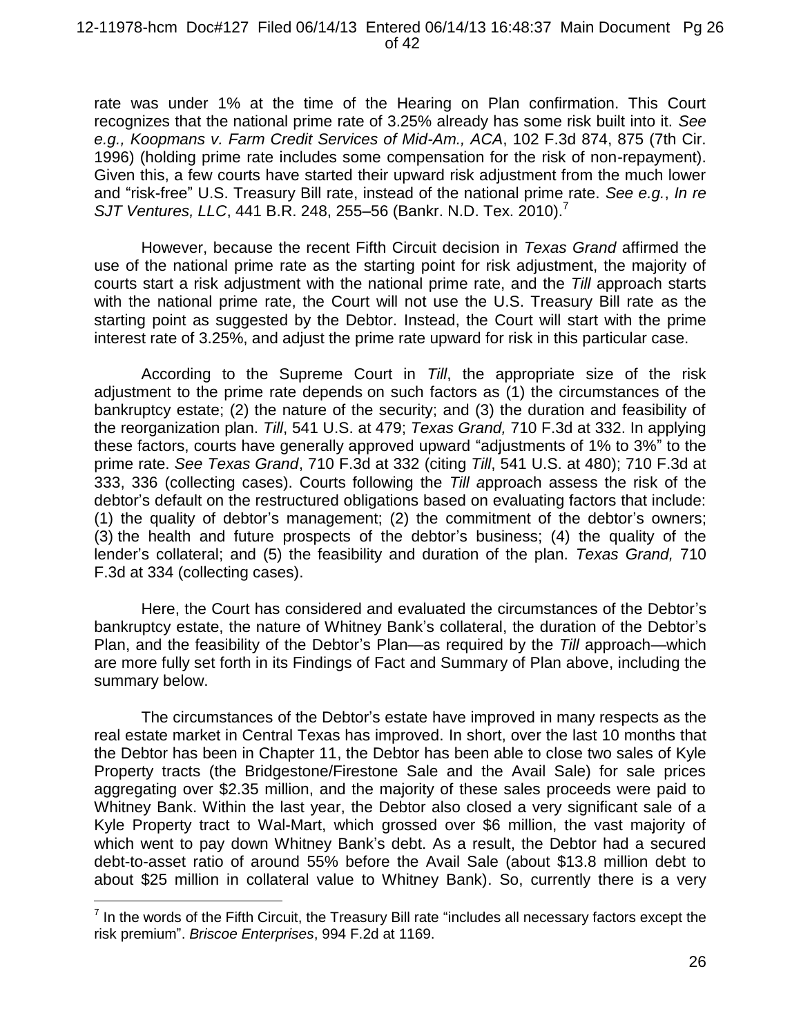rate was under 1% at the time of the Hearing on Plan confirmation. This Court recognizes that the national prime rate of 3.25% already has some risk built into it. *See e.g., Koopmans v. Farm Credit Services of Mid-Am., ACA*, 102 F.3d 874, 875 (7th Cir. 1996) (holding prime rate includes some compensation for the risk of non-repayment). Given this, a few courts have started their upward risk adjustment from the much lower and "risk-free" U.S. Treasury Bill rate, instead of the national prime rate. *See e.g.*, *In re SJT Ventures, LLC*, 441 B.R. 248, 255–56 (Bankr. N.D. Tex. 2010).[7]

However, because the recent Fifth Circuit decision in *Texas Grand* affirmed the use of the national prime rate as the starting point for risk adjustment, the majority of courts start a risk adjustment with the national prime rate, and the *Till* approach starts with the national prime rate, the Court will not use the U.S. Treasury Bill rate as the starting point as suggested by the Debtor. Instead, the Court will start with the prime interest rate of 3.25%, and adjust the prime rate upward for risk in this particular case.

According to the Supreme Court in *Till*, the appropriate size of the risk adjustment to the prime rate depends on such factors as (1) the circumstances of the bankruptcy estate; (2) the nature of the security; and (3) the duration and feasibility of the reorganization plan. *Till*, 541 U.S. at 479; *Texas Grand,* 710 F.3d at 332. In applying these factors, courts have generally approved upward "adjustments of 1% to 3%" to the prime rate. *See Texas Grand*, 710 F.3d at 332 (citing *Till*, 541 U.S. at 480); 710 F.3d at 333, 336 (collecting cases). Courts following the *Till a*pproach assess the risk of the debtor's default on the restructured obligations based on evaluating factors that include: (1) the quality of debtor's management; (2) the commitment of the debtor's owners; (3) the health and future prospects of the debtor's business; (4) the quality of the lender's collateral; and (5) the feasibility and duration of the plan. *Texas Grand,* 710 F.3d at 334 (collecting cases).

Here, the Court has considered and evaluated the circumstances of the Debtor's bankruptcy estate, the nature of Whitney Bank's collateral, the duration of the Debtor's Plan, and the feasibility of the Debtor's Plan—as required by the *Till* approach—which are more fully set forth in its Findings of Fact and Summary of Plan above, including the summary below.

The circumstances of the Debtor's estate have improved in many respects as the real estate market in Central Texas has improved. In short, over the last 10 months that the Debtor has been in Chapter 11, the Debtor has been able to close two sales of Kyle Property tracts (the Bridgestone/Firestone Sale and the Avail Sale) for sale prices aggregating over $2.35 million, and the majority of these sales proceeds were paid to Whitney Bank. Within the last year, the Debtor also closed a very significant sale of a Kyle Property tract to Wal-Mart, which grossed over $6 million, the vast majority of which went to pay down Whitney Bank's debt. As a result, the Debtor had a secured debt-to-asset ratio of around 55% before the Avail Sale (about $13.8 million debt to about $25 million in collateral value to Whitney Bank). So, currently there is a very

[7] In the words of the Fifth Circuit, the Treasury Bill rate "includes all necessary factors except the risk premium". *Briscoe Enterprises*, 994 F.2d at 1169.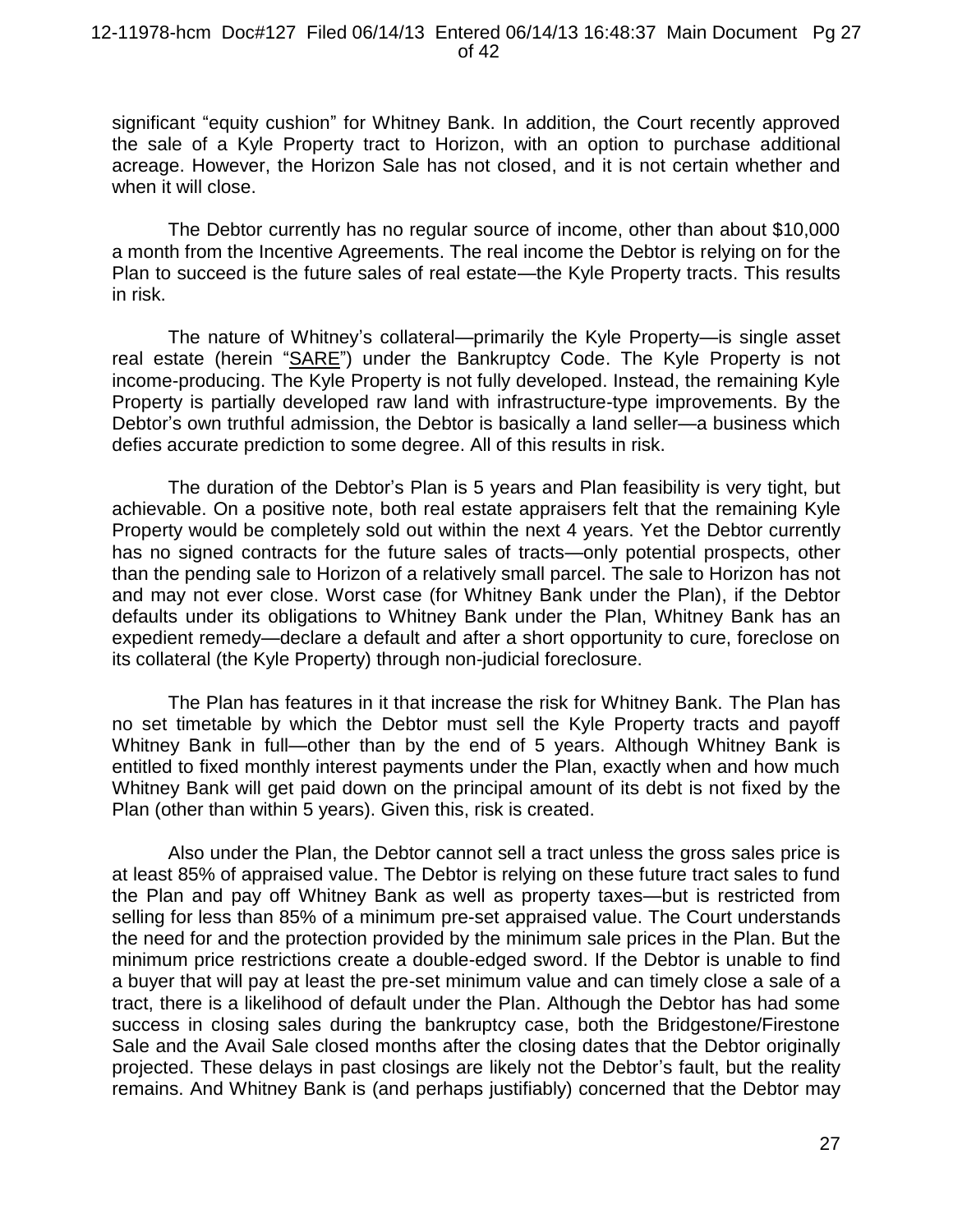significant "equity cushion" for Whitney Bank. In addition, the Court recently approved the sale of a Kyle Property tract to Horizon, with an option to purchase additional acreage. However, the Horizon Sale has not closed, and it is not certain whether and when it will close.

The Debtor currently has no regular source of income, other than about $10,000 a month from the Incentive Agreements. The real income the Debtor is relying on for the Plan to succeed is the future sales of real estate—the Kyle Property tracts. This results in risk.

The nature of Whitney's collateral—primarily the Kyle Property—is single asset real estate (herein "SARE") under the Bankruptcy Code. The Kyle Property is not income-producing. The Kyle Property is not fully developed. Instead, the remaining Kyle Property is partially developed raw land with infrastructure-type improvements. By the Debtor's own truthful admission, the Debtor is basically a land seller—a business which defies accurate prediction to some degree. All of this results in risk.

The duration of the Debtor's Plan is 5 years and Plan feasibility is very tight, but achievable. On a positive note, both real estate appraisers felt that the remaining Kyle Property would be completely sold out within the next 4 years. Yet the Debtor currently has no signed contracts for the future sales of tracts—only potential prospects, other than the pending sale to Horizon of a relatively small parcel. The sale to Horizon has not and may not ever close. Worst case (for Whitney Bank under the Plan), if the Debtor defaults under its obligations to Whitney Bank under the Plan, Whitney Bank has an expedient remedy—declare a default and after a short opportunity to cure, foreclose on its collateral (the Kyle Property) through non-judicial foreclosure.

The Plan has features in it that increase the risk for Whitney Bank. The Plan has no set timetable by which the Debtor must sell the Kyle Property tracts and payoff Whitney Bank in full—other than by the end of 5 years. Although Whitney Bank is entitled to fixed monthly interest payments under the Plan, exactly when and how much Whitney Bank will get paid down on the principal amount of its debt is not fixed by the Plan (other than within 5 years). Given this, risk is created.

Also under the Plan, the Debtor cannot sell a tract unless the gross sales price is at least 85% of appraised value. The Debtor is relying on these future tract sales to fund the Plan and pay off Whitney Bank as well as property taxes—but is restricted from selling for less than 85% of a minimum pre-set appraised value. The Court understands the need for and the protection provided by the minimum sale prices in the Plan. But the minimum price restrictions create a double-edged sword. If the Debtor is unable to find a buyer that will pay at least the pre-set minimum value and can timely close a sale of a tract, there is a likelihood of default under the Plan. Although the Debtor has had some success in closing sales during the bankruptcy case, both the Bridgestone/Firestone Sale and the Avail Sale closed months after the closing dates that the Debtor originally projected. These delays in past closings are likely not the Debtor's fault, but the reality remains. And Whitney Bank is (and perhaps justifiably) concerned that the Debtor may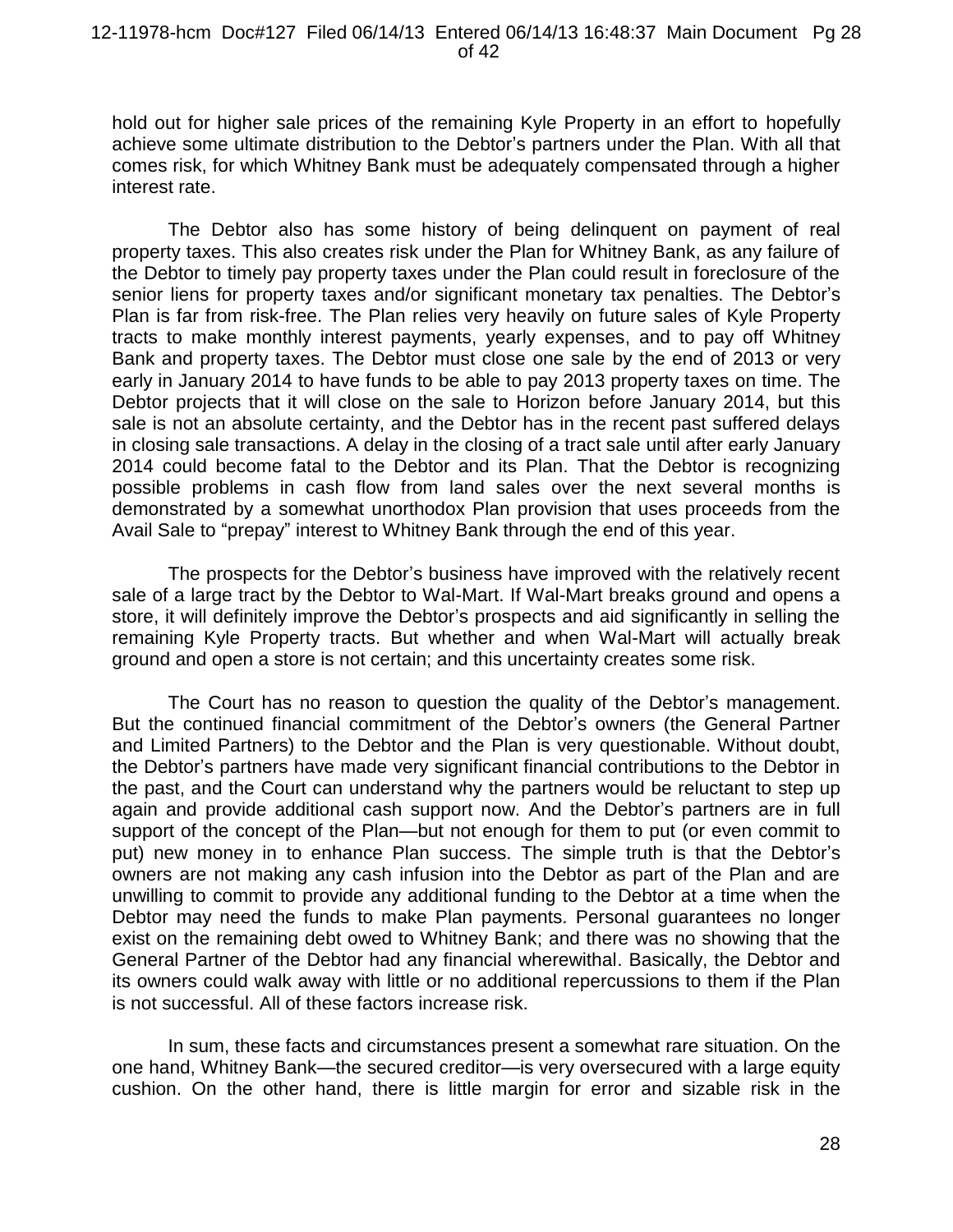hold out for higher sale prices of the remaining Kyle Property in an effort to hopefully achieve some ultimate distribution to the Debtor's partners under the Plan. With all that comes risk, for which Whitney Bank must be adequately compensated through a higher interest rate.

The Debtor also has some history of being delinquent on payment of real property taxes. This also creates risk under the Plan for Whitney Bank, as any failure of the Debtor to timely pay property taxes under the Plan could result in foreclosure of the senior liens for property taxes and/or significant monetary tax penalties. The Debtor's Plan is far from risk-free. The Plan relies very heavily on future sales of Kyle Property tracts to make monthly interest payments, yearly expenses, and to pay off Whitney Bank and property taxes. The Debtor must close one sale by the end of 2013 or very early in January 2014 to have funds to be able to pay 2013 property taxes on time. The Debtor projects that it will close on the sale to Horizon before January 2014, but this sale is not an absolute certainty, and the Debtor has in the recent past suffered delays in closing sale transactions. A delay in the closing of a tract sale until after early January 2014 could become fatal to the Debtor and its Plan. That the Debtor is recognizing possible problems in cash flow from land sales over the next several months is demonstrated by a somewhat unorthodox Plan provision that uses proceeds from the Avail Sale to "prepay" interest to Whitney Bank through the end of this year.

The prospects for the Debtor's business have improved with the relatively recent sale of a large tract by the Debtor to Wal-Mart. If Wal-Mart breaks ground and opens a store, it will definitely improve the Debtor's prospects and aid significantly in selling the remaining Kyle Property tracts. But whether and when Wal-Mart will actually break ground and open a store is not certain; and this uncertainty creates some risk.

The Court has no reason to question the quality of the Debtor's management. But the continued financial commitment of the Debtor's owners (the General Partner and Limited Partners) to the Debtor and the Plan is very questionable. Without doubt, the Debtor's partners have made very significant financial contributions to the Debtor in the past, and the Court can understand why the partners would be reluctant to step up again and provide additional cash support now. And the Debtor's partners are in full support of the concept of the Plan—but not enough for them to put (or even commit to put) new money in to enhance Plan success. The simple truth is that the Debtor's owners are not making any cash infusion into the Debtor as part of the Plan and are unwilling to commit to provide any additional funding to the Debtor at a time when the Debtor may need the funds to make Plan payments. Personal guarantees no longer exist on the remaining debt owed to Whitney Bank; and there was no showing that the General Partner of the Debtor had any financial wherewithal. Basically, the Debtor and its owners could walk away with little or no additional repercussions to them if the Plan is not successful. All of these factors increase risk.

In sum, these facts and circumstances present a somewhat rare situation. On the one hand, Whitney Bank—the secured creditor—is very oversecured with a large equity cushion. On the other hand, there is little margin for error and sizable risk in the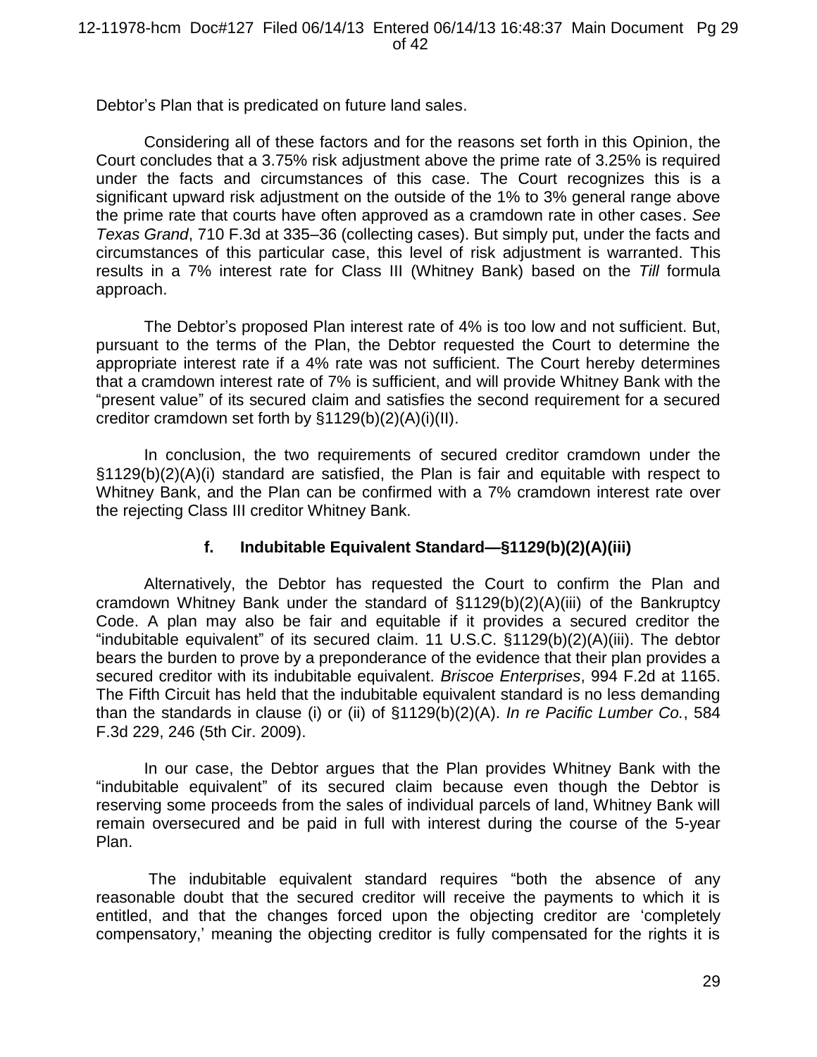Debtor's Plan that is predicated on future land sales.

Considering all of these factors and for the reasons set forth in this Opinion, the Court concludes that a 3.75% risk adjustment above the prime rate of 3.25% is required under the facts and circumstances of this case. The Court recognizes this is a significant upward risk adjustment on the outside of the 1% to 3% general range above the prime rate that courts have often approved as a cramdown rate in other cases. *See Texas Grand*, 710 F.3d at 335–36 (collecting cases). But simply put, under the facts and circumstances of this particular case, this level of risk adjustment is warranted. This results in a 7% interest rate for Class III (Whitney Bank) based on the *Till* formula approach.

The Debtor's proposed Plan interest rate of 4% is too low and not sufficient. But, pursuant to the terms of the Plan, the Debtor requested the Court to determine the appropriate interest rate if a 4% rate was not sufficient. The Court hereby determines that a cramdown interest rate of 7% is sufficient, and will provide Whitney Bank with the "present value" of its secured claim and satisfies the second requirement for a secured creditor cramdown set forth by §1129(b)(2)(A)(i)(II).

In conclusion, the two requirements of secured creditor cramdown under the §1129(b)(2)(A)(i) standard are satisfied, the Plan is fair and equitable with respect to Whitney Bank, and the Plan can be confirmed with a 7% cramdown interest rate over the rejecting Class III creditor Whitney Bank.

### f. Indubitable Equivalent Standard—§1129(b)(2)(A)(iii)

Alternatively, the Debtor has requested the Court to confirm the Plan and cramdown Whitney Bank under the standard of §1129(b)(2)(A)(iii) of the Bankruptcy Code. A plan may also be fair and equitable if it provides a secured creditor the "indubitable equivalent" of its secured claim. 11 U.S.C. §1129(b)(2)(A)(iii). The debtor bears the burden to prove by a preponderance of the evidence that their plan provides a secured creditor with its indubitable equivalent. *Briscoe Enterprises*, 994 F.2d at 1165. The Fifth Circuit has held that the indubitable equivalent standard is no less demanding than the standards in clause (i) or (ii) of §1129(b)(2)(A). *In re Pacific Lumber Co.*, 584 F.3d 229, 246 (5th Cir. 2009).

In our case, the Debtor argues that the Plan provides Whitney Bank with the "indubitable equivalent" of its secured claim because even though the Debtor is reserving some proceeds from the sales of individual parcels of land, Whitney Bank will remain oversecured and be paid in full with interest during the course of the 5-year Plan.

The indubitable equivalent standard requires "both the absence of any reasonable doubt that the secured creditor will receive the payments to which it is entitled, and that the changes forced upon the objecting creditor are 'completely compensatory,' meaning the objecting creditor is fully compensated for the rights it is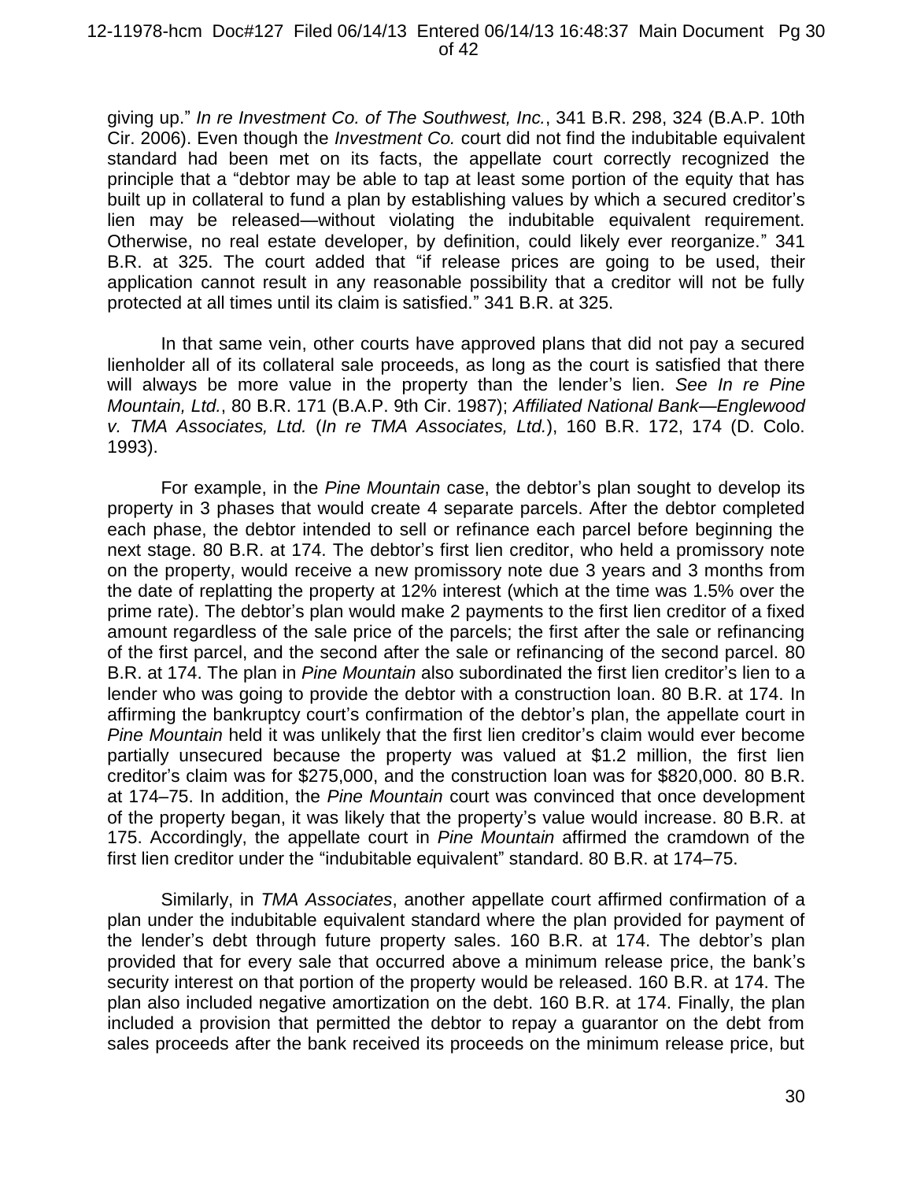giving up." *In re Investment Co. of The Southwest, Inc.*, 341 B.R. 298, 324 (B.A.P. 10th Cir. 2006). Even though the *Investment Co.* court did not find the indubitable equivalent standard had been met on its facts, the appellate court correctly recognized the principle that a "debtor may be able to tap at least some portion of the equity that has built up in collateral to fund a plan by establishing values by which a secured creditor's lien may be released—without violating the indubitable equivalent requirement. Otherwise, no real estate developer, by definition, could likely ever reorganize." 341 B.R. at 325. The court added that "if release prices are going to be used, their application cannot result in any reasonable possibility that a creditor will not be fully protected at all times until its claim is satisfied." 341 B.R. at 325.

In that same vein, other courts have approved plans that did not pay a secured lienholder all of its collateral sale proceeds, as long as the court is satisfied that there will always be more value in the property than the lender's lien. *See In re Pine Mountain, Ltd.*, 80 B.R. 171 (B.A.P. 9th Cir. 1987); *Affiliated National Bank—Englewood v. TMA Associates, Ltd.* (*In re TMA Associates, Ltd.*), 160 B.R. 172, 174 (D. Colo. 1993).

For example, in the *Pine Mountain* case, the debtor's plan sought to develop its property in 3 phases that would create 4 separate parcels. After the debtor completed each phase, the debtor intended to sell or refinance each parcel before beginning the next stage. 80 B.R. at 174. The debtor's first lien creditor, who held a promissory note on the property, would receive a new promissory note due 3 years and 3 months from the date of replatting the property at 12% interest (which at the time was 1.5% over the prime rate). The debtor's plan would make 2 payments to the first lien creditor of a fixed amount regardless of the sale price of the parcels; the first after the sale or refinancing of the first parcel, and the second after the sale or refinancing of the second parcel. 80 B.R. at 174. The plan in *Pine Mountain* also subordinated the first lien creditor's lien to a lender who was going to provide the debtor with a construction loan. 80 B.R. at 174. In affirming the bankruptcy court's confirmation of the debtor's plan, the appellate court in *Pine Mountain* held it was unlikely that the first lien creditor's claim would ever become partially unsecured because the property was valued at $1.2 million, the first lien creditor's claim was for $275,000, and the construction loan was for $820,000. 80 B.R. at 174–75. In addition, the *Pine Mountain* court was convinced that once development of the property began, it was likely that the property's value would increase. 80 B.R. at 175. Accordingly, the appellate court in *Pine Mountain* affirmed the cramdown of the first lien creditor under the "indubitable equivalent" standard. 80 B.R. at 174–75.

Similarly, in *TMA Associates*, another appellate court affirmed confirmation of a plan under the indubitable equivalent standard where the plan provided for payment of the lender's debt through future property sales. 160 B.R. at 174. The debtor's plan provided that for every sale that occurred above a minimum release price, the bank's security interest on that portion of the property would be released. 160 B.R. at 174. The plan also included negative amortization on the debt. 160 B.R. at 174. Finally, the plan included a provision that permitted the debtor to repay a guarantor on the debt from sales proceeds after the bank received its proceeds on the minimum release price, but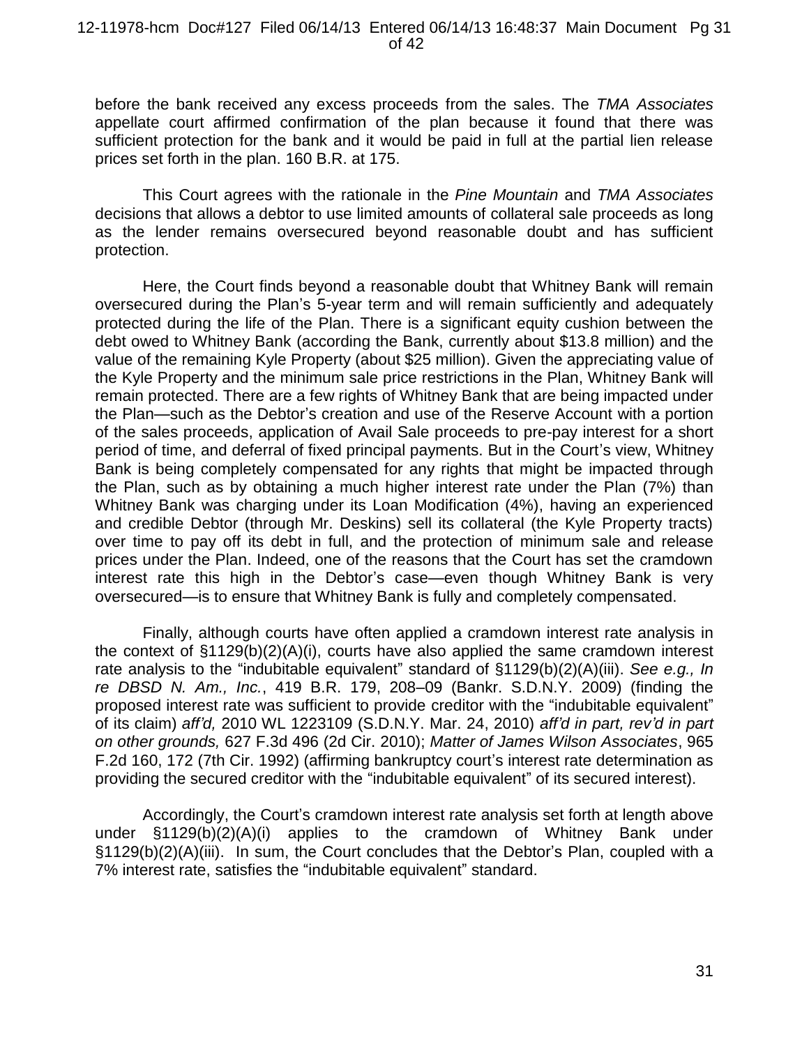before the bank received any excess proceeds from the sales. The *TMA Associates* appellate court affirmed confirmation of the plan because it found that there was sufficient protection for the bank and it would be paid in full at the partial lien release prices set forth in the plan. 160 B.R. at 175.

This Court agrees with the rationale in the *Pine Mountain* and *TMA Associates* decisions that allows a debtor to use limited amounts of collateral sale proceeds as long as the lender remains oversecured beyond reasonable doubt and has sufficient protection.

Here, the Court finds beyond a reasonable doubt that Whitney Bank will remain oversecured during the Plan's 5-year term and will remain sufficiently and adequately protected during the life of the Plan. There is a significant equity cushion between the debt owed to Whitney Bank (according the Bank, currently about $13.8 million) and the value of the remaining Kyle Property (about $25 million). Given the appreciating value of the Kyle Property and the minimum sale price restrictions in the Plan, Whitney Bank will remain protected. There are a few rights of Whitney Bank that are being impacted under the Plan—such as the Debtor's creation and use of the Reserve Account with a portion of the sales proceeds, application of Avail Sale proceeds to pre-pay interest for a short period of time, and deferral of fixed principal payments. But in the Court's view, Whitney Bank is being completely compensated for any rights that might be impacted through the Plan, such as by obtaining a much higher interest rate under the Plan (7%) than Whitney Bank was charging under its Loan Modification (4%), having an experienced and credible Debtor (through Mr. Deskins) sell its collateral (the Kyle Property tracts) over time to pay off its debt in full, and the protection of minimum sale and release prices under the Plan. Indeed, one of the reasons that the Court has set the cramdown interest rate this high in the Debtor's case—even though Whitney Bank is very oversecured—is to ensure that Whitney Bank is fully and completely compensated.

Finally, although courts have often applied a cramdown interest rate analysis in the context of §1129(b)(2)(A)(i), courts have also applied the same cramdown interest rate analysis to the "indubitable equivalent" standard of §1129(b)(2)(A)(iii). *See e.g., In re DBSD N. Am., Inc.*, 419 B.R. 179, 208–09 (Bankr. S.D.N.Y. 2009) (finding the proposed interest rate was sufficient to provide creditor with the "indubitable equivalent" of its claim) *aff'd,* 2010 WL 1223109 (S.D.N.Y. Mar. 24, 2010) *aff'd in part, rev'd in part on other grounds,* 627 F.3d 496 (2d Cir. 2010); *Matter of James Wilson Associates*, 965 F.2d 160, 172 (7th Cir. 1992) (affirming bankruptcy court's interest rate determination as providing the secured creditor with the "indubitable equivalent" of its secured interest).

Accordingly, the Court's cramdown interest rate analysis set forth at length above under §1129(b)(2)(A)(i) applies to the cramdown of Whitney Bank under §1129(b)(2)(A)(iii). In sum, the Court concludes that the Debtor's Plan, coupled with a 7% interest rate, satisfies the "indubitable equivalent" standard.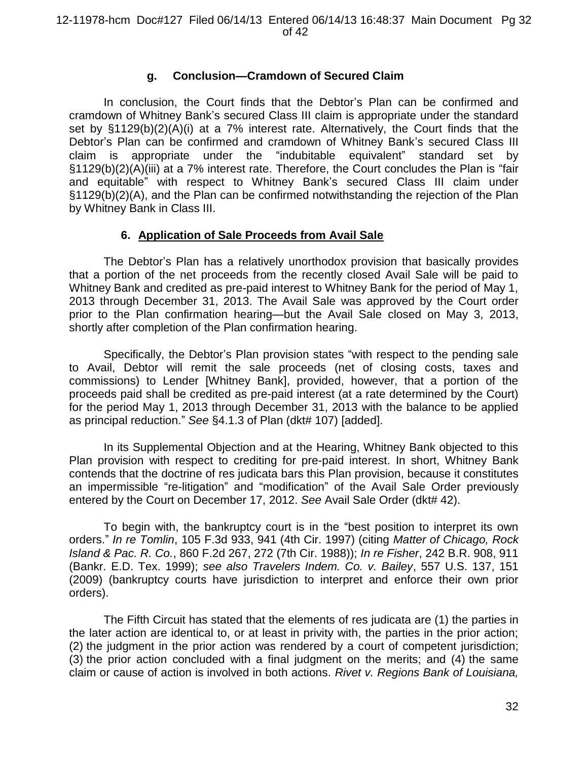### g. Conclusion—Cramdown of Secured Claim

In conclusion, the Court finds that the Debtor's Plan can be confirmed and cramdown of Whitney Bank's secured Class III claim is appropriate under the standard set by §1129(b)(2)(A)(i) at a 7% interest rate. Alternatively, the Court finds that the Debtor's Plan can be confirmed and cramdown of Whitney Bank's secured Class III claim is appropriate under the "indubitable equivalent" standard set by §1129(b)(2)(A)(iii) at a 7% interest rate. Therefore, the Court concludes the Plan is "fair and equitable" with respect to Whitney Bank's secured Class III claim under §1129(b)(2)(A), and the Plan can be confirmed notwithstanding the rejection of the Plan by Whitney Bank in Class III.

## 6. Application of Sale Proceeds from Avail Sale

The Debtor's Plan has a relatively unorthodox provision that basically provides that a portion of the net proceeds from the recently closed Avail Sale will be paid to Whitney Bank and credited as pre-paid interest to Whitney Bank for the period of May 1, 2013 through December 31, 2013. The Avail Sale was approved by the Court order prior to the Plan confirmation hearing—but the Avail Sale closed on May 3, 2013, shortly after completion of the Plan confirmation hearing.

Specifically, the Debtor's Plan provision states "with respect to the pending sale to Avail, Debtor will remit the sale proceeds (net of closing costs, taxes and commissions) to Lender [Whitney Bank], provided, however, that a portion of the proceeds paid shall be credited as pre-paid interest (at a rate determined by the Court) for the period May 1, 2013 through December 31, 2013 with the balance to be applied as principal reduction." *See* §4.1.3 of Plan (dkt# 107) [added].

In its Supplemental Objection and at the Hearing, Whitney Bank objected to this Plan provision with respect to crediting for pre-paid interest. In short, Whitney Bank contends that the doctrine of res judicata bars this Plan provision, because it constitutes an impermissible "re-litigation" and "modification" of the Avail Sale Order previously entered by the Court on December 17, 2012. *See* Avail Sale Order (dkt# 42).

To begin with, the bankruptcy court is in the "best position to interpret its own orders." *In re Tomlin*, 105 F.3d 933, 941 (4th Cir. 1997) (citing *Matter of Chicago, Rock Island & Pac. R. Co.*, 860 F.2d 267, 272 (7th Cir. 1988)); *In re Fisher*, 242 B.R. 908, 911 (Bankr. E.D. Tex. 1999); *see also Travelers Indem. Co. v. Bailey*, 557 U.S. 137, 151 (2009) (bankruptcy courts have jurisdiction to interpret and enforce their own prior orders).

The Fifth Circuit has stated that the elements of res judicata are (1) the parties in the later action are identical to, or at least in privity with, the parties in the prior action; (2) the judgment in the prior action was rendered by a court of competent jurisdiction; (3) the prior action concluded with a final judgment on the merits; and (4) the same claim or cause of action is involved in both actions. *Rivet v. Regions Bank of Louisiana,*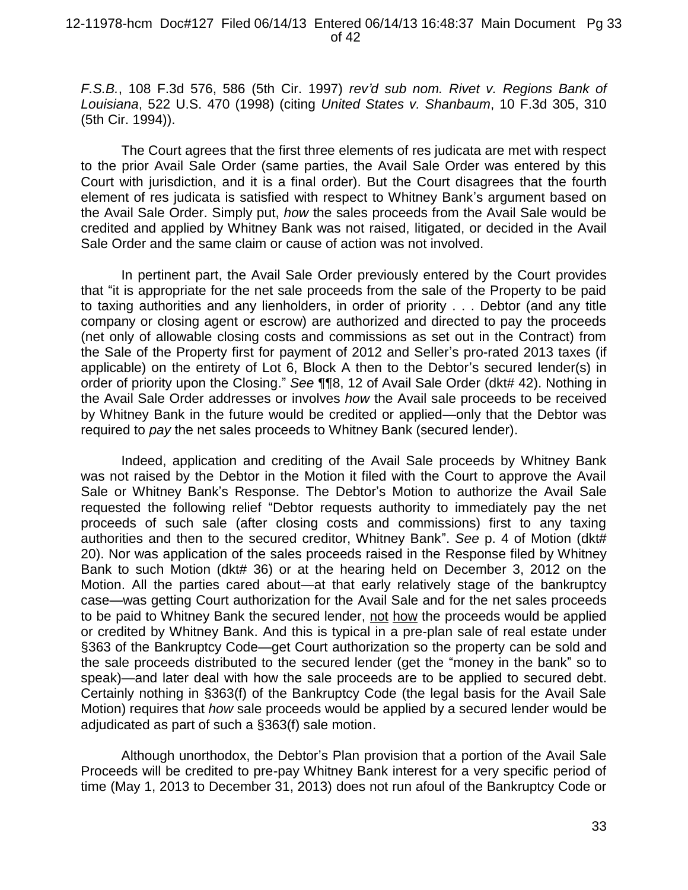*F.S.B.*, 108 F.3d 576, 586 (5th Cir. 1997) *rev'd sub nom. Rivet v. Regions Bank of Louisiana*, 522 U.S. 470 (1998) (citing *United States v. Shanbaum*, 10 F.3d 305, 310 (5th Cir. 1994)).

The Court agrees that the first three elements of res judicata are met with respect to the prior Avail Sale Order (same parties, the Avail Sale Order was entered by this Court with jurisdiction, and it is a final order). But the Court disagrees that the fourth element of res judicata is satisfied with respect to Whitney Bank's argument based on the Avail Sale Order. Simply put, *how* the sales proceeds from the Avail Sale would be credited and applied by Whitney Bank was not raised, litigated, or decided in the Avail Sale Order and the same claim or cause of action was not involved.

In pertinent part, the Avail Sale Order previously entered by the Court provides that "it is appropriate for the net sale proceeds from the sale of the Property to be paid to taxing authorities and any lienholders, in order of priority . . . Debtor (and any title company or closing agent or escrow) are authorized and directed to pay the proceeds (net only of allowable closing costs and commissions as set out in the Contract) from the Sale of the Property first for payment of 2012 and Seller's pro-rated 2013 taxes (if applicable) on the entirety of Lot 6, Block A then to the Debtor's secured lender(s) in order of priority upon the Closing." *See* ¶¶8, 12 of Avail Sale Order (dkt# 42). Nothing in the Avail Sale Order addresses or involves *how* the Avail sale proceeds to be received by Whitney Bank in the future would be credited or applied—only that the Debtor was required to *pay* the net sales proceeds to Whitney Bank (secured lender).

Indeed, application and crediting of the Avail Sale proceeds by Whitney Bank was not raised by the Debtor in the Motion it filed with the Court to approve the Avail Sale or Whitney Bank's Response. The Debtor's Motion to authorize the Avail Sale requested the following relief "Debtor requests authority to immediately pay the net proceeds of such sale (after closing costs and commissions) first to any taxing authorities and then to the secured creditor, Whitney Bank". *See* p. 4 of Motion (dkt# 20). Nor was application of the sales proceeds raised in the Response filed by Whitney Bank to such Motion (dkt# 36) or at the hearing held on December 3, 2012 on the Motion. All the parties cared about—at that early relatively stage of the bankruptcy case—was getting Court authorization for the Avail Sale and for the net sales proceeds to be paid to Whitney Bank the secured lender, <u>not how</u> the proceeds would be applied or credited by Whitney Bank. And this is typical in a pre-plan sale of real estate under §363 of the Bankruptcy Code—get Court authorization so the property can be sold and the sale proceeds distributed to the secured lender (get the "money in the bank" so to speak)—and later deal with how the sale proceeds are to be applied to secured debt. Certainly nothing in §363(f) of the Bankruptcy Code (the legal basis for the Avail Sale Motion) requires that *how* sale proceeds would be applied by a secured lender would be adjudicated as part of such a §363(f) sale motion.

Although unorthodox, the Debtor's Plan provision that a portion of the Avail Sale Proceeds will be credited to pre-pay Whitney Bank interest for a very specific period of time (May 1, 2013 to December 31, 2013) does not run afoul of the Bankruptcy Code or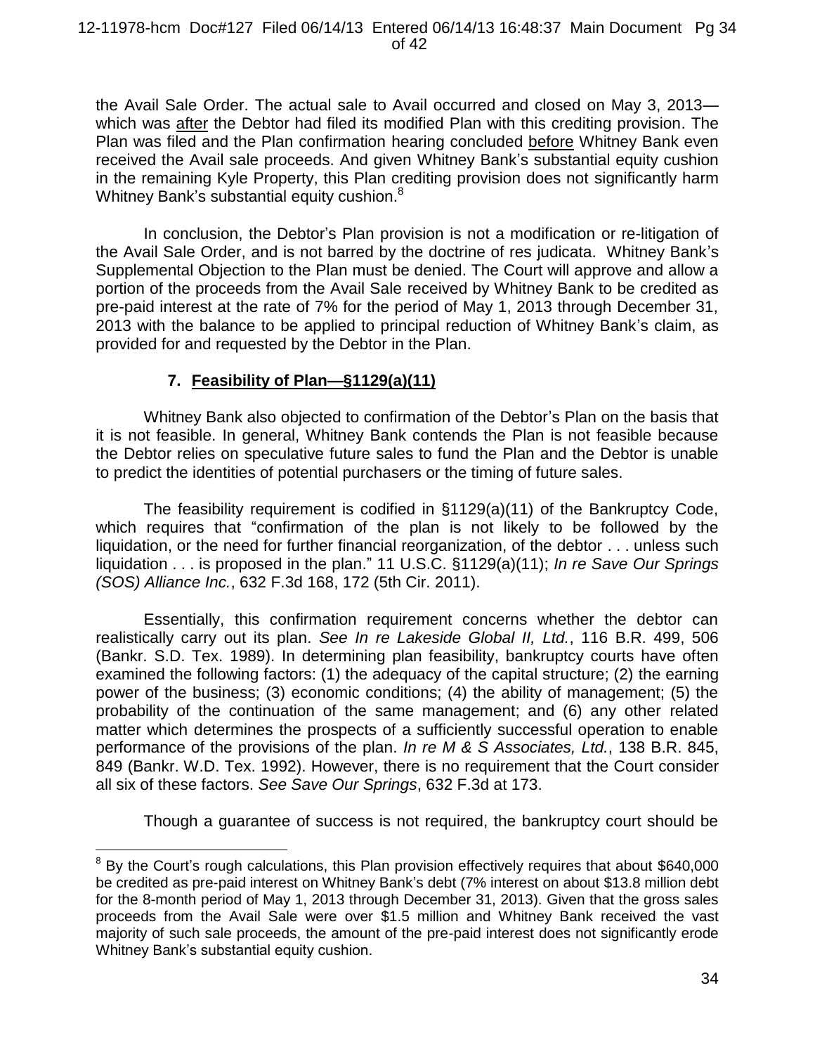the Avail Sale Order. The actual sale to Avail occurred and closed on May 3, 2013—which was <u>after</u> the Debtor had filed its modified Plan with this crediting provision. The Plan was filed and the Plan confirmation hearing concluded <u>before</u> Whitney Bank even received the Avail sale proceeds. And given Whitney Bank's substantial equity cushion in the remaining Kyle Property, this Plan crediting provision does not significantly harm Whitney Bank's substantial equity cushion.[8]

In conclusion, the Debtor's Plan provision is not a modification or re-litigation of the Avail Sale Order, and is not barred by the doctrine of res judicata. Whitney Bank's Supplemental Objection to the Plan must be denied. The Court will approve and allow a portion of the proceeds from the Avail Sale received by Whitney Bank to be credited as pre-paid interest at the rate of 7% for the period of May 1, 2013 through December 31, 2013 with the balance to be applied to principal reduction of Whitney Bank's claim, as provided for and requested by the Debtor in the Plan.

### 7. <u>Feasibility of Plan—§1129(a)(11)</u>

Whitney Bank also objected to confirmation of the Debtor's Plan on the basis that it is not feasible. In general, Whitney Bank contends the Plan is not feasible because the Debtor relies on speculative future sales to fund the Plan and the Debtor is unable to predict the identities of potential purchasers or the timing of future sales.

The feasibility requirement is codified in §1129(a)(11) of the Bankruptcy Code, which requires that "confirmation of the plan is not likely to be followed by the liquidation, or the need for further financial reorganization, of the debtor . . . unless such liquidation . . . is proposed in the plan." 11 U.S.C. §1129(a)(11); *In re Save Our Springs (SOS) Alliance Inc.*, 632 F.3d 168, 172 (5th Cir. 2011).

Essentially, this confirmation requirement concerns whether the debtor can realistically carry out its plan. *See In re Lakeside Global II, Ltd.*, 116 B.R. 499, 506 (Bankr. S.D. Tex. 1989). In determining plan feasibility, bankruptcy courts have often examined the following factors: (1) the adequacy of the capital structure; (2) the earning power of the business; (3) economic conditions; (4) the ability of management; (5) the probability of the continuation of the same management; and (6) any other related matter which determines the prospects of a sufficiently successful operation to enable performance of the provisions of the plan. *In re M & S Associates, Ltd.*, 138 B.R. 845, 849 (Bankr. W.D. Tex. 1992). However, there is no requirement that the Court consider all six of these factors. *See Save Our Springs*, 632 F.3d at 173.

Though a guarantee of success is not required, the bankruptcy court should be

---

[8] By the Court's rough calculations, this Plan provision effectively requires that about $640,000 be credited as pre-paid interest on Whitney Bank's debt (7% interest on about $13.8 million debt for the 8-month period of May 1, 2013 through December 31, 2013). Given that the gross sales proceeds from the Avail Sale were over $1.5 million and Whitney Bank received the vast majority of such sale proceeds, the amount of the pre-paid interest does not significantly erode Whitney Bank's substantial equity cushion.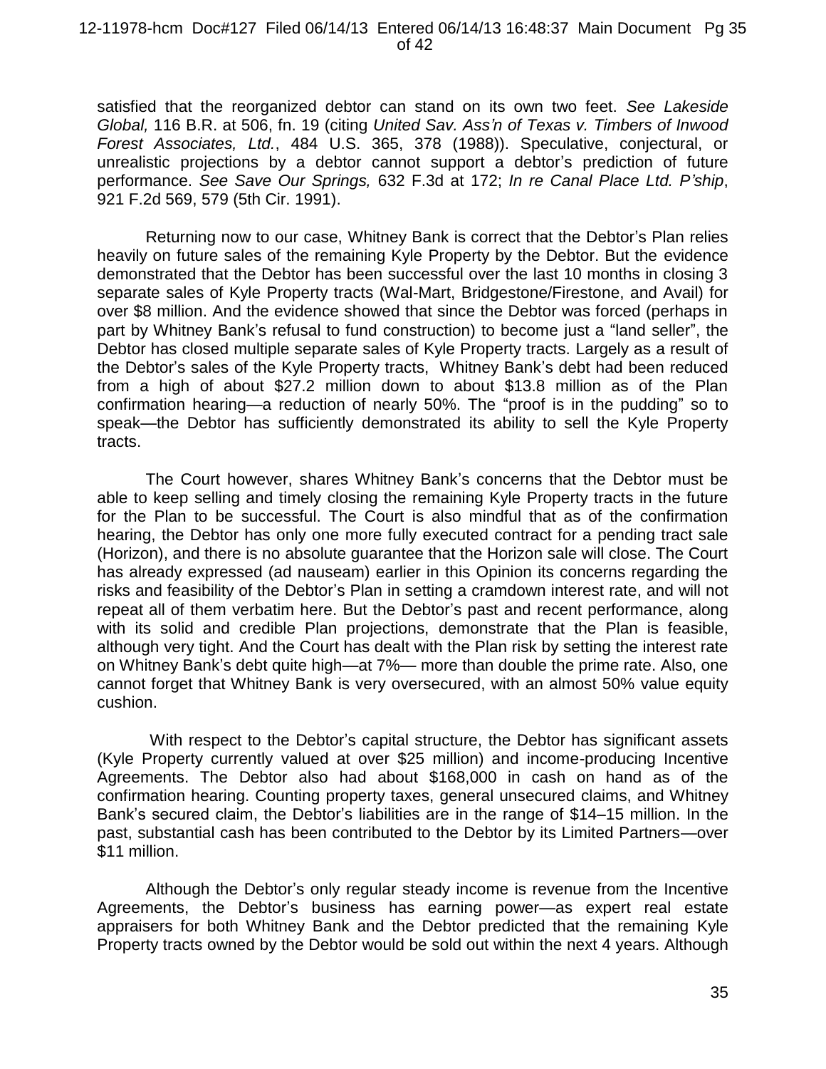satisfied that the reorganized debtor can stand on its own two feet. *See Lakeside Global,* 116 B.R. at 506, fn. 19 (citing *United Sav. Ass'n of Texas v. Timbers of Inwood Forest Associates, Ltd.*, 484 U.S. 365, 378 (1988)). Speculative, conjectural, or unrealistic projections by a debtor cannot support a debtor's prediction of future performance. *See Save Our Springs,* 632 F.3d at 172; *In re Canal Place Ltd. P'ship*, 921 F.2d 569, 579 (5th Cir. 1991).

Returning now to our case, Whitney Bank is correct that the Debtor's Plan relies heavily on future sales of the remaining Kyle Property by the Debtor. But the evidence demonstrated that the Debtor has been successful over the last 10 months in closing 3 separate sales of Kyle Property tracts (Wal-Mart, Bridgestone/Firestone, and Avail) for over \$8 million. And the evidence showed that since the Debtor was forced (perhaps in part by Whitney Bank's refusal to fund construction) to become just a "land seller", the Debtor has closed multiple separate sales of Kyle Property tracts. Largely as a result of the Debtor's sales of the Kyle Property tracts, Whitney Bank's debt had been reduced from a high of about \$27.2 million down to about \$13.8 million as of the Plan confirmation hearing—a reduction of nearly 50%. The "proof is in the pudding" so to speak—the Debtor has sufficiently demonstrated its ability to sell the Kyle Property tracts.

The Court however, shares Whitney Bank's concerns that the Debtor must be able to keep selling and timely closing the remaining Kyle Property tracts in the future for the Plan to be successful. The Court is also mindful that as of the confirmation hearing, the Debtor has only one more fully executed contract for a pending tract sale (Horizon), and there is no absolute guarantee that the Horizon sale will close. The Court has already expressed (ad nauseam) earlier in this Opinion its concerns regarding the risks and feasibility of the Debtor's Plan in setting a cramdown interest rate, and will not repeat all of them verbatim here. But the Debtor's past and recent performance, along with its solid and credible Plan projections, demonstrate that the Plan is feasible, although very tight. And the Court has dealt with the Plan risk by setting the interest rate on Whitney Bank's debt quite high—at 7%— more than double the prime rate. Also, one cannot forget that Whitney Bank is very oversecured, with an almost 50% value equity cushion.

With respect to the Debtor's capital structure, the Debtor has significant assets (Kyle Property currently valued at over \$25 million) and income-producing Incentive Agreements. The Debtor also had about \$168,000 in cash on hand as of the confirmation hearing. Counting property taxes, general unsecured claims, and Whitney Bank's secured claim, the Debtor's liabilities are in the range of \$14–15 million. In the past, substantial cash has been contributed to the Debtor by its Limited Partners—over \$11 million.

Although the Debtor's only regular steady income is revenue from the Incentive Agreements, the Debtor's business has earning power—as expert real estate appraisers for both Whitney Bank and the Debtor predicted that the remaining Kyle Property tracts owned by the Debtor would be sold out within the next 4 years. Although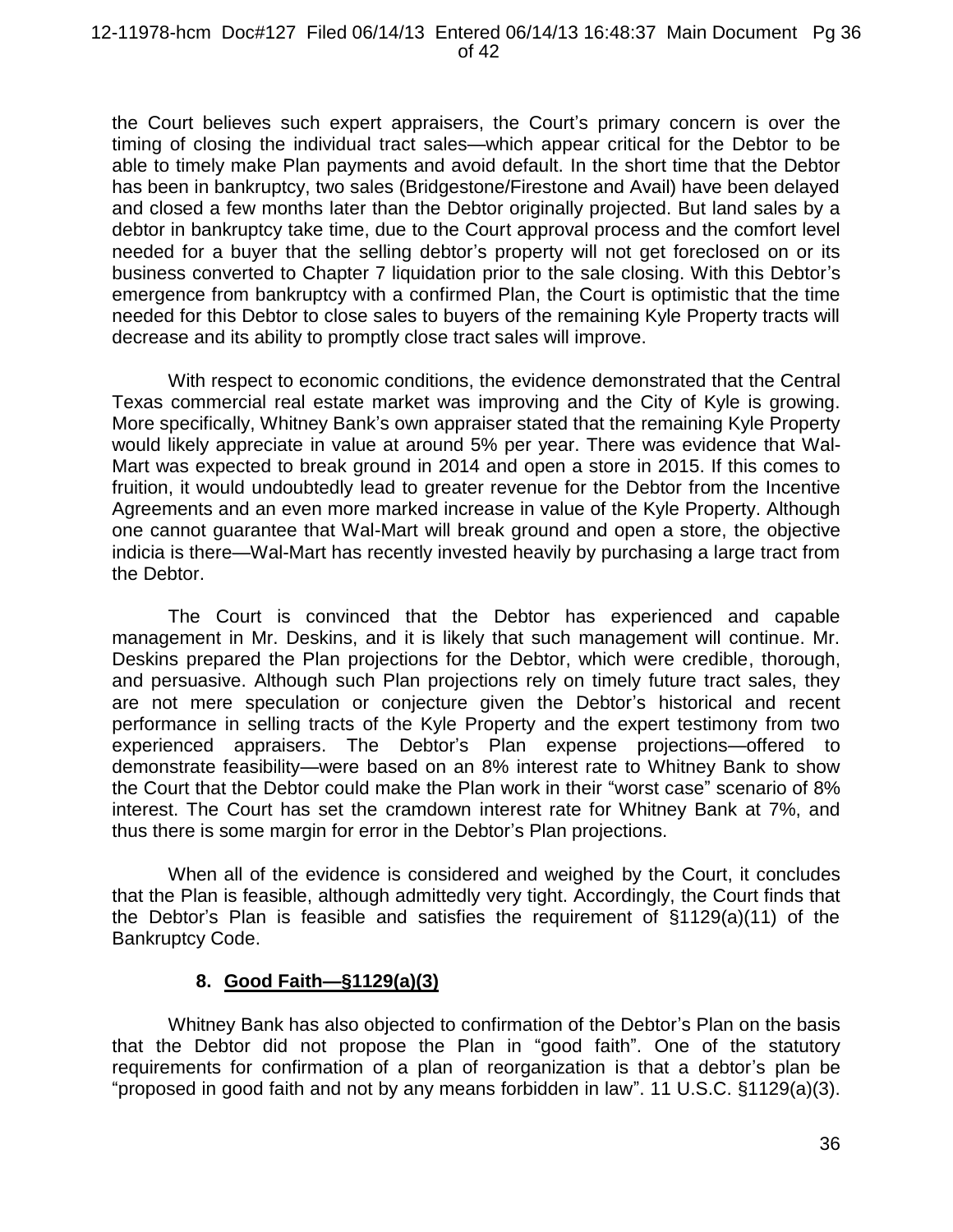the Court believes such expert appraisers, the Court's primary concern is over the timing of closing the individual tract sales—which appear critical for the Debtor to be able to timely make Plan payments and avoid default. In the short time that the Debtor has been in bankruptcy, two sales (Bridgestone/Firestone and Avail) have been delayed and closed a few months later than the Debtor originally projected. But land sales by a debtor in bankruptcy take time, due to the Court approval process and the comfort level needed for a buyer that the selling debtor's property will not get foreclosed on or its business converted to Chapter 7 liquidation prior to the sale closing. With this Debtor's emergence from bankruptcy with a confirmed Plan, the Court is optimistic that the time needed for this Debtor to close sales to buyers of the remaining Kyle Property tracts will decrease and its ability to promptly close tract sales will improve.

With respect to economic conditions, the evidence demonstrated that the Central Texas commercial real estate market was improving and the City of Kyle is growing. More specifically, Whitney Bank's own appraiser stated that the remaining Kyle Property would likely appreciate in value at around 5% per year. There was evidence that Wal-Mart was expected to break ground in 2014 and open a store in 2015. If this comes to fruition, it would undoubtedly lead to greater revenue for the Debtor from the Incentive Agreements and an even more marked increase in value of the Kyle Property. Although one cannot guarantee that Wal-Mart will break ground and open a store, the objective indicia is there—Wal-Mart has recently invested heavily by purchasing a large tract from the Debtor.

The Court is convinced that the Debtor has experienced and capable management in Mr. Deskins, and it is likely that such management will continue. Mr. Deskins prepared the Plan projections for the Debtor, which were credible, thorough, and persuasive. Although such Plan projections rely on timely future tract sales, they are not mere speculation or conjecture given the Debtor's historical and recent performance in selling tracts of the Kyle Property and the expert testimony from two experienced appraisers. The Debtor's Plan expense projections—offered to demonstrate feasibility—were based on an 8% interest rate to Whitney Bank to show the Court that the Debtor could make the Plan work in their "worst case" scenario of 8% interest. The Court has set the cramdown interest rate for Whitney Bank at 7%, and thus there is some margin for error in the Debtor's Plan projections.

When all of the evidence is considered and weighed by the Court, it concludes that the Plan is feasible, although admittedly very tight. Accordingly, the Court finds that the Debtor's Plan is feasible and satisfies the requirement of §1129(a)(11) of the Bankruptcy Code.

### 8. Good Faith—§1129(a)(3)

Whitney Bank has also objected to confirmation of the Debtor's Plan on the basis that the Debtor did not propose the Plan in "good faith". One of the statutory requirements for confirmation of a plan of reorganization is that a debtor's plan be "proposed in good faith and not by any means forbidden in law". 11 U.S.C. §1129(a)(3).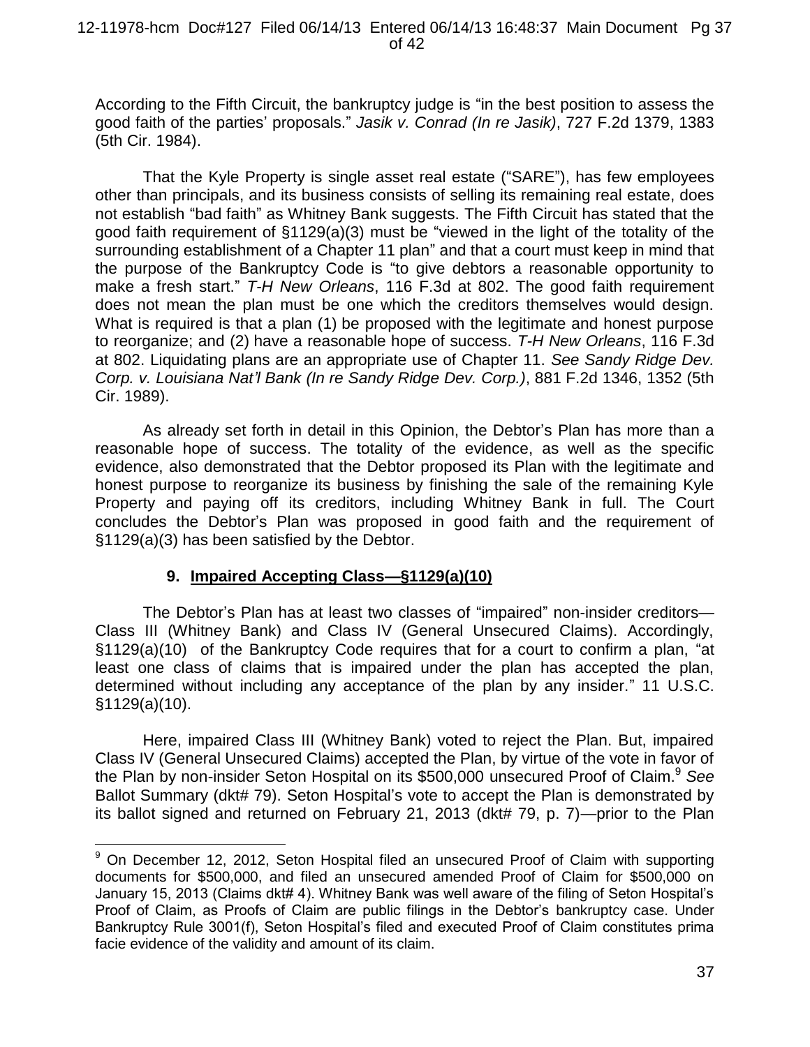According to the Fifth Circuit, the bankruptcy judge is "in the best position to assess the good faith of the parties' proposals." *Jasik v. Conrad (In re Jasik)*, 727 F.2d 1379, 1383 (5th Cir. 1984).

That the Kyle Property is single asset real estate ("SARE"), has few employees other than principals, and its business consists of selling its remaining real estate, does not establish "bad faith" as Whitney Bank suggests. The Fifth Circuit has stated that the good faith requirement of §1129(a)(3) must be "viewed in the light of the totality of the surrounding establishment of a Chapter 11 plan" and that a court must keep in mind that the purpose of the Bankruptcy Code is "to give debtors a reasonable opportunity to make a fresh start." *T-H New Orleans*, 116 F.3d at 802. The good faith requirement does not mean the plan must be one which the creditors themselves would design. What is required is that a plan (1) be proposed with the legitimate and honest purpose to reorganize; and (2) have a reasonable hope of success. *T-H New Orleans*, 116 F.3d at 802. Liquidating plans are an appropriate use of Chapter 11. *See Sandy Ridge Dev. Corp. v. Louisiana Nat'l Bank (In re Sandy Ridge Dev. Corp.)*, 881 F.2d 1346, 1352 (5th Cir. 1989).

As already set forth in detail in this Opinion, the Debtor's Plan has more than a reasonable hope of success. The totality of the evidence, as well as the specific evidence, also demonstrated that the Debtor proposed its Plan with the legitimate and honest purpose to reorganize its business by finishing the sale of the remaining Kyle Property and paying off its creditors, including Whitney Bank in full. The Court concludes the Debtor's Plan was proposed in good faith and the requirement of §1129(a)(3) has been satisfied by the Debtor.

### 9. **Impaired Accepting Class—§1129(a)(10)**

The Debtor's Plan has at least two classes of "impaired" non-insider creditors—Class III (Whitney Bank) and Class IV (General Unsecured Claims). Accordingly, §1129(a)(10) of the Bankruptcy Code requires that for a court to confirm a plan, "at least one class of claims that is impaired under the plan has accepted the plan, determined without including any acceptance of the plan by any insider." 11 U.S.C. §1129(a)(10).

Here, impaired Class III (Whitney Bank) voted to reject the Plan. But, impaired Class IV (General Unsecured Claims) accepted the Plan, by virtue of the vote in favor of the Plan by non-insider Seton Hospital on its $500,000 unsecured Proof of Claim.[9] *See* Ballot Summary (dkt# 79). Seton Hospital's vote to accept the Plan is demonstrated by its ballot signed and returned on February 21, 2013 (dkt# 79, p. 7)—prior to the Plan

---

[9] On December 12, 2012, Seton Hospital filed an unsecured Proof of Claim with supporting documents for $500,000, and filed an unsecured amended Proof of Claim for $500,000 on January 15, 2013 (Claims dkt# 4). Whitney Bank was well aware of the filing of Seton Hospital's Proof of Claim, as Proofs of Claim are public filings in the Debtor's bankruptcy case. Under Bankruptcy Rule 3001(f), Seton Hospital's filed and executed Proof of Claim constitutes prima facie evidence of the validity and amount of its claim.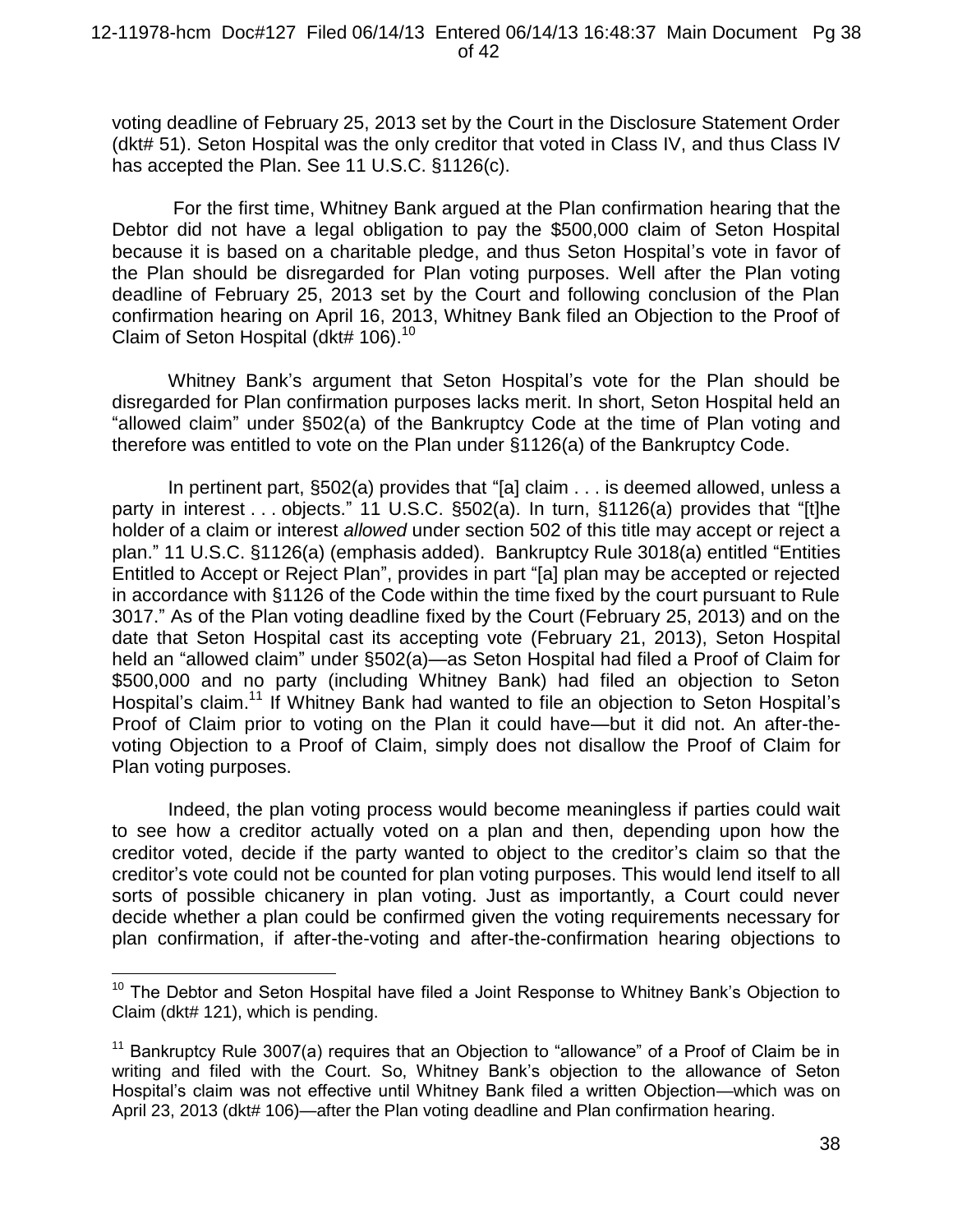voting deadline of February 25, 2013 set by the Court in the Disclosure Statement Order (dkt# 51). Seton Hospital was the only creditor that voted in Class IV, and thus Class IV has accepted the Plan. See 11 U.S.C. §1126(c).

For the first time, Whitney Bank argued at the Plan confirmation hearing that the Debtor did not have a legal obligation to pay the $500,000 claim of Seton Hospital because it is based on a charitable pledge, and thus Seton Hospital's vote in favor of the Plan should be disregarded for Plan voting purposes. Well after the Plan voting deadline of February 25, 2013 set by the Court and following conclusion of the Plan confirmation hearing on April 16, 2013, Whitney Bank filed an Objection to the Proof of Claim of Seton Hospital (dkt# 106).[10]

Whitney Bank's argument that Seton Hospital's vote for the Plan should be disregarded for Plan confirmation purposes lacks merit. In short, Seton Hospital held an "allowed claim" under §502(a) of the Bankruptcy Code at the time of Plan voting and therefore was entitled to vote on the Plan under §1126(a) of the Bankruptcy Code.

In pertinent part, §502(a) provides that "[a] claim . . . is deemed allowed, unless a party in interest . . . objects." 11 U.S.C. §502(a). In turn, §1126(a) provides that "[t]he holder of a claim or interest *allowed* under section 502 of this title may accept or reject a plan." 11 U.S.C. §1126(a) (emphasis added). Bankruptcy Rule 3018(a) entitled "Entities Entitled to Accept or Reject Plan", provides in part "[a] plan may be accepted or rejected in accordance with §1126 of the Code within the time fixed by the court pursuant to Rule 3017." As of the Plan voting deadline fixed by the Court (February 25, 2013) and on the date that Seton Hospital cast its accepting vote (February 21, 2013), Seton Hospital held an "allowed claim" under §502(a)—as Seton Hospital had filed a Proof of Claim for $500,000 and no party (including Whitney Bank) had filed an objection to Seton Hospital's claim.[11] If Whitney Bank had wanted to file an objection to Seton Hospital's Proof of Claim prior to voting on the Plan it could have—but it did not. An after-the-voting Objection to a Proof of Claim, simply does not disallow the Proof of Claim for Plan voting purposes.

Indeed, the plan voting process would become meaningless if parties could wait to see how a creditor actually voted on a plan and then, depending upon how the creditor voted, decide if the party wanted to object to the creditor's claim so that the creditor's vote could not be counted for plan voting purposes. This would lend itself to all sorts of possible chicanery in plan voting. Just as importantly, a Court could never decide whether a plan could be confirmed given the voting requirements necessary for plan confirmation, if after-the-voting and after-the-confirmation hearing objections to

---

[10] The Debtor and Seton Hospital have filed a Joint Response to Whitney Bank's Objection to Claim (dkt# 121), which is pending.

[11] Bankruptcy Rule 3007(a) requires that an Objection to "allowance" of a Proof of Claim be in writing and filed with the Court. So, Whitney Bank's objection to the allowance of Seton Hospital's claim was not effective until Whitney Bank filed a written Objection—which was on April 23, 2013 (dkt# 106)—after the Plan voting deadline and Plan confirmation hearing.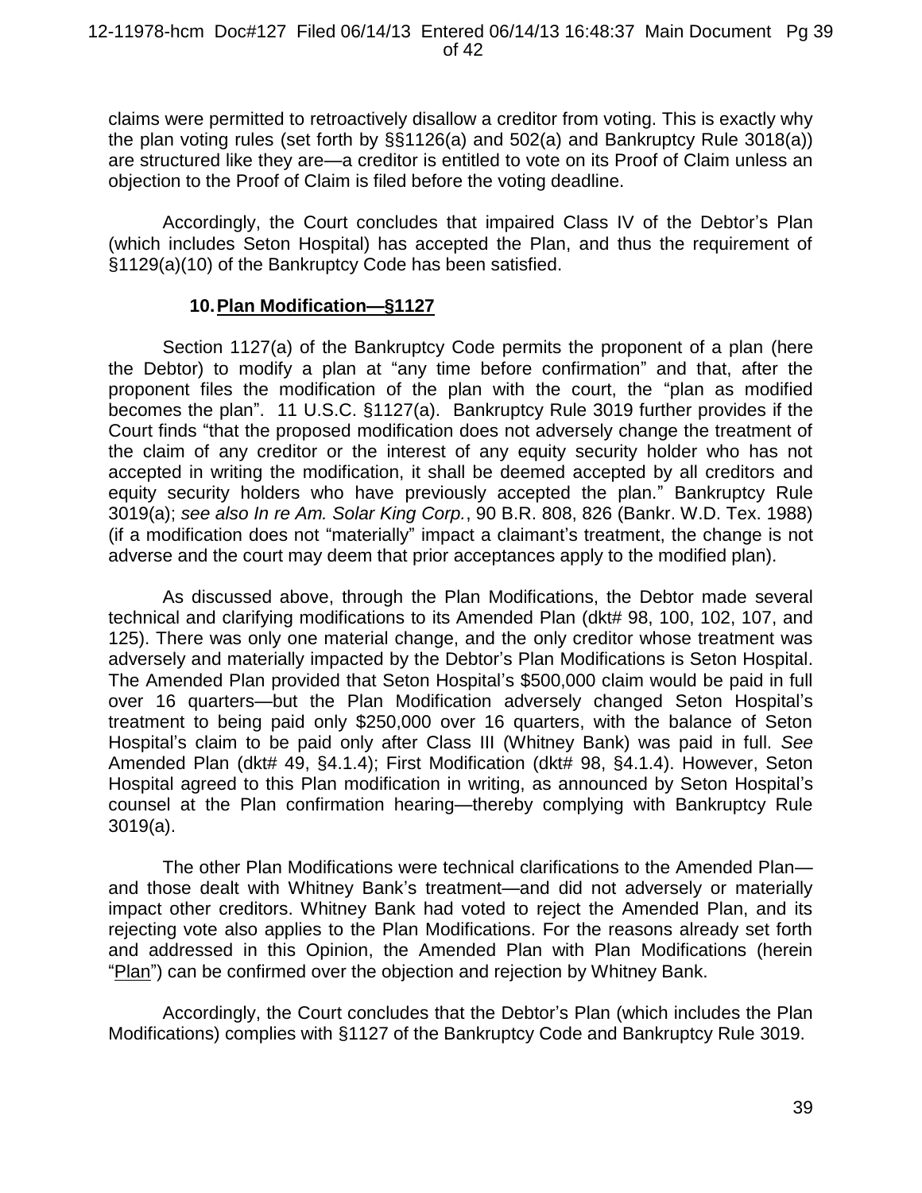claims were permitted to retroactively disallow a creditor from voting. This is exactly why the plan voting rules (set forth by §§1126(a) and 502(a) and Bankruptcy Rule 3018(a)) are structured like they are—a creditor is entitled to vote on its Proof of Claim unless an objection to the Proof of Claim is filed before the voting deadline.

Accordingly, the Court concludes that impaired Class IV of the Debtor's Plan (which includes Seton Hospital) has accepted the Plan, and thus the requirement of §1129(a)(10) of the Bankruptcy Code has been satisfied.

### 10. Plan Modification—§1127

Section 1127(a) of the Bankruptcy Code permits the proponent of a plan (here the Debtor) to modify a plan at "any time before confirmation" and that, after the proponent files the modification of the plan with the court, the "plan as modified becomes the plan". 11 U.S.C. §1127(a). Bankruptcy Rule 3019 further provides if the Court finds "that the proposed modification does not adversely change the treatment of the claim of any creditor or the interest of any equity security holder who has not accepted in writing the modification, it shall be deemed accepted by all creditors and equity security holders who have previously accepted the plan." Bankruptcy Rule 3019(a); *see also In re Am. Solar King Corp.*, 90 B.R. 808, 826 (Bankr. W.D. Tex. 1988) (if a modification does not "materially" impact a claimant's treatment, the change is not adverse and the court may deem that prior acceptances apply to the modified plan).

As discussed above, through the Plan Modifications, the Debtor made several technical and clarifying modifications to its Amended Plan (dkt# 98, 100, 102, 107, and 125). There was only one material change, and the only creditor whose treatment was adversely and materially impacted by the Debtor's Plan Modifications is Seton Hospital. The Amended Plan provided that Seton Hospital's $500,000 claim would be paid in full over 16 quarters—but the Plan Modification adversely changed Seton Hospital's treatment to being paid only $250,000 over 16 quarters, with the balance of Seton Hospital's claim to be paid only after Class III (Whitney Bank) was paid in full. *See* Amended Plan (dkt# 49, §4.1.4); First Modification (dkt# 98, §4.1.4). However, Seton Hospital agreed to this Plan modification in writing, as announced by Seton Hospital's counsel at the Plan confirmation hearing—thereby complying with Bankruptcy Rule 3019(a).

The other Plan Modifications were technical clarifications to the Amended Plan—and those dealt with Whitney Bank's treatment—and did not adversely or materially impact other creditors. Whitney Bank had voted to reject the Amended Plan, and its rejecting vote also applies to the Plan Modifications. For the reasons already set forth and addressed in this Opinion, the Amended Plan with Plan Modifications (herein "Plan") can be confirmed over the objection and rejection by Whitney Bank.

Accordingly, the Court concludes that the Debtor's Plan (which includes the Plan Modifications) complies with §1127 of the Bankruptcy Code and Bankruptcy Rule 3019.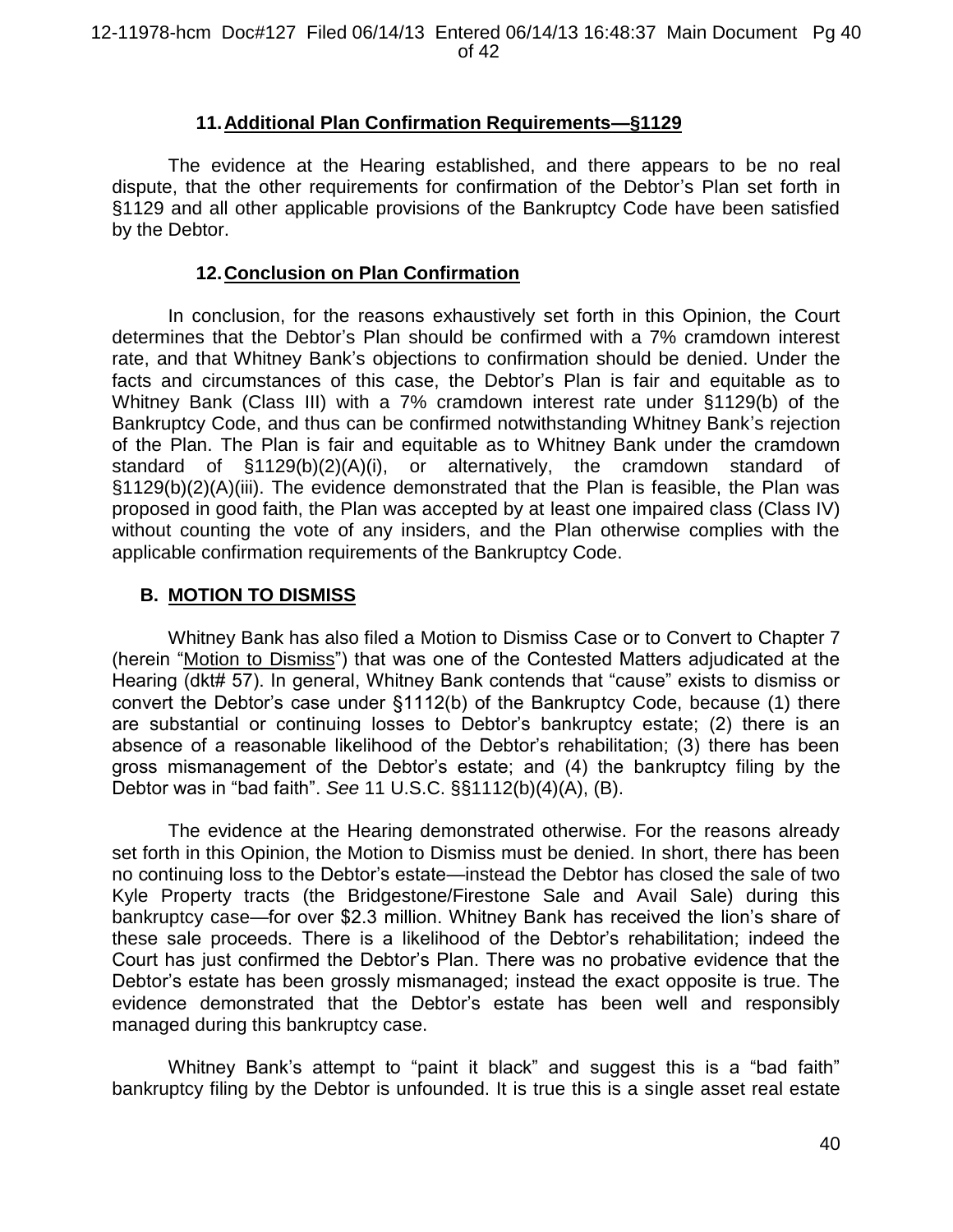### 11. Additional Plan Confirmation Requirements—§1129

The evidence at the Hearing established, and there appears to be no real dispute, that the other requirements for confirmation of the Debtor's Plan set forth in §1129 and all other applicable provisions of the Bankruptcy Code have been satisfied by the Debtor.

### 12. Conclusion on Plan Confirmation

In conclusion, for the reasons exhaustively set forth in this Opinion, the Court determines that the Debtor's Plan should be confirmed with a 7% cramdown interest rate, and that Whitney Bank's objections to confirmation should be denied. Under the facts and circumstances of this case, the Debtor's Plan is fair and equitable as to Whitney Bank (Class III) with a 7% cramdown interest rate under §1129(b) of the Bankruptcy Code, and thus can be confirmed notwithstanding Whitney Bank's rejection of the Plan. The Plan is fair and equitable as to Whitney Bank under the cramdown standard of §1129(b)(2)(A)(i), or alternatively, the cramdown standard of §1129(b)(2)(A)(iii). The evidence demonstrated that the Plan is feasible, the Plan was proposed in good faith, the Plan was accepted by at least one impaired class (Class IV) without counting the vote of any insiders, and the Plan otherwise complies with the applicable confirmation requirements of the Bankruptcy Code.

## B. MOTION TO DISMISS

Whitney Bank has also filed a Motion to Dismiss Case or to Convert to Chapter 7 (herein "Motion to Dismiss") that was one of the Contested Matters adjudicated at the Hearing (dkt# 57). In general, Whitney Bank contends that "cause" exists to dismiss or convert the Debtor's case under §1112(b) of the Bankruptcy Code, because (1) there are substantial or continuing losses to Debtor's bankruptcy estate; (2) there is an absence of a reasonable likelihood of the Debtor's rehabilitation; (3) there has been gross mismanagement of the Debtor's estate; and (4) the bankruptcy filing by the Debtor was in "bad faith". *See* 11 U.S.C. §§1112(b)(4)(A), (B).

The evidence at the Hearing demonstrated otherwise. For the reasons already set forth in this Opinion, the Motion to Dismiss must be denied. In short, there has been no continuing loss to the Debtor's estate—instead the Debtor has closed the sale of two Kyle Property tracts (the Bridgestone/Firestone Sale and Avail Sale) during this bankruptcy case—for over $2.3 million. Whitney Bank has received the lion's share of these sale proceeds. There is a likelihood of the Debtor's rehabilitation; indeed the Court has just confirmed the Debtor's Plan. There was no probative evidence that the Debtor's estate has been grossly mismanaged; instead the exact opposite is true. The evidence demonstrated that the Debtor's estate has been well and responsibly managed during this bankruptcy case.

Whitney Bank's attempt to "paint it black" and suggest this is a "bad faith" bankruptcy filing by the Debtor is unfounded. It is true this is a single asset real estate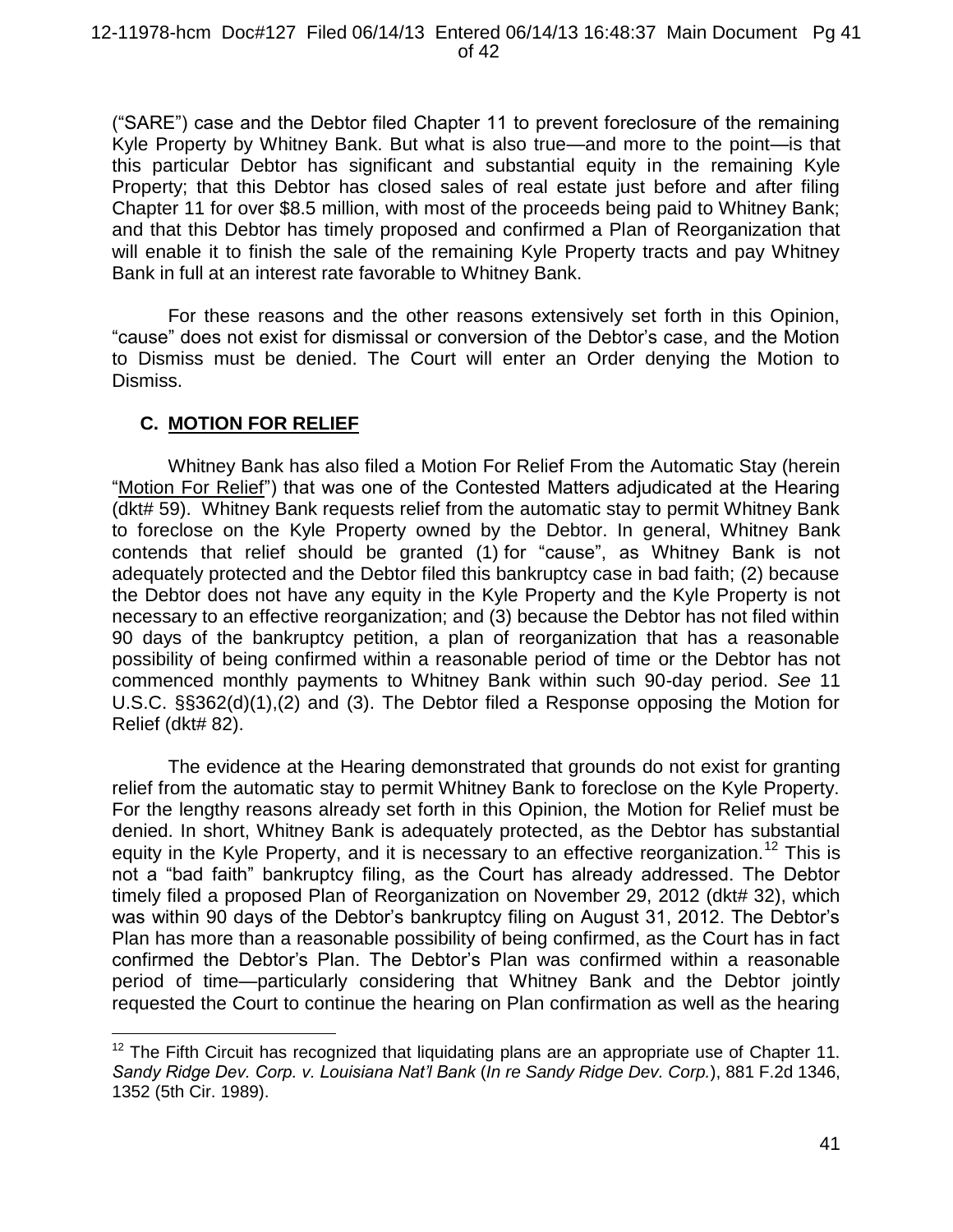("SARE") case and the Debtor filed Chapter 11 to prevent foreclosure of the remaining Kyle Property by Whitney Bank. But what is also true—and more to the point—is that this particular Debtor has significant and substantial equity in the remaining Kyle Property; that this Debtor has closed sales of real estate just before and after filing Chapter 11 for over $8.5 million, with most of the proceeds being paid to Whitney Bank; and that this Debtor has timely proposed and confirmed a Plan of Reorganization that will enable it to finish the sale of the remaining Kyle Property tracts and pay Whitney Bank in full at an interest rate favorable to Whitney Bank.

For these reasons and the other reasons extensively set forth in this Opinion, "cause" does not exist for dismissal or conversion of the Debtor's case, and the Motion to Dismiss must be denied. The Court will enter an Order denying the Motion to Dismiss.

## C. MOTION FOR RELIEF

Whitney Bank has also filed a Motion For Relief From the Automatic Stay (herein "Motion For Relief") that was one of the Contested Matters adjudicated at the Hearing (dkt# 59). Whitney Bank requests relief from the automatic stay to permit Whitney Bank to foreclose on the Kyle Property owned by the Debtor. In general, Whitney Bank contends that relief should be granted (1) for "cause", as Whitney Bank is not adequately protected and the Debtor filed this bankruptcy case in bad faith; (2) because the Debtor does not have any equity in the Kyle Property and the Kyle Property is not necessary to an effective reorganization; and (3) because the Debtor has not filed within 90 days of the bankruptcy petition, a plan of reorganization that has a reasonable possibility of being confirmed within a reasonable period of time or the Debtor has not commenced monthly payments to Whitney Bank within such 90-day period. *See* 11 U.S.C. §§362(d)(1),(2) and (3). The Debtor filed a Response opposing the Motion for Relief (dkt# 82).

The evidence at the Hearing demonstrated that grounds do not exist for granting relief from the automatic stay to permit Whitney Bank to foreclose on the Kyle Property. For the lengthy reasons already set forth in this Opinion, the Motion for Relief must be denied. In short, Whitney Bank is adequately protected, as the Debtor has substantial equity in the Kyle Property, and it is necessary to an effective reorganization.[12] This is not a "bad faith" bankruptcy filing, as the Court has already addressed. The Debtor timely filed a proposed Plan of Reorganization on November 29, 2012 (dkt# 32), which was within 90 days of the Debtor's bankruptcy filing on August 31, 2012. The Debtor's Plan has more than a reasonable possibility of being confirmed, as the Court has in fact confirmed the Debtor's Plan. The Debtor's Plan was confirmed within a reasonable period of time—particularly considering that Whitney Bank and the Debtor jointly requested the Court to continue the hearing on Plan confirmation as well as the hearing

---

[12] The Fifth Circuit has recognized that liquidating plans are an appropriate use of Chapter 11. *Sandy Ridge Dev. Corp. v. Louisiana Nat'l Bank* (*In re Sandy Ridge Dev. Corp.*), 881 F.2d 1346, 1352 (5th Cir. 1989).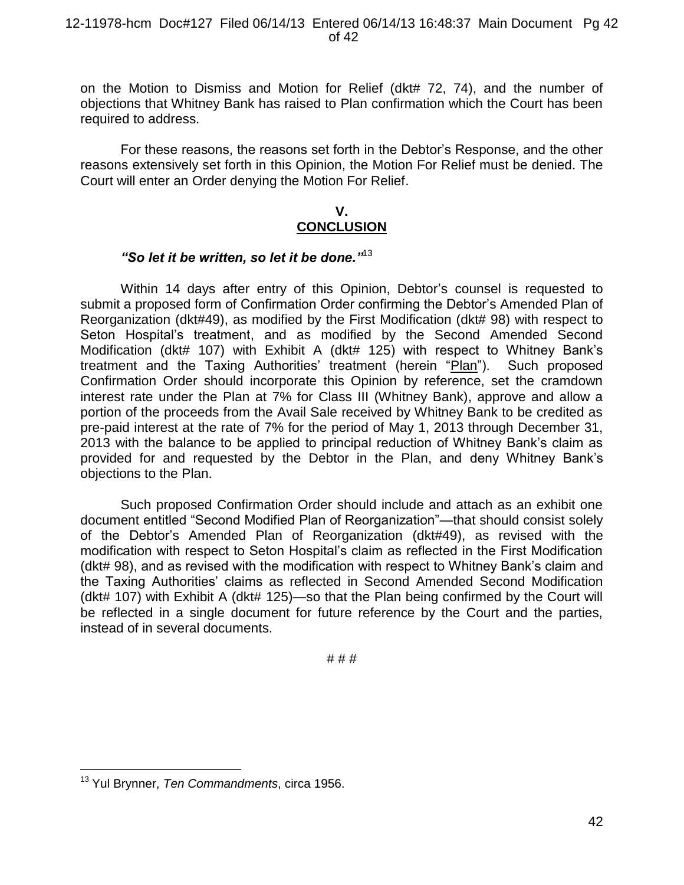on the Motion to Dismiss and Motion for Relief (dkt# 72, 74), and the number of objections that Whitney Bank has raised to Plan confirmation which the Court has been required to address.

For these reasons, the reasons set forth in the Debtor's Response, and the other reasons extensively set forth in this Opinion, the Motion For Relief must be denied. The Court will enter an Order denying the Motion For Relief.

## V.
## CONCLUSION

***"So let it be written, so let it be done."***[13]

Within 14 days after entry of this Opinion, Debtor's counsel is requested to submit a proposed form of Confirmation Order confirming the Debtor's Amended Plan of Reorganization (dkt#49), as modified by the First Modification (dkt# 98) with respect to Seton Hospital's treatment, and as modified by the Second Amended Second Modification (dkt# 107) with Exhibit A (dkt# 125) with respect to Whitney Bank's treatment and the Taxing Authorities' treatment (herein "Plan"). Such proposed Confirmation Order should incorporate this Opinion by reference, set the cramdown interest rate under the Plan at 7% for Class III (Whitney Bank), approve and allow a portion of the proceeds from the Avail Sale received by Whitney Bank to be credited as pre-paid interest at the rate of 7% for the period of May 1, 2013 through December 31, 2013 with the balance to be applied to principal reduction of Whitney Bank's claim as provided for and requested by the Debtor in the Plan, and deny Whitney Bank's objections to the Plan.

Such proposed Confirmation Order should include and attach as an exhibit one document entitled "Second Modified Plan of Reorganization"—that should consist solely of the Debtor's Amended Plan of Reorganization (dkt#49), as revised with the modification with respect to Seton Hospital's claim as reflected in the First Modification (dkt# 98), and as revised with the modification with respect to Whitney Bank's claim and the Taxing Authorities' claims as reflected in Second Amended Second Modification (dkt# 107) with Exhibit A (dkt# 125)—so that the Plan being confirmed by the Court will be reflected in a single document for future reference by the Court and the parties, instead of in several documents.

# # #

[13] Yul Brynner, *Ten Commandments*, circa 1956.